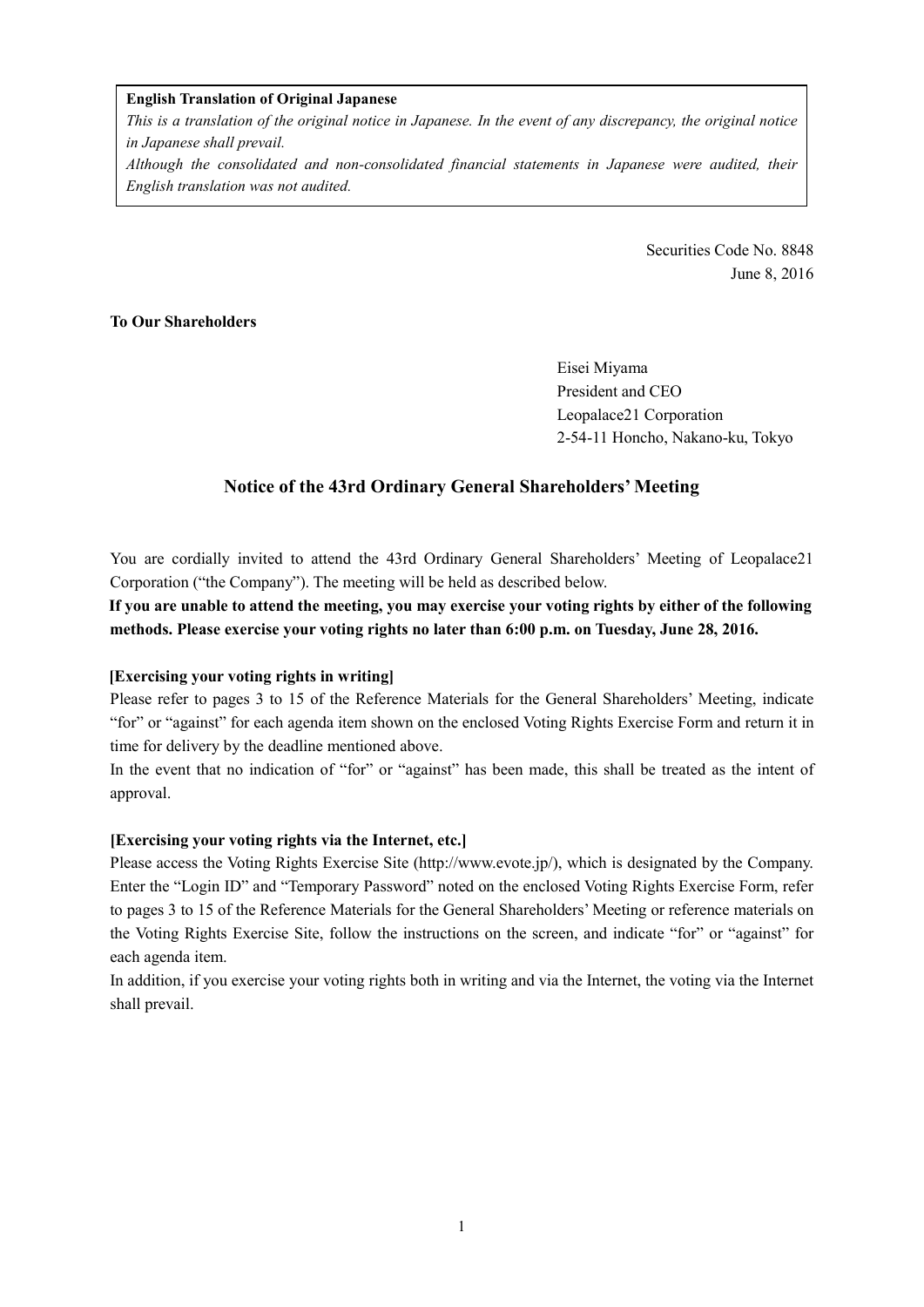**English Translation of Original Japanese**

*This is a translation of the original notice in Japanese. In the event of any discrepancy, the original notice in Japanese shall prevail.*

*Although the consolidated and non-consolidated financial statements in Japanese were audited, their English translation was not audited.*

Securities Code No. 8848
June 8, 2016

**To Our Shareholders**

Eisei Miyama
President and CEO
Leopalace21 Corporation
2-54-11 Honcho, Nakano-ku, Tokyo

## Notice of the 43rd Ordinary General Shareholders' Meeting

You are cordially invited to attend the 43rd Ordinary General Shareholders' Meeting of Leopalace21 Corporation ("the Company"). The meeting will be held as described below.

**If you are unable to attend the meeting, you may exercise your voting rights by either of the following methods. Please exercise your voting rights no later than 6:00 p.m. on Tuesday, June 28, 2016.**

**[Exercising your voting rights in writing]**

Please refer to pages 3 to 15 of the Reference Materials for the General Shareholders' Meeting, indicate "for" or "against" for each agenda item shown on the enclosed Voting Rights Exercise Form and return it in time for delivery by the deadline mentioned above.

In the event that no indication of "for" or "against" has been made, this shall be treated as the intent of approval.

**[Exercising your voting rights via the Internet, etc.]**

Please access the Voting Rights Exercise Site (http://www.evote.jp/), which is designated by the Company. Enter the "Login ID" and "Temporary Password" noted on the enclosed Voting Rights Exercise Form, refer to pages 3 to 15 of the Reference Materials for the General Shareholders' Meeting or reference materials on the Voting Rights Exercise Site, follow the instructions on the screen, and indicate "for" or "against" for each agenda item.

In addition, if you exercise your voting rights both in writing and via the Internet, the voting via the Internet shall prevail.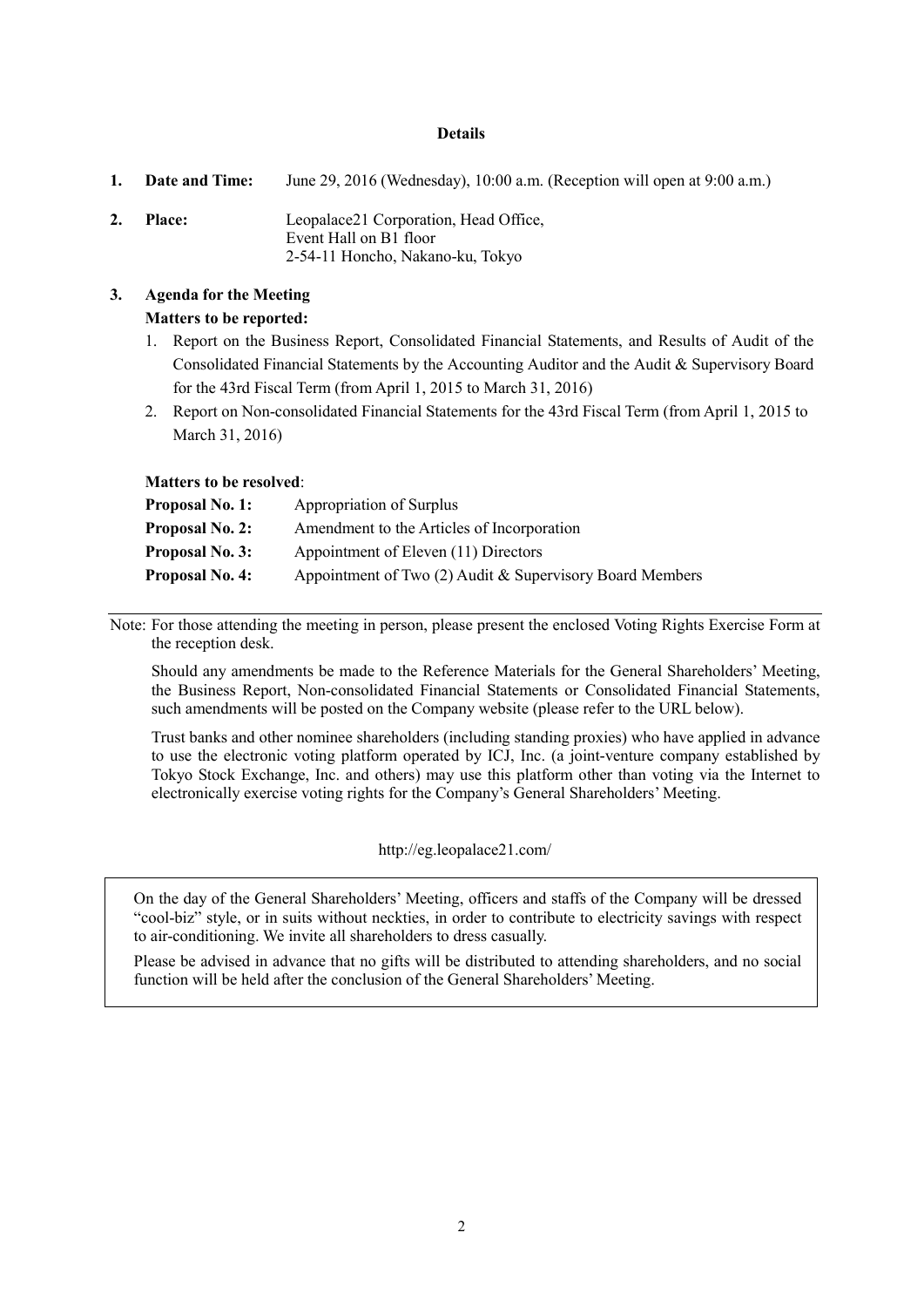## Details

1. **Date and Time:** June 29, 2016 (Wednesday), 10:00 a.m. (Reception will open at 9:00 a.m.)

2. **Place:** Leopalace21 Corporation, Head Office, Event Hall on B1 floor 2-54-11 Honcho, Nakano-ku, Tokyo

3. **Agenda for the Meeting**

**Matters to be reported:**

1. Report on the Business Report, Consolidated Financial Statements, and Results of Audit of the Consolidated Financial Statements by the Accounting Auditor and the Audit & Supervisory Board for the 43rd Fiscal Term (from April 1, 2015 to March 31, 2016)
2. Report on Non-consolidated Financial Statements for the 43rd Fiscal Term (from April 1, 2015 to March 31, 2016)

**Matters to be resolved**:

**Proposal No. 1:** Appropriation of Surplus

**Proposal No. 2:** Amendment to the Articles of Incorporation

**Proposal No. 3:** Appointment of Eleven (11) Directors

**Proposal No. 4:** Appointment of Two (2) Audit & Supervisory Board Members

---

Note: For those attending the meeting in person, please present the enclosed Voting Rights Exercise Form at the reception desk.

Should any amendments be made to the Reference Materials for the General Shareholders' Meeting, the Business Report, Non-consolidated Financial Statements or Consolidated Financial Statements, such amendments will be posted on the Company website (please refer to the URL below).

Trust banks and other nominee shareholders (including standing proxies) who have applied in advance to use the electronic voting platform operated by ICJ, Inc. (a joint-venture company established by Tokyo Stock Exchange, Inc. and others) may use this platform other than voting via the Internet to electronically exercise voting rights for the Company's General Shareholders' Meeting.

http://eg.leopalace21.com/

On the day of the General Shareholders' Meeting, officers and staffs of the Company will be dressed "cool-biz" style, or in suits without neckties, in order to contribute to electricity savings with respect to air-conditioning. We invite all shareholders to dress casually.

Please be advised in advance that no gifts will be distributed to attending shareholders, and no social function will be held after the conclusion of the General Shareholders' Meeting.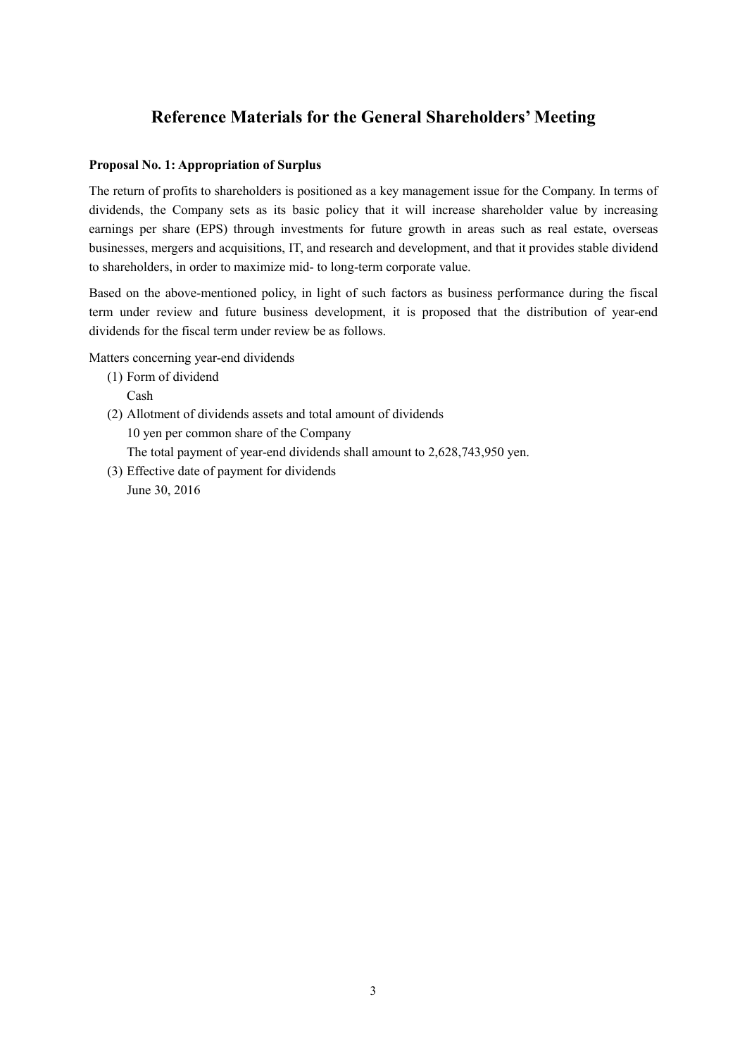# Reference Materials for the General Shareholders' Meeting

**Proposal No. 1: Appropriation of Surplus**

The return of profits to shareholders is positioned as a key management issue for the Company. In terms of dividends, the Company sets as its basic policy that it will increase shareholder value by increasing earnings per share (EPS) through investments for future growth in areas such as real estate, overseas businesses, mergers and acquisitions, IT, and research and development, and that it provides stable dividend to shareholders, in order to maximize mid- to long-term corporate value.

Based on the above-mentioned policy, in light of such factors as business performance during the fiscal term under review and future business development, it is proposed that the distribution of year-end dividends for the fiscal term under review be as follows.

Matters concerning year-end dividends

(1) Form of dividend
    Cash

(2) Allotment of dividends assets and total amount of dividends
    10 yen per common share of the Company
    The total payment of year-end dividends shall amount to 2,628,743,950 yen.

(3) Effective date of payment for dividends
    June 30, 2016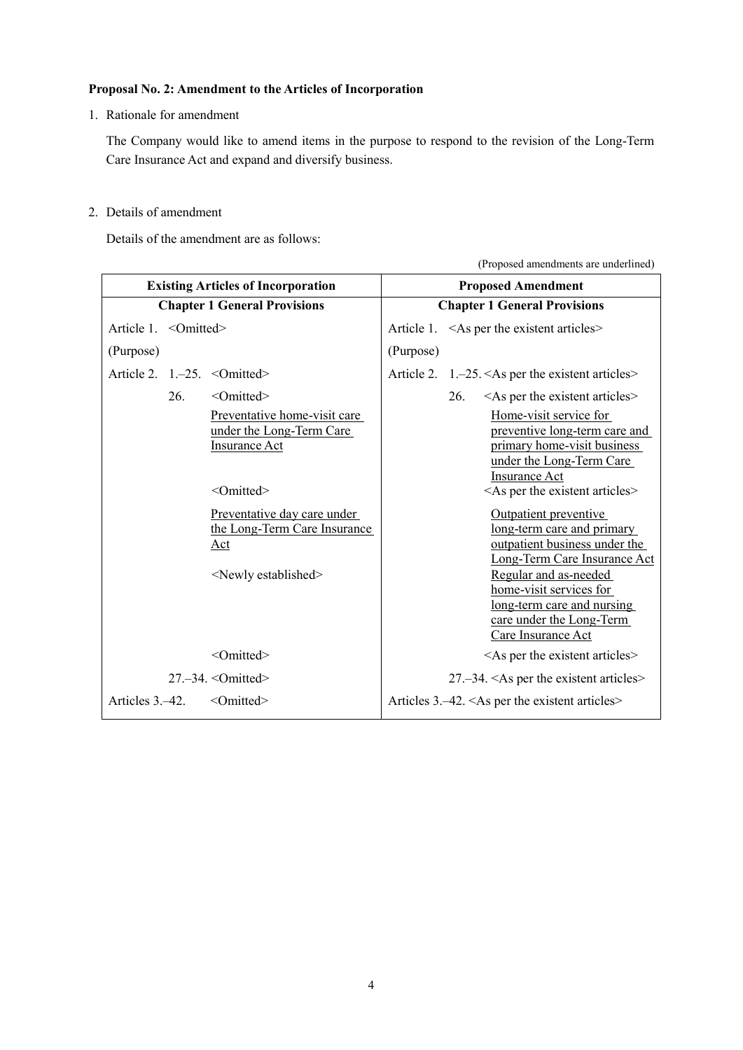**Proposal No. 2: Amendment to the Articles of Incorporation**

1. Rationale for amendment

   The Company would like to amend items in the purpose to respond to the revision of the Long-Term Care Insurance Act and expand and diversify business.

2. Details of amendment

   Details of the amendment are as follows:

(Proposed amendments are underlined)

| Existing Articles of Incorporation | Proposed Amendment |
|---|---|
| **Chapter 1 General Provisions** | **Chapter 1 General Provisions** |
| Article 1. <Omitted> | Article 1. <As per the existent articles> |
| (Purpose) | (Purpose) |
| Article 2. 1.–25. <Omitted> | Article 2. 1.–25. <As per the existent articles> |
| 26. <Omitted> | 26. <As per the existent articles> |
| <u>Preventative home-visit care under the Long-Term Care Insurance Act</u> | <u>Home-visit service for preventive long-term care and primary home-visit business under the Long-Term Care Insurance Act</u> |
| <Omitted> | <As per the existent articles> |
| <u>Preventative day care under the Long-Term Care Insurance Act</u> | <u>Outpatient preventive long-term care and primary outpatient business under the Long-Term Care Insurance Act</u> |
| <Newly established> | <u>Regular and as-needed home-visit services for long-term care and nursing care under the Long-Term Care Insurance Act</u> |
| <Omitted> | <As per the existent articles> |
| 27.–34. <Omitted> | 27.–34. <As per the existent articles> |
| Articles 3.–42. <Omitted> | Articles 3.–42. <As per the existent articles> |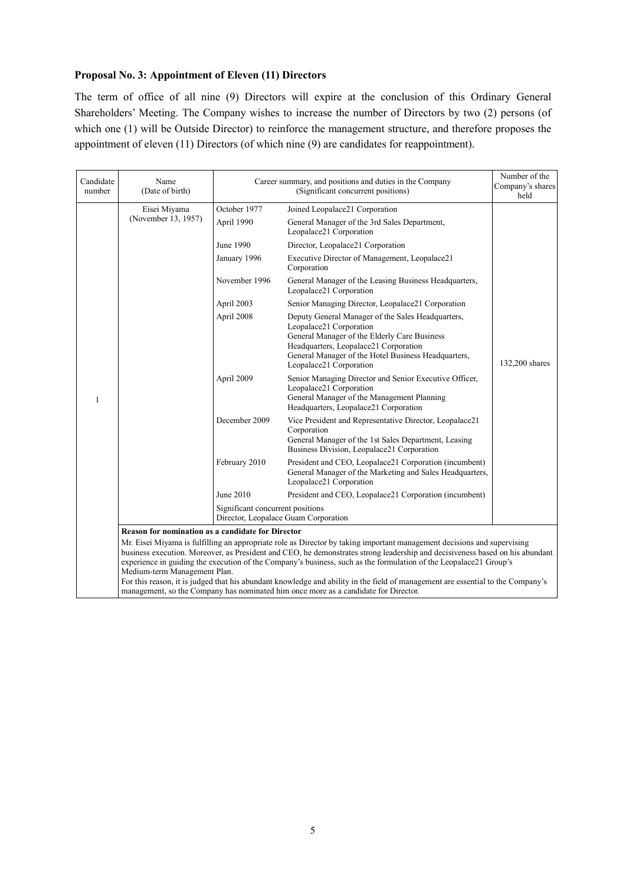### Proposal No. 3: Appointment of Eleven (11) Directors

The term of office of all nine (9) Directors will expire at the conclusion of this Ordinary General Shareholders' Meeting. The Company wishes to increase the number of Directors by two (2) persons (of which one (1) will be Outside Director) to reinforce the management structure, and therefore proposes the appointment of eleven (11) Directors (of which nine (9) are candidates for reappointment).

| Candidate number | Name (Date of birth) | Career summary, and positions and duties in the Company (Significant concurrent positions) | | Number of the Company's shares held |
|---|---|---|---|---|
| 1 | Eisei Miyama (November 13, 1957) | October 1977 | Joined Leopalace21 Corporation | 132,200 shares |
| | | April 1990 | General Manager of the 3rd Sales Department, Leopalace21 Corporation | |
| | | June 1990 | Director, Leopalace21 Corporation | |
| | | January 1996 | Executive Director of Management, Leopalace21 Corporation | |
| | | November 1996 | General Manager of the Leasing Business Headquarters, Leopalace21 Corporation | |
| | | April 2003 | Senior Managing Director, Leopalace21 Corporation | |
| | | April 2008 | Deputy General Manager of the Sales Headquarters, Leopalace21 Corporation<br>General Manager of the Elderly Care Business Headquarters, Leopalace21 Corporation<br>General Manager of the Hotel Business Headquarters, Leopalace21 Corporation | |
| | | April 2009 | Senior Managing Director and Senior Executive Officer, Leopalace21 Corporation<br>General Manager of the Management Planning Headquarters, Leopalace21 Corporation | |
| | | December 2009 | Vice President and Representative Director, Leopalace21 Corporation<br>General Manager of the 1st Sales Department, Leasing Business Division, Leopalace21 Corporation | |
| | | February 2010 | President and CEO, Leopalace21 Corporation (incumbent)<br>General Manager of the Marketing and Sales Headquarters, Leopalace21 Corporation | |
| | | June 2010 | President and CEO, Leopalace21 Corporation (incumbent) | |
| | | Significant concurrent positions<br>Director, Leopalace Guam Corporation | | |
| | **Reason for nomination as a candidate for Director**<br>Mr. Eisei Miyama is fulfilling an appropriate role as Director by taking important management decisions and supervising business execution. Moreover, as President and CEO, he demonstrates strong leadership and decisiveness based on his abundant experience in guiding the execution of the Company's business, such as the formulation of the Leopalace21 Group's Medium-term Management Plan.<br>For this reason, it is judged that his abundant knowledge and ability in the field of management are essential to the Company's management, so the Company has nominated him once more as a candidate for Director. | | | |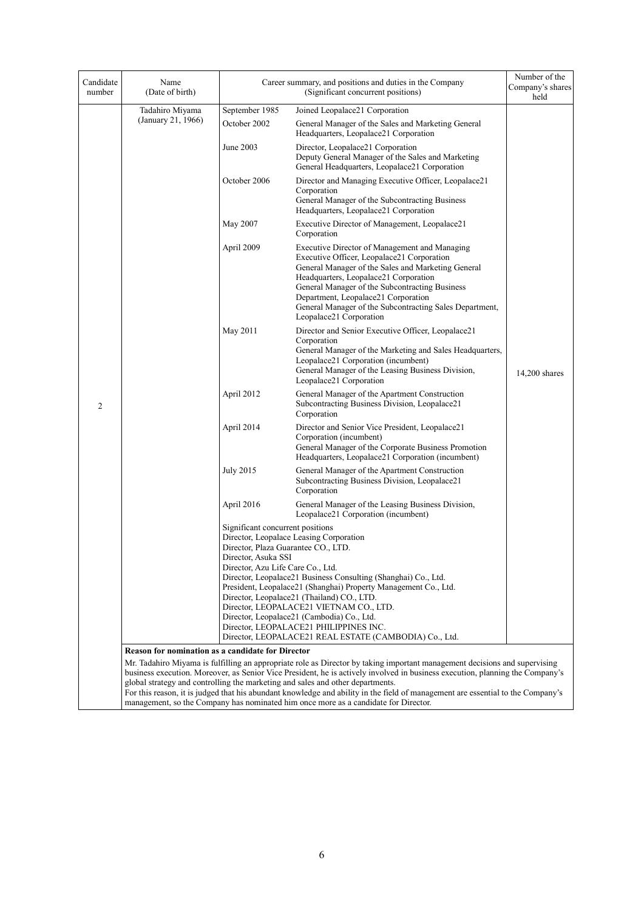| Candidate number | Name (Date of birth) | Career summary, and positions and duties in the Company (Significant concurrent positions) | | Number of the Company's shares held |
|---|---|---|---|---|
| 2 | Tadahiro Miyama (January 21, 1966) | September 1985 | Joined Leopalace21 Corporation | 14,200 shares |
| | | October 2002 | General Manager of the Sales and Marketing General Headquarters, Leopalace21 Corporation | |
| | | June 2003 | Director, Leopalace21 Corporation<br>Deputy General Manager of the Sales and Marketing General Headquarters, Leopalace21 Corporation | |
| | | October 2006 | Director and Managing Executive Officer, Leopalace21 Corporation<br>General Manager of the Subcontracting Business Headquarters, Leopalace21 Corporation | |
| | | May 2007 | Executive Director of Management, Leopalace21 Corporation | |
| | | April 2009 | Executive Director of Management and Managing Executive Officer, Leopalace21 Corporation<br>General Manager of the Sales and Marketing General Headquarters, Leopalace21 Corporation<br>General Manager of the Subcontracting Business Department, Leopalace21 Corporation<br>General Manager of the Subcontracting Sales Department, Leopalace21 Corporation | |
| | | May 2011 | Director and Senior Executive Officer, Leopalace21 Corporation<br>General Manager of the Marketing and Sales Headquarters, Leopalace21 Corporation (incumbent)<br>General Manager of the Leasing Business Division, Leopalace21 Corporation | |
| | | April 2012 | General Manager of the Apartment Construction Subcontracting Business Division, Leopalace21 Corporation | |
| | | April 2014 | Director and Senior Vice President, Leopalace21 Corporation (incumbent)<br>General Manager of the Corporate Business Promotion Headquarters, Leopalace21 Corporation (incumbent) | |
| | | July 2015 | General Manager of the Apartment Construction Subcontracting Business Division, Leopalace21 Corporation | |
| | | April 2016 | General Manager of the Leasing Business Division, Leopalace21 Corporation (incumbent) | |
| | | Significant concurrent positions<br>Director, Leopalace Leasing Corporation<br>Director, Plaza Guarantee CO., LTD.<br>Director, Asuka SSI<br>Director, Azu Life Care Co., Ltd.<br>Director, Leopalace21 Business Consulting (Shanghai) Co., Ltd.<br>President, Leopalace21 (Shanghai) Property Management Co., Ltd.<br>Director, Leopalace21 (Thailand) CO., LTD.<br>Director, LEOPALACE21 VIETNAM CO., LTD.<br>Director, Leopalace21 (Cambodia) Co., Ltd.<br>Director, LEOPALACE21 PHILIPPINES INC.<br>Director, LEOPALACE21 REAL ESTATE (CAMBODIA) Co., Ltd. | | |
| | **Reason for nomination as a candidate for Director**<br>Mr. Tadahiro Miyama is fulfilling an appropriate role as Director by taking important management decisions and supervising business execution. Moreover, as Senior Vice President, he is actively involved in business execution, planning the Company's global strategy and controlling the marketing and sales and other departments.<br>For this reason, it is judged that his abundant knowledge and ability in the field of management are essential to the Company's management, so the Company has nominated him once more as a candidate for Director. | | | |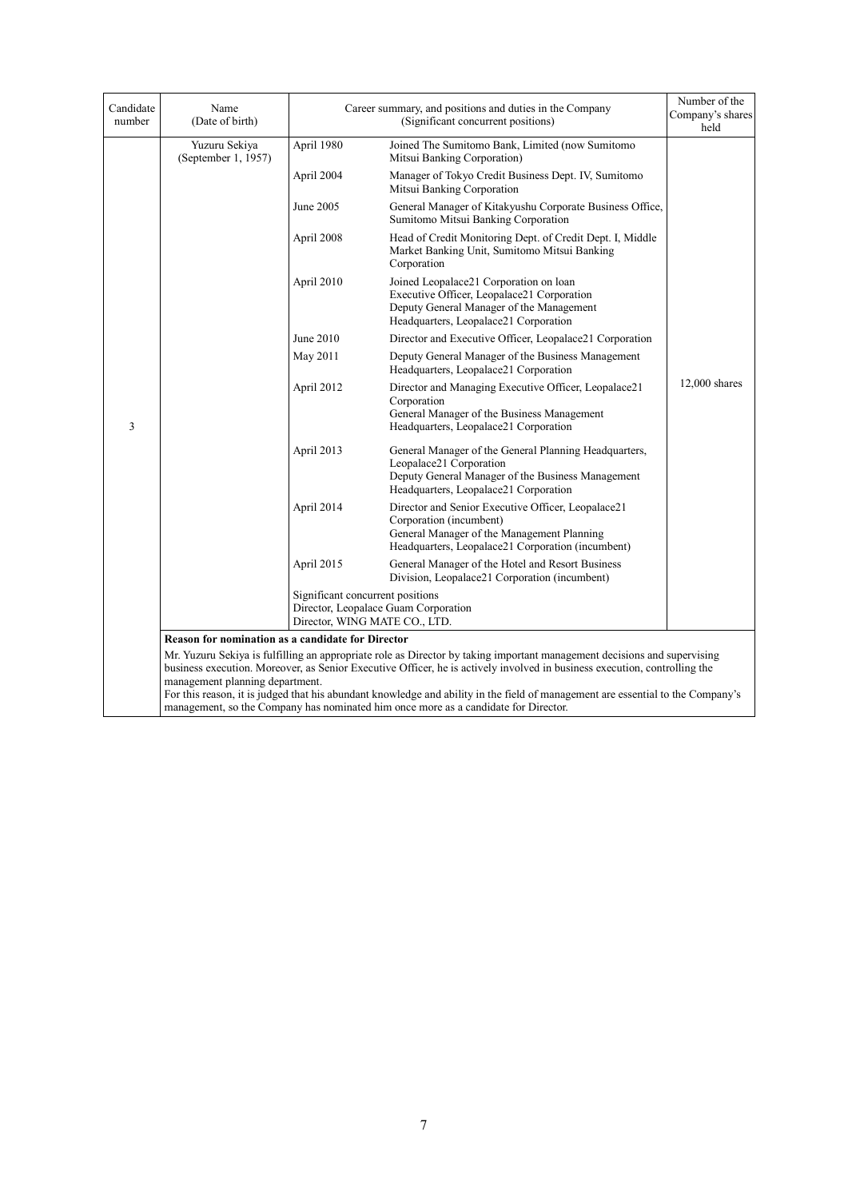| Candidate number | Name (Date of birth) | Career summary, and positions and duties in the Company (Significant concurrent positions) | | Number of the Company's shares held |
|---|---|---|---|---|
| 3 | Yuzuru Sekiya (September 1, 1957) | April 1980 | Joined The Sumitomo Bank, Limited (now Sumitomo Mitsui Banking Corporation) | 12,000 shares |
| | | April 2004 | Manager of Tokyo Credit Business Dept. IV, Sumitomo Mitsui Banking Corporation | |
| | | June 2005 | General Manager of Kitakyushu Corporate Business Office, Sumitomo Mitsui Banking Corporation | |
| | | April 2008 | Head of Credit Monitoring Dept. of Credit Dept. I, Middle Market Banking Unit, Sumitomo Mitsui Banking Corporation | |
| | | April 2010 | Joined Leopalace21 Corporation on loan<br>Executive Officer, Leopalace21 Corporation<br>Deputy General Manager of the Management Headquarters, Leopalace21 Corporation | |
| | | June 2010 | Director and Executive Officer, Leopalace21 Corporation | |
| | | May 2011 | Deputy General Manager of the Business Management Headquarters, Leopalace21 Corporation | |
| | | April 2012 | Director and Managing Executive Officer, Leopalace21 Corporation<br>General Manager of the Business Management Headquarters, Leopalace21 Corporation | |
| | | April 2013 | General Manager of the General Planning Headquarters, Leopalace21 Corporation<br>Deputy General Manager of the Business Management Headquarters, Leopalace21 Corporation | |
| | | April 2014 | Director and Senior Executive Officer, Leopalace21 Corporation (incumbent)<br>General Manager of the Management Planning Headquarters, Leopalace21 Corporation (incumbent) | |
| | | April 2015 | General Manager of the Hotel and Resort Business Division, Leopalace21 Corporation (incumbent) | |
| | | Significant concurrent positions<br>Director, Leopalace Guam Corporation<br>Director, WING MATE CO., LTD. | | |

**Reason for nomination as a candidate for Director**

Mr. Yuzuru Sekiya is fulfilling an appropriate role as Director by taking important management decisions and supervising business execution. Moreover, as Senior Executive Officer, he is actively involved in business execution, controlling the management planning department.
For this reason, it is judged that his abundant knowledge and ability in the field of management are essential to the Company's management, so the Company has nominated him once more as a candidate for Director.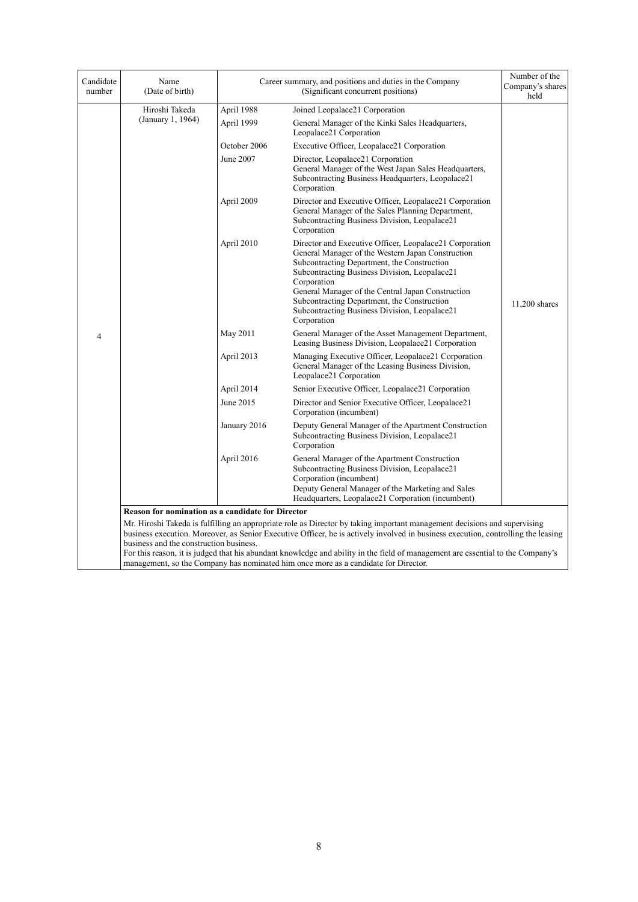| Candidate number | Name (Date of birth) | Career summary, and positions and duties in the Company (Significant concurrent positions) | | Number of the Company's shares held |
|---|---|---|---|---|
| 4 | Hiroshi Takeda (January 1, 1964) | April 1988 | Joined Leopalace21 Corporation | 11,200 shares |
| | | April 1999 | General Manager of the Kinki Sales Headquarters, Leopalace21 Corporation | |
| | | October 2006 | Executive Officer, Leopalace21 Corporation | |
| | | June 2007 | Director, Leopalace21 Corporation<br>General Manager of the West Japan Sales Headquarters, Subcontracting Business Headquarters, Leopalace21 Corporation | |
| | | April 2009 | Director and Executive Officer, Leopalace21 Corporation<br>General Manager of the Sales Planning Department, Subcontracting Business Division, Leopalace21 Corporation | |
| | | April 2010 | Director and Executive Officer, Leopalace21 Corporation<br>General Manager of the Western Japan Construction Subcontracting Department, the Construction Subcontracting Business Division, Leopalace21 Corporation<br>General Manager of the Central Japan Construction Subcontracting Department, the Construction Subcontracting Business Division, Leopalace21 Corporation | |
| | | May 2011 | General Manager of the Asset Management Department, Leasing Business Division, Leopalace21 Corporation | |
| | | April 2013 | Managing Executive Officer, Leopalace21 Corporation<br>General Manager of the Leasing Business Division, Leopalace21 Corporation | |
| | | April 2014 | Senior Executive Officer, Leopalace21 Corporation | |
| | | June 2015 | Director and Senior Executive Officer, Leopalace21 Corporation (incumbent) | |
| | | January 2016 | Deputy General Manager of the Apartment Construction Subcontracting Business Division, Leopalace21 Corporation | |
| | | April 2016 | General Manager of the Apartment Construction Subcontracting Business Division, Leopalace21 Corporation (incumbent)<br>Deputy General Manager of the Marketing and Sales Headquarters, Leopalace21 Corporation (incumbent) | |
| | **Reason for nomination as a candidate for Director**<br>Mr. Hiroshi Takeda is fulfilling an appropriate role as Director by taking important management decisions and supervising business execution. Moreover, as Senior Executive Officer, he is actively involved in business execution, controlling the leasing business and the construction business.<br>For this reason, it is judged that his abundant knowledge and ability in the field of management are essential to the Company's management, so the Company has nominated him once more as a candidate for Director. | | | |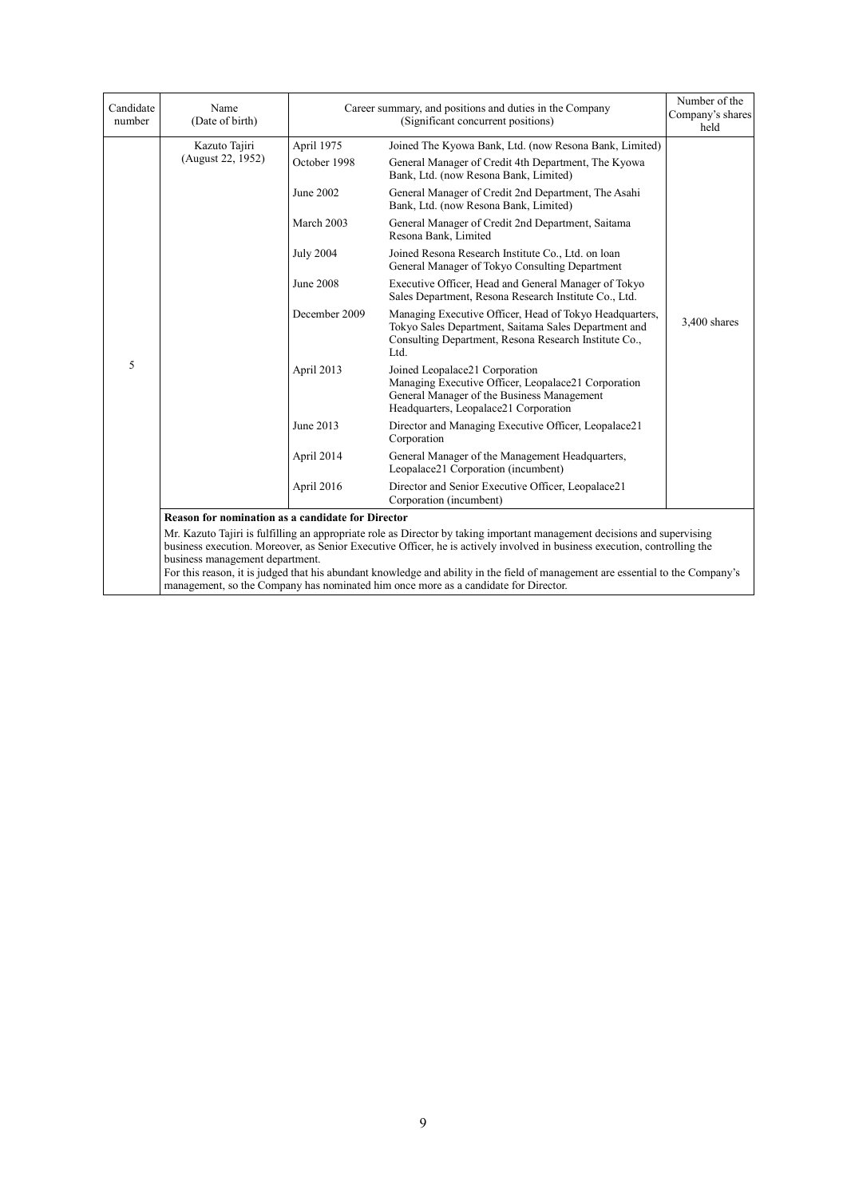| Candidate number | Name (Date of birth) | Career summary, and positions and duties in the Company (Significant concurrent positions) | | Number of the Company's shares held |
|---|---|---|---|---|
| 5 | Kazuto Tajiri (August 22, 1952) | April 1975 | Joined The Kyowa Bank, Ltd. (now Resona Bank, Limited) | 3,400 shares |
| | | October 1998 | General Manager of Credit 4th Department, The Kyowa Bank, Ltd. (now Resona Bank, Limited) | |
| | | June 2002 | General Manager of Credit 2nd Department, The Asahi Bank, Ltd. (now Resona Bank, Limited) | |
| | | March 2003 | General Manager of Credit 2nd Department, Saitama Resona Bank, Limited | |
| | | July 2004 | Joined Resona Research Institute Co., Ltd. on loan<br>General Manager of Tokyo Consulting Department | |
| | | June 2008 | Executive Officer, Head and General Manager of Tokyo Sales Department, Resona Research Institute Co., Ltd. | |
| | | December 2009 | Managing Executive Officer, Head of Tokyo Headquarters, Tokyo Sales Department, Saitama Sales Department and Consulting Department, Resona Research Institute Co., Ltd. | |
| | | April 2013 | Joined Leopalace21 Corporation<br>Managing Executive Officer, Leopalace21 Corporation<br>General Manager of the Business Management Headquarters, Leopalace21 Corporation | |
| | | June 2013 | Director and Managing Executive Officer, Leopalace21 Corporation | |
| | | April 2014 | General Manager of the Management Headquarters, Leopalace21 Corporation (incumbent) | |
| | | April 2016 | Director and Senior Executive Officer, Leopalace21 Corporation (incumbent) | |
| | **Reason for nomination as a candidate for Director**<br>Mr. Kazuto Tajiri is fulfilling an appropriate role as Director by taking important management decisions and supervising business execution. Moreover, as Senior Executive Officer, he is actively involved in business execution, controlling the business management department.<br>For this reason, it is judged that his abundant knowledge and ability in the field of management are essential to the Company's management, so the Company has nominated him once more as a candidate for Director. | | | |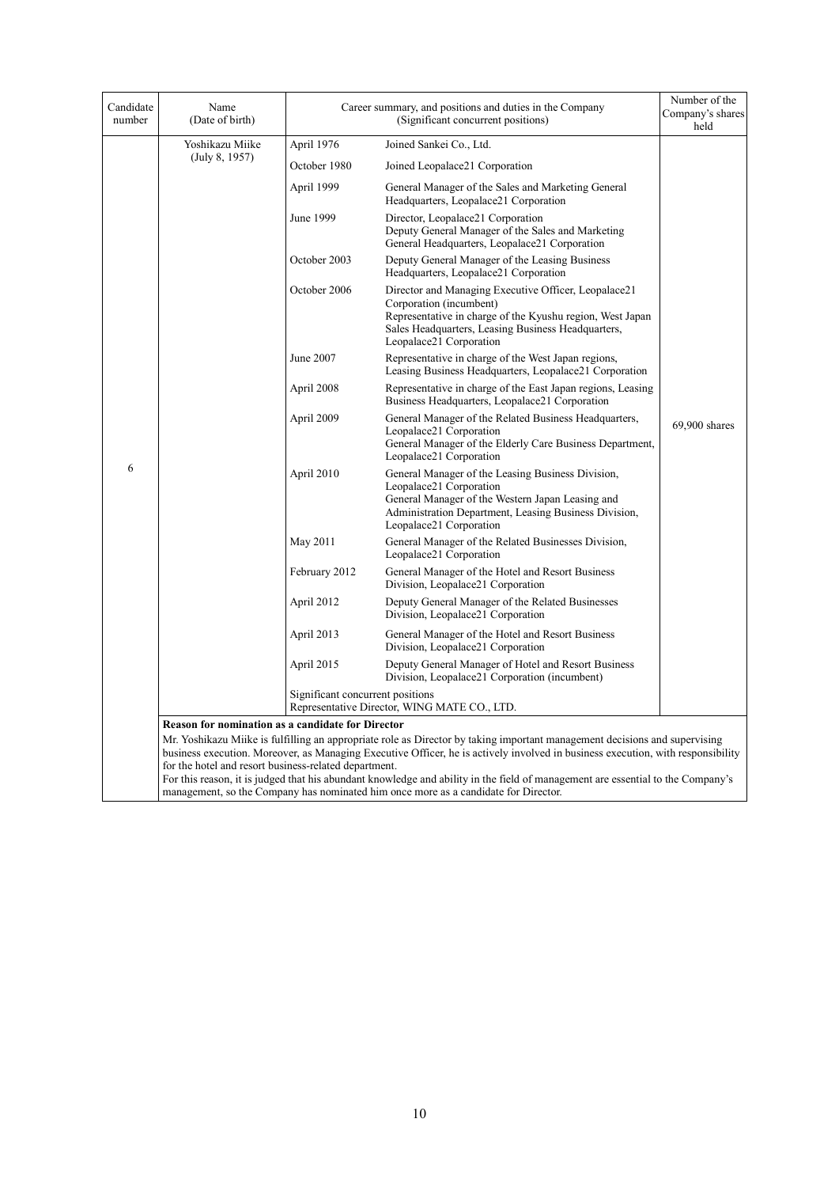| Candidate number | Name (Date of birth) | Career summary, and positions and duties in the Company (Significant concurrent positions) | | Number of the Company's shares held |
|---|---|---|---|---|
| 6 | Yoshikazu Miike (July 8, 1957) | April 1976 | Joined Sankei Co., Ltd. | 69,900 shares |
| | | October 1980 | Joined Leopalace21 Corporation | |
| | | April 1999 | General Manager of the Sales and Marketing General Headquarters, Leopalace21 Corporation | |
| | | June 1999 | Director, Leopalace21 Corporation<br>Deputy General Manager of the Sales and Marketing General Headquarters, Leopalace21 Corporation | |
| | | October 2003 | Deputy General Manager of the Leasing Business Headquarters, Leopalace21 Corporation | |
| | | October 2006 | Director and Managing Executive Officer, Leopalace21 Corporation (incumbent)<br>Representative in charge of the Kyushu region, West Japan Sales Headquarters, Leasing Business Headquarters, Leopalace21 Corporation | |
| | | June 2007 | Representative in charge of the West Japan regions, Leasing Business Headquarters, Leopalace21 Corporation | |
| | | April 2008 | Representative in charge of the East Japan regions, Leasing Business Headquarters, Leopalace21 Corporation | |
| | | April 2009 | General Manager of the Related Business Headquarters, Leopalace21 Corporation<br>General Manager of the Elderly Care Business Department, Leopalace21 Corporation | |
| | | April 2010 | General Manager of the Leasing Business Division, Leopalace21 Corporation<br>General Manager of the Western Japan Leasing and Administration Department, Leasing Business Division, Leopalace21 Corporation | |
| | | May 2011 | General Manager of the Related Businesses Division, Leopalace21 Corporation | |
| | | February 2012 | General Manager of the Hotel and Resort Business Division, Leopalace21 Corporation | |
| | | April 2012 | Deputy General Manager of the Related Businesses Division, Leopalace21 Corporation | |
| | | April 2013 | General Manager of the Hotel and Resort Business Division, Leopalace21 Corporation | |
| | | April 2015 | Deputy General Manager of Hotel and Resort Business Division, Leopalace21 Corporation (incumbent) | |
| | | Significant concurrent positions<br>Representative Director, WING MATE CO., LTD. | | |

**Reason for nomination as a candidate for Director**

Mr. Yoshikazu Miike is fulfilling an appropriate role as Director by taking important management decisions and supervising business execution. Moreover, as Managing Executive Officer, he is actively involved in business execution, with responsibility for the hotel and resort business-related department.

For this reason, it is judged that his abundant knowledge and ability in the field of management are essential to the Company's management, so the Company has nominated him once more as a candidate for Director.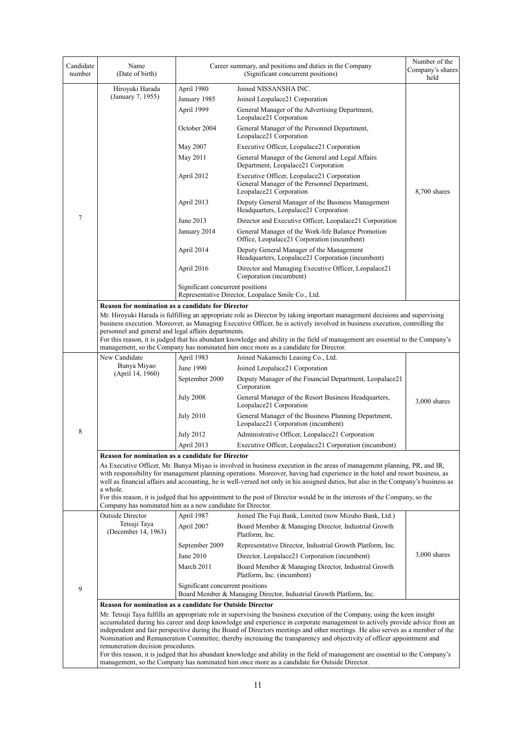| Candidate number | Name (Date of birth) | Career summary, and positions and duties in the Company (Significant concurrent positions) | | Number of the Company's shares held |
|---|---|---|---|---|
| 7 | Hiroyuki Harada (January 7, 1955) | April 1980 | Joined NISSANSHA INC. | 8,700 shares |
| | | January 1985 | Joined Leopalace21 Corporation | |
| | | April 1999 | General Manager of the Advertising Department, Leopalace21 Corporation | |
| | | October 2004 | General Manager of the Personnel Department, Leopalace21 Corporation | |
| | | May 2007 | Executive Officer, Leopalace21 Corporation | |
| | | May 2011 | General Manager of the General and Legal Affairs Department, Leopalace21 Corporation | |
| | | April 2012 | Executive Officer, Leopalace21 Corporation<br>General Manager of the Personnel Department, Leopalace21 Corporation | |
| | | April 2013 | Deputy General Manager of the Business Management Headquarters, Leopalace21 Corporation | |
| | | June 2013 | Director and Executive Officer, Leopalace21 Corporation | |
| | | January 2014 | General Manager of the Work-life Balance Promotion Office, Leopalace21 Corporation (incumbent) | |
| | | April 2014 | Deputy General Manager of the Management Headquarters, Leopalace21 Corporation (incumbent) | |
| | | April 2016 | Director and Managing Executive Officer, Leopalace21 Corporation (incumbent) | |
| | | Significant concurrent positions<br>Representative Director, Leopalace Smile Co., Ltd. | | |
| | **Reason for nomination as a candidate for Director**<br>Mr. Hiroyuki Harada is fulfilling an appropriate role as Director by taking important management decisions and supervising business execution. Moreover, as Managing Executive Officer, he is actively involved in business execution, controlling the personnel and general and legal affairs departments.<br>For this reason, it is judged that his abundant knowledge and ability in the field of management are essential to the Company's management, so the Company has nominated him once more as a candidate for Director. | | | |
| 8 | New Candidate<br>Bunya Miyao (April 14, 1960) | April 1983 | Joined Nakamichi Leasing Co., Ltd. | 3,000 shares |
| | | June 1990 | Joined Leopalace21 Corporation | |
| | | September 2000 | Deputy Manager of the Financial Department, Leopalace21 Corporation | |
| | | July 2008 | General Manager of the Resort Business Headquarters, Leopalace21 Corporation | |
| | | July 2010 | General Manager of the Business Planning Department, Leopalace21 Corporation (incumbent) | |
| | | July 2012 | Administrative Officer, Leopalace21 Corporation | |
| | | April 2013 | Executive Officer, Leopalace21 Corporation (incumbent) | |
| | **Reason for nomination as a candidate for Director**<br>As Executive Officer, Mr. Bunya Miyao is involved in business execution in the areas of management planning, PR, and IR, with responsibility for management planning operations. Moreover, having had experience in the hotel and resort business, as well as financial affairs and accounting, he is well-versed not only in his assigned duties, but also in the Company's business as a whole.<br>For this reason, it is judged that his appointment to the post of Director would be in the interests of the Company, so the Company has nominated him as a new candidate for Director. | | | |
| 9 | Outside Director<br>Tetsuji Taya (December 14, 1963) | April 1987 | Joined The Fuji Bank, Limited (now Mizuho Bank, Ltd.) | 3,000 shares |
| | | April 2007 | Board Member & Managing Director, Industrial Growth Platform, Inc. | |
| | | September 2009 | Representative Director, Industrial Growth Platform, Inc. | |
| | | June 2010 | Director, Leopalace21 Corporation (incumbent) | |
| | | March 2011 | Board Member & Managing Director, Industrial Growth Platform, Inc. (incumbent) | |
| | | Significant concurrent positions<br>Board Member & Managing Director, Industrial Growth Platform, Inc. | | |
| | **Reason for nomination as a candidate for Outside Director**<br>Mr. Tetsuji Taya fulfills an appropriate role in supervising the business execution of the Company, using the keen insight accumulated during his career and deep knowledge and experience in corporate management to actively provide advice from an independent and fair perspective during the Board of Directors meetings and other meetings. He also serves as a member of the Nomination and Remuneration Committee, thereby increasing the transparency and objectivity of officer appointment and remuneration decision procedures.<br>For this reason, it is judged that his abundant knowledge and ability in the field of management are essential to the Company's management, so the Company has nominated him once more as a candidate for Outside Director. | | | |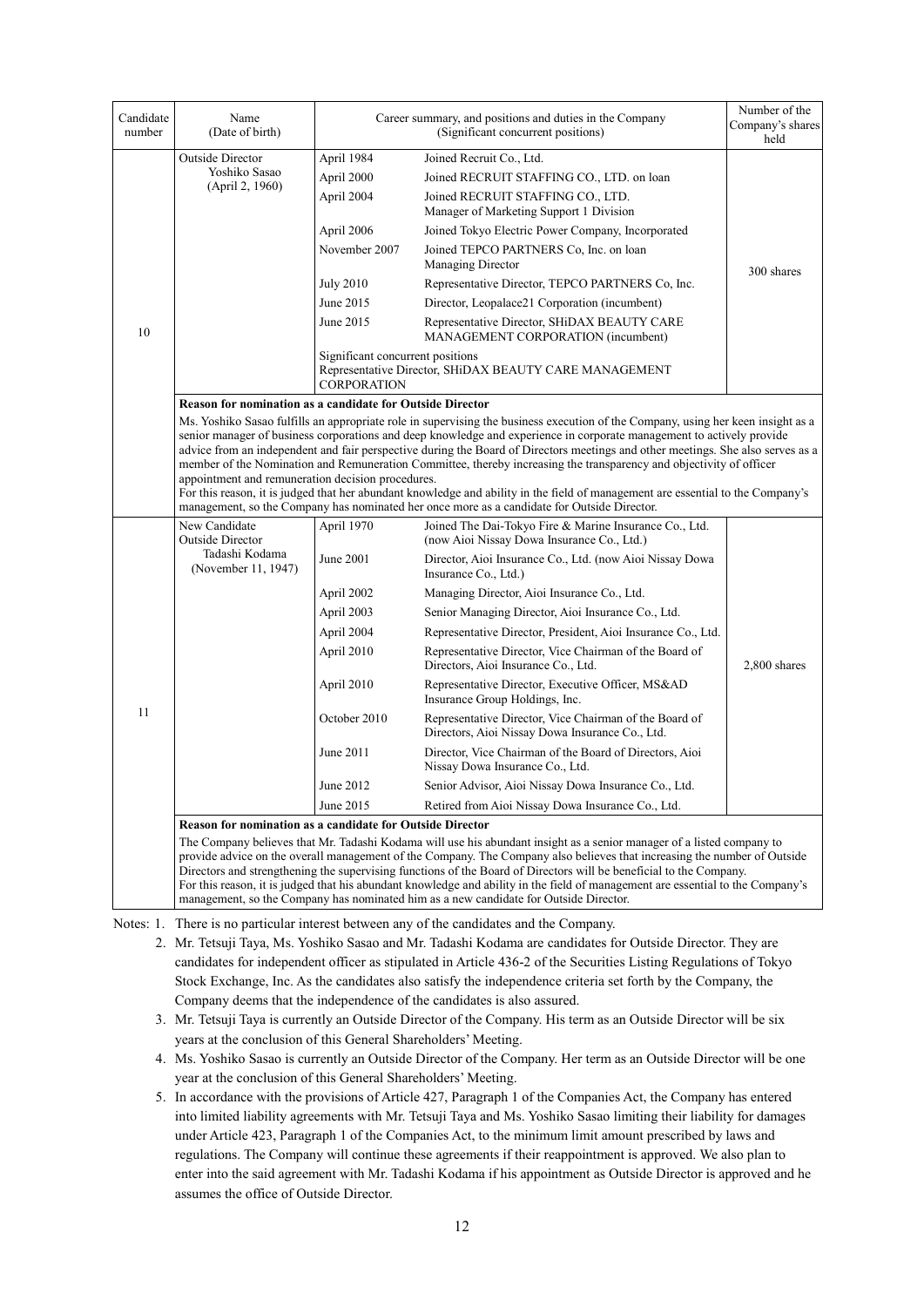| Candidate number | Name (Date of birth) | Career summary, and positions and duties in the Company (Significant concurrent positions) | | Number of the Company's shares held |
|---|---|---|---|---|
| 10 | Outside Director<br>Yoshiko Sasao<br>(April 2, 1960) | April 1984 | Joined Recruit Co., Ltd. | 300 shares |
| | | April 2000 | Joined RECRUIT STAFFING CO., LTD. on loan | |
| | | April 2004 | Joined RECRUIT STAFFING CO., LTD.<br>Manager of Marketing Support 1 Division | |
| | | April 2006 | Joined Tokyo Electric Power Company, Incorporated | |
| | | November 2007 | Joined TEPCO PARTNERS Co, Inc. on loan<br>Managing Director | |
| | | July 2010 | Representative Director, TEPCO PARTNERS Co, Inc. | |
| | | June 2015 | Director, Leopalace21 Corporation (incumbent) | |
| | | June 2015 | Representative Director, SHiDAX BEAUTY CARE MANAGEMENT CORPORATION (incumbent) | |
| | | Significant concurrent positions<br>Representative Director, SHiDAX BEAUTY CARE MANAGEMENT CORPORATION | | |
| | **Reason for nomination as a candidate for Outside Director**<br>Ms. Yoshiko Sasao fulfills an appropriate role in supervising the business execution of the Company, using her keen insight as a senior manager of business corporations and deep knowledge and experience in corporate management to actively provide advice from an independent and fair perspective during the Board of Directors meetings and other meetings. She also serves as a member of the Nomination and Remuneration Committee, thereby increasing the transparency and objectivity of officer appointment and remuneration decision procedures.<br>For this reason, it is judged that her abundant knowledge and ability in the field of management are essential to the Company's management, so the Company has nominated her once more as a candidate for Outside Director. | | | |
| 11 | New Candidate<br>Outside Director<br>Tadashi Kodama<br>(November 11, 1947) | April 1970 | Joined The Dai-Tokyo Fire & Marine Insurance Co., Ltd. (now Aioi Nissay Dowa Insurance Co., Ltd.) | 2,800 shares |
| | | June 2001 | Director, Aioi Insurance Co., Ltd. (now Aioi Nissay Dowa Insurance Co., Ltd.) | |
| | | April 2002 | Managing Director, Aioi Insurance Co., Ltd. | |
| | | April 2003 | Senior Managing Director, Aioi Insurance Co., Ltd. | |
| | | April 2004 | Representative Director, President, Aioi Insurance Co., Ltd. | |
| | | April 2010 | Representative Director, Vice Chairman of the Board of Directors, Aioi Insurance Co., Ltd. | |
| | | April 2010 | Representative Director, Executive Officer, MS&AD Insurance Group Holdings, Inc. | |
| | | October 2010 | Representative Director, Vice Chairman of the Board of Directors, Aioi Nissay Dowa Insurance Co., Ltd. | |
| | | June 2011 | Director, Vice Chairman of the Board of Directors, Aioi Nissay Dowa Insurance Co., Ltd. | |
| | | June 2012 | Senior Advisor, Aioi Nissay Dowa Insurance Co., Ltd. | |
| | | June 2015 | Retired from Aioi Nissay Dowa Insurance Co., Ltd. | |
| | **Reason for nomination as a candidate for Outside Director**<br>The Company believes that Mr. Tadashi Kodama will use his abundant insight as a senior manager of a listed company to provide advice on the overall management of the Company. The Company also believes that increasing the number of Outside Directors and strengthening the supervising functions of the Board of Directors will be beneficial to the Company.<br>For this reason, it is judged that his abundant knowledge and ability in the field of management are essential to the Company's management, so the Company has nominated him as a new candidate for Outside Director. | | | |

Notes: 1. There is no particular interest between any of the candidates and the Company.

2. Mr. Tetsuji Taya, Ms. Yoshiko Sasao and Mr. Tadashi Kodama are candidates for Outside Director. They are candidates for independent officer as stipulated in Article 436-2 of the Securities Listing Regulations of Tokyo Stock Exchange, Inc. As the candidates also satisfy the independence criteria set forth by the Company, the Company deems that the independence of the candidates is also assured.

3. Mr. Tetsuji Taya is currently an Outside Director of the Company. His term as an Outside Director will be six years at the conclusion of this General Shareholders' Meeting.

4. Ms. Yoshiko Sasao is currently an Outside Director of the Company. Her term as an Outside Director will be one year at the conclusion of this General Shareholders' Meeting.

5. In accordance with the provisions of Article 427, Paragraph 1 of the Companies Act, the Company has entered into limited liability agreements with Mr. Tetsuji Taya and Ms. Yoshiko Sasao limiting their liability for damages under Article 423, Paragraph 1 of the Companies Act, to the minimum limit amount prescribed by laws and regulations. The Company will continue these agreements if their reappointment is approved. We also plan to enter into the said agreement with Mr. Tadashi Kodama if his appointment as Outside Director is approved and he assumes the office of Outside Director.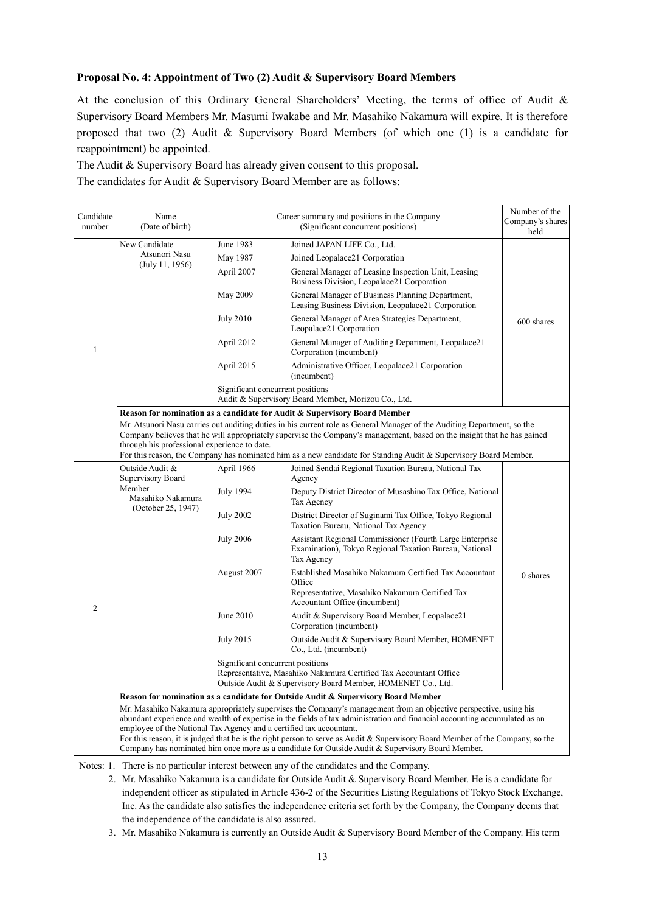**Proposal No. 4: Appointment of Two (2) Audit & Supervisory Board Members**

At the conclusion of this Ordinary General Shareholders' Meeting, the terms of office of Audit & Supervisory Board Members Mr. Masumi Iwakabe and Mr. Masahiko Nakamura will expire. It is therefore proposed that two (2) Audit & Supervisory Board Members (of which one (1) is a candidate for reappointment) be appointed.

The Audit & Supervisory Board has already given consent to this proposal.

The candidates for Audit & Supervisory Board Member are as follows:

| Candidate number | Name (Date of birth) | Career summary and positions in the Company (Significant concurrent positions) | | Number of the Company's shares held |
|---|---|---|---|---|
| 1 | New Candidate<br>Atsunori Nasu<br>(July 11, 1956) | June 1983 | Joined JAPAN LIFE Co., Ltd. | 600 shares |
| | | May 1987 | Joined Leopalace21 Corporation | |
| | | April 2007 | General Manager of Leasing Inspection Unit, Leasing Business Division, Leopalace21 Corporation | |
| | | May 2009 | General Manager of Business Planning Department, Leasing Business Division, Leopalace21 Corporation | |
| | | July 2010 | General Manager of Area Strategies Department, Leopalace21 Corporation | |
| | | April 2012 | General Manager of Auditing Department, Leopalace21 Corporation (incumbent) | |
| | | April 2015 | Administrative Officer, Leopalace21 Corporation (incumbent) | |
| | | Significant concurrent positions<br>Audit & Supervisory Board Member, Morizou Co., Ltd. | | |
| | **Reason for nomination as a candidate for Audit & Supervisory Board Member**<br>Mr. Atsunori Nasu carries out auditing duties in his current role as General Manager of the Auditing Department, so the Company believes that he will appropriately supervise the Company's management, based on the insight that he has gained through his professional experience to date.<br>For this reason, the Company has nominated him as a new candidate for Standing Audit & Supervisory Board Member. | | | |
| 2 | Outside Audit & Supervisory Board Member<br>Masahiko Nakamura<br>(October 25, 1947) | April 1966 | Joined Sendai Regional Taxation Bureau, National Tax Agency | 0 shares |
| | | July 1994 | Deputy District Director of Musashino Tax Office, National Tax Agency | |
| | | July 2002 | District Director of Suginami Tax Office, Tokyo Regional Taxation Bureau, National Tax Agency | |
| | | July 2006 | Assistant Regional Commissioner (Fourth Large Enterprise Examination), Tokyo Regional Taxation Bureau, National Tax Agency | |
| | | August 2007 | Established Masahiko Nakamura Certified Tax Accountant Office<br>Representative, Masahiko Nakamura Certified Tax Accountant Office (incumbent) | |
| | | June 2010 | Audit & Supervisory Board Member, Leopalace21 Corporation (incumbent) | |
| | | July 2015 | Outside Audit & Supervisory Board Member, HOMENET Co., Ltd. (incumbent) | |
| | | Significant concurrent positions<br>Representative, Masahiko Nakamura Certified Tax Accountant Office<br>Outside Audit & Supervisory Board Member, HOMENET Co., Ltd. | | |
| | **Reason for nomination as a candidate for Outside Audit & Supervisory Board Member**<br>Mr. Masahiko Nakamura appropriately supervises the Company's management from an objective perspective, using his abundant experience and wealth of expertise in the fields of tax administration and financial accounting accumulated as an employee of the National Tax Agency and a certified tax accountant.<br>For this reason, it is judged that he is the right person to serve as Audit & Supervisory Board Member of the Company, so the Company has nominated him once more as a candidate for Outside Audit & Supervisory Board Member. | | | |

Notes: 1. There is no particular interest between any of the candidates and the Company.

2. Mr. Masahiko Nakamura is a candidate for Outside Audit & Supervisory Board Member. He is a candidate for independent officer as stipulated in Article 436-2 of the Securities Listing Regulations of Tokyo Stock Exchange, Inc. As the candidate also satisfies the independence criteria set forth by the Company, the Company deems that the independence of the candidate is also assured.

3. Mr. Masahiko Nakamura is currently an Outside Audit & Supervisory Board Member of the Company. His term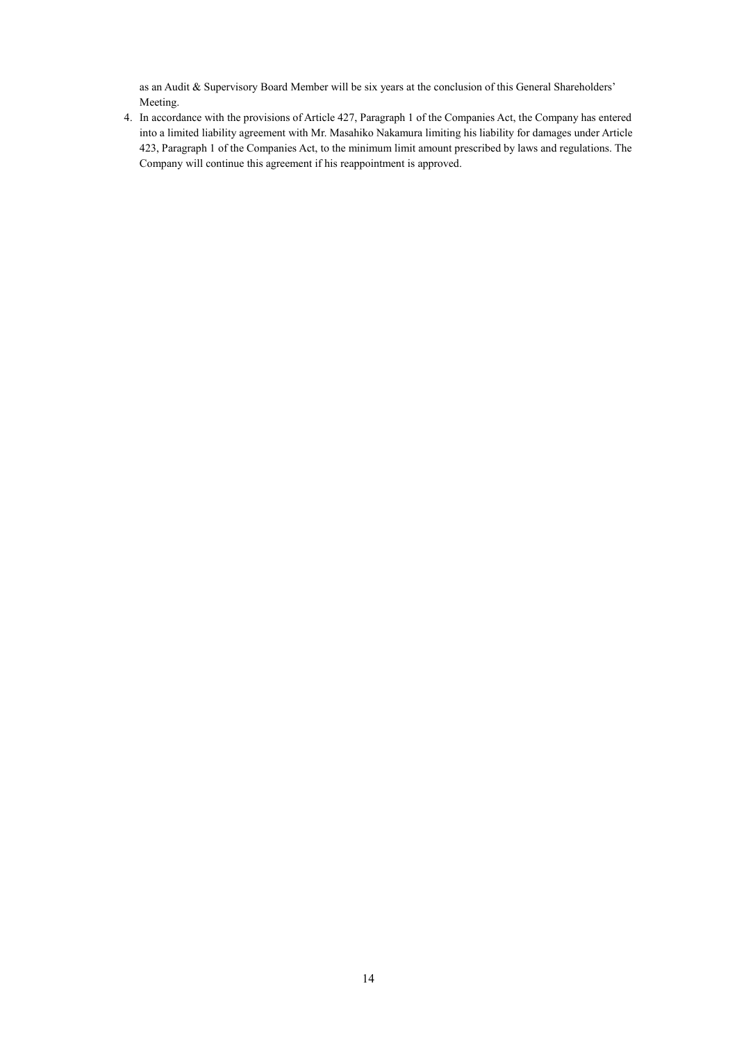as an Audit & Supervisory Board Member will be six years at the conclusion of this General Shareholders' Meeting.

4. In accordance with the provisions of Article 427, Paragraph 1 of the Companies Act, the Company has entered into a limited liability agreement with Mr. Masahiko Nakamura limiting his liability for damages under Article 423, Paragraph 1 of the Companies Act, to the minimum limit amount prescribed by laws and regulations. The Company will continue this agreement if his reappointment is approved.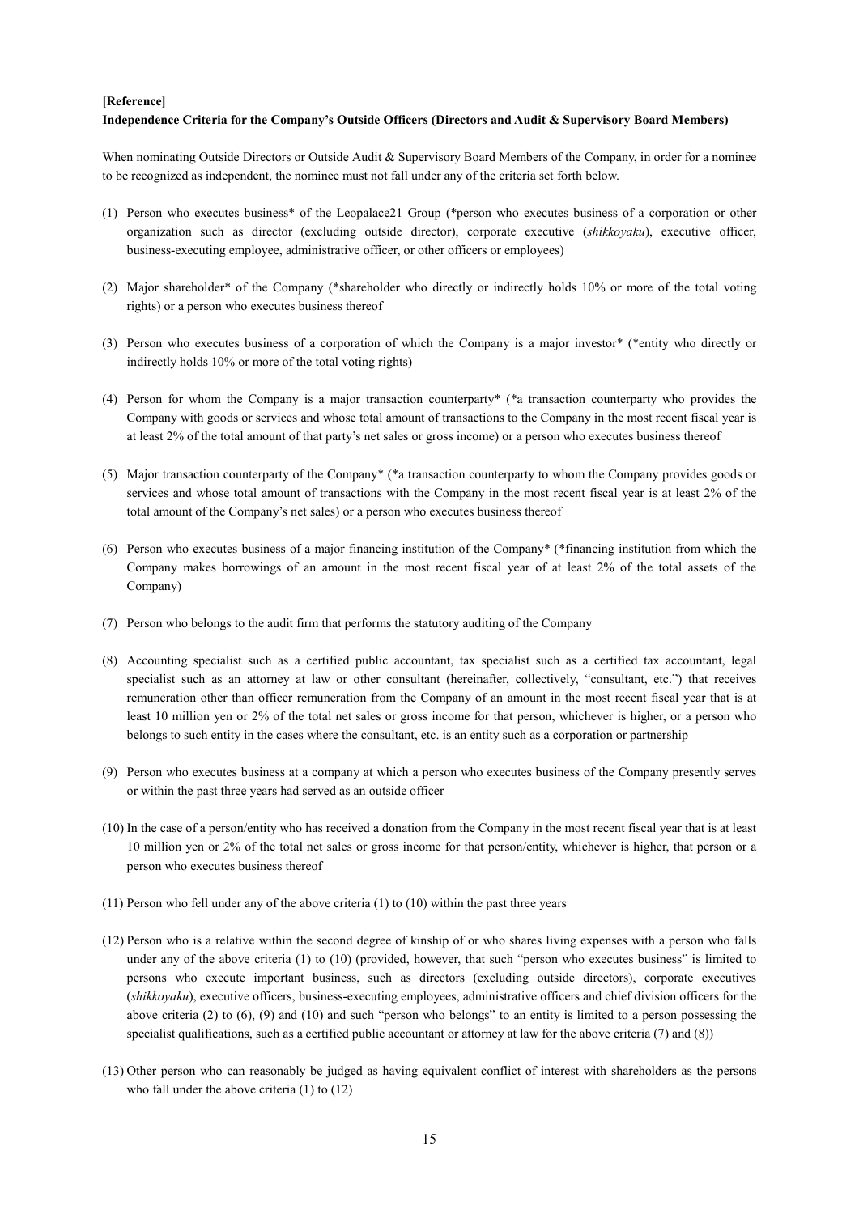**[Reference]**
**Independence Criteria for the Company's Outside Officers (Directors and Audit & Supervisory Board Members)**

When nominating Outside Directors or Outside Audit & Supervisory Board Members of the Company, in order for a nominee to be recognized as independent, the nominee must not fall under any of the criteria set forth below.

(1) Person who executes business* of the Leopalace21 Group (*person who executes business of a corporation or other organization such as director (excluding outside director), corporate executive (*shikkoyaku*), executive officer, business-executing employee, administrative officer, or other officers or employees)

(2) Major shareholder* of the Company (*shareholder who directly or indirectly holds 10% or more of the total voting rights) or a person who executes business thereof

(3) Person who executes business of a corporation of which the Company is a major investor* (*entity who directly or indirectly holds 10% or more of the total voting rights)

(4) Person for whom the Company is a major transaction counterparty* (*a transaction counterparty who provides the Company with goods or services and whose total amount of transactions to the Company in the most recent fiscal year is at least 2% of the total amount of that party's net sales or gross income) or a person who executes business thereof

(5) Major transaction counterparty of the Company* (*a transaction counterparty to whom the Company provides goods or services and whose total amount of transactions with the Company in the most recent fiscal year is at least 2% of the total amount of the Company's net sales) or a person who executes business thereof

(6) Person who executes business of a major financing institution of the Company* (*financing institution from which the Company makes borrowings of an amount in the most recent fiscal year of at least 2% of the total assets of the Company)

(7) Person who belongs to the audit firm that performs the statutory auditing of the Company

(8) Accounting specialist such as a certified public accountant, tax specialist such as a certified tax accountant, legal specialist such as an attorney at law or other consultant (hereinafter, collectively, "consultant, etc.") that receives remuneration other than officer remuneration from the Company of an amount in the most recent fiscal year that is at least 10 million yen or 2% of the total net sales or gross income for that person, whichever is higher, or a person who belongs to such entity in the cases where the consultant, etc. is an entity such as a corporation or partnership

(9) Person who executes business at a company at which a person who executes business of the Company presently serves or within the past three years had served as an outside officer

(10) In the case of a person/entity who has received a donation from the Company in the most recent fiscal year that is at least 10 million yen or 2% of the total net sales or gross income for that person/entity, whichever is higher, that person or a person who executes business thereof

(11) Person who fell under any of the above criteria (1) to (10) within the past three years

(12) Person who is a relative within the second degree of kinship of or who shares living expenses with a person who falls under any of the above criteria (1) to (10) (provided, however, that such "person who executes business" is limited to persons who execute important business, such as directors (excluding outside directors), corporate executives (*shikkoyaku*), executive officers, business-executing employees, administrative officers and chief division officers for the above criteria (2) to (6), (9) and (10) and such "person who belongs" to an entity is limited to a person possessing the specialist qualifications, such as a certified public accountant or attorney at law for the above criteria (7) and (8))

(13) Other person who can reasonably be judged as having equivalent conflict of interest with shareholders as the persons who fall under the above criteria (1) to (12)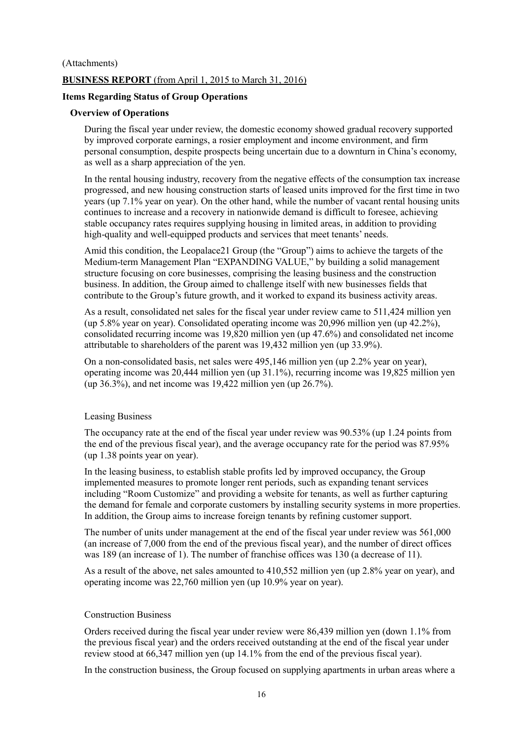(Attachments)

**BUSINESS REPORT** (from April 1, 2015 to March 31, 2016)

**Items Regarding Status of Group Operations**

**Overview of Operations**

During the fiscal year under review, the domestic economy showed gradual recovery supported by improved corporate earnings, a rosier employment and income environment, and firm personal consumption, despite prospects being uncertain due to a downturn in China's economy, as well as a sharp appreciation of the yen.

In the rental housing industry, recovery from the negative effects of the consumption tax increase progressed, and new housing construction starts of leased units improved for the first time in two years (up 7.1% year on year). On the other hand, while the number of vacant rental housing units continues to increase and a recovery in nationwide demand is difficult to foresee, achieving stable occupancy rates requires supplying housing in limited areas, in addition to providing high-quality and well-equipped products and services that meet tenants' needs.

Amid this condition, the Leopalace21 Group (the "Group") aims to achieve the targets of the Medium-term Management Plan "EXPANDING VALUE," by building a solid management structure focusing on core businesses, comprising the leasing business and the construction business. In addition, the Group aimed to challenge itself with new businesses fields that contribute to the Group's future growth, and it worked to expand its business activity areas.

As a result, consolidated net sales for the fiscal year under review came to 511,424 million yen (up 5.8% year on year). Consolidated operating income was 20,996 million yen (up 42.2%), consolidated recurring income was 19,820 million yen (up 47.6%) and consolidated net income attributable to shareholders of the parent was 19,432 million yen (up 33.9%).

On a non-consolidated basis, net sales were 495,146 million yen (up 2.2% year on year), operating income was 20,444 million yen (up 31.1%), recurring income was 19,825 million yen (up 36.3%), and net income was 19,422 million yen (up 26.7%).

Leasing Business

The occupancy rate at the end of the fiscal year under review was 90.53% (up 1.24 points from the end of the previous fiscal year), and the average occupancy rate for the period was 87.95% (up 1.38 points year on year).

In the leasing business, to establish stable profits led by improved occupancy, the Group implemented measures to promote longer rent periods, such as expanding tenant services including "Room Customize" and providing a website for tenants, as well as further capturing the demand for female and corporate customers by installing security systems in more properties. In addition, the Group aims to increase foreign tenants by refining customer support.

The number of units under management at the end of the fiscal year under review was 561,000 (an increase of 7,000 from the end of the previous fiscal year), and the number of direct offices was 189 (an increase of 1). The number of franchise offices was 130 (a decrease of 11).

As a result of the above, net sales amounted to 410,552 million yen (up 2.8% year on year), and operating income was 22,760 million yen (up 10.9% year on year).

Construction Business

Orders received during the fiscal year under review were 86,439 million yen (down 1.1% from the previous fiscal year) and the orders received outstanding at the end of the fiscal year under review stood at 66,347 million yen (up 14.1% from the end of the previous fiscal year).

In the construction business, the Group focused on supplying apartments in urban areas where a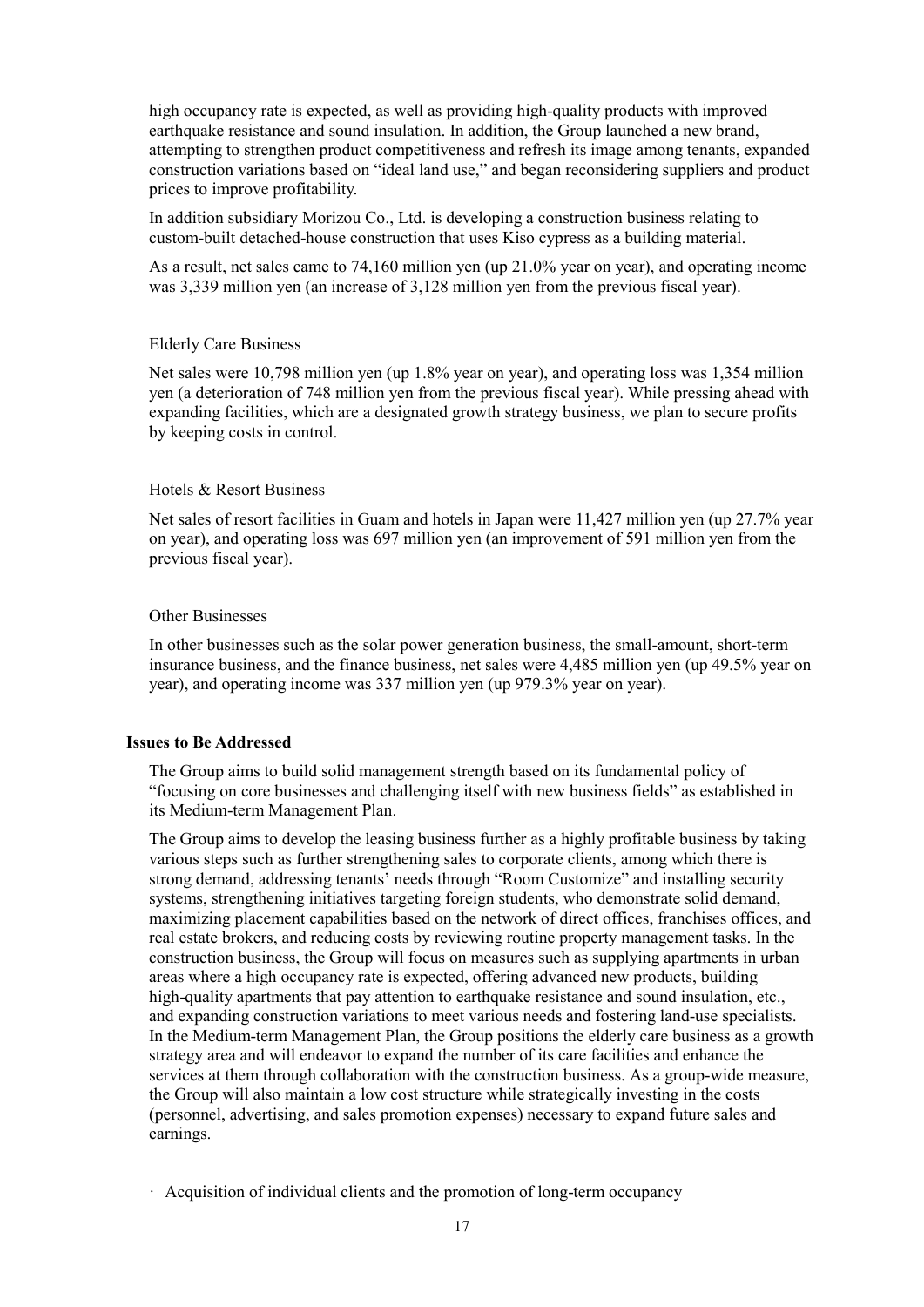high occupancy rate is expected, as well as providing high-quality products with improved earthquake resistance and sound insulation. In addition, the Group launched a new brand, attempting to strengthen product competitiveness and refresh its image among tenants, expanded construction variations based on "ideal land use," and began reconsidering suppliers and product prices to improve profitability.

In addition subsidiary Morizou Co., Ltd. is developing a construction business relating to custom-built detached-house construction that uses Kiso cypress as a building material.

As a result, net sales came to 74,160 million yen (up 21.0% year on year), and operating income was 3,339 million yen (an increase of 3,128 million yen from the previous fiscal year).

Elderly Care Business

Net sales were 10,798 million yen (up 1.8% year on year), and operating loss was 1,354 million yen (a deterioration of 748 million yen from the previous fiscal year). While pressing ahead with expanding facilities, which are a designated growth strategy business, we plan to secure profits by keeping costs in control.

Hotels & Resort Business

Net sales of resort facilities in Guam and hotels in Japan were 11,427 million yen (up 27.7% year on year), and operating loss was 697 million yen (an improvement of 591 million yen from the previous fiscal year).

Other Businesses

In other businesses such as the solar power generation business, the small-amount, short-term insurance business, and the finance business, net sales were 4,485 million yen (up 49.5% year on year), and operating income was 337 million yen (up 979.3% year on year).

**Issues to Be Addressed**

The Group aims to build solid management strength based on its fundamental policy of "focusing on core businesses and challenging itself with new business fields" as established in its Medium-term Management Plan.

The Group aims to develop the leasing business further as a highly profitable business by taking various steps such as further strengthening sales to corporate clients, among which there is strong demand, addressing tenants' needs through "Room Customize" and installing security systems, strengthening initiatives targeting foreign students, who demonstrate solid demand, maximizing placement capabilities based on the network of direct offices, franchises offices, and real estate brokers, and reducing costs by reviewing routine property management tasks. In the construction business, the Group will focus on measures such as supplying apartments in urban areas where a high occupancy rate is expected, offering advanced new products, building high-quality apartments that pay attention to earthquake resistance and sound insulation, etc., and expanding construction variations to meet various needs and fostering land-use specialists. In the Medium-term Management Plan, the Group positions the elderly care business as a growth strategy area and will endeavor to expand the number of its care facilities and enhance the services at them through collaboration with the construction business. As a group-wide measure, the Group will also maintain a low cost structure while strategically investing in the costs (personnel, advertising, and sales promotion expenses) necessary to expand future sales and earnings.

· Acquisition of individual clients and the promotion of long-term occupancy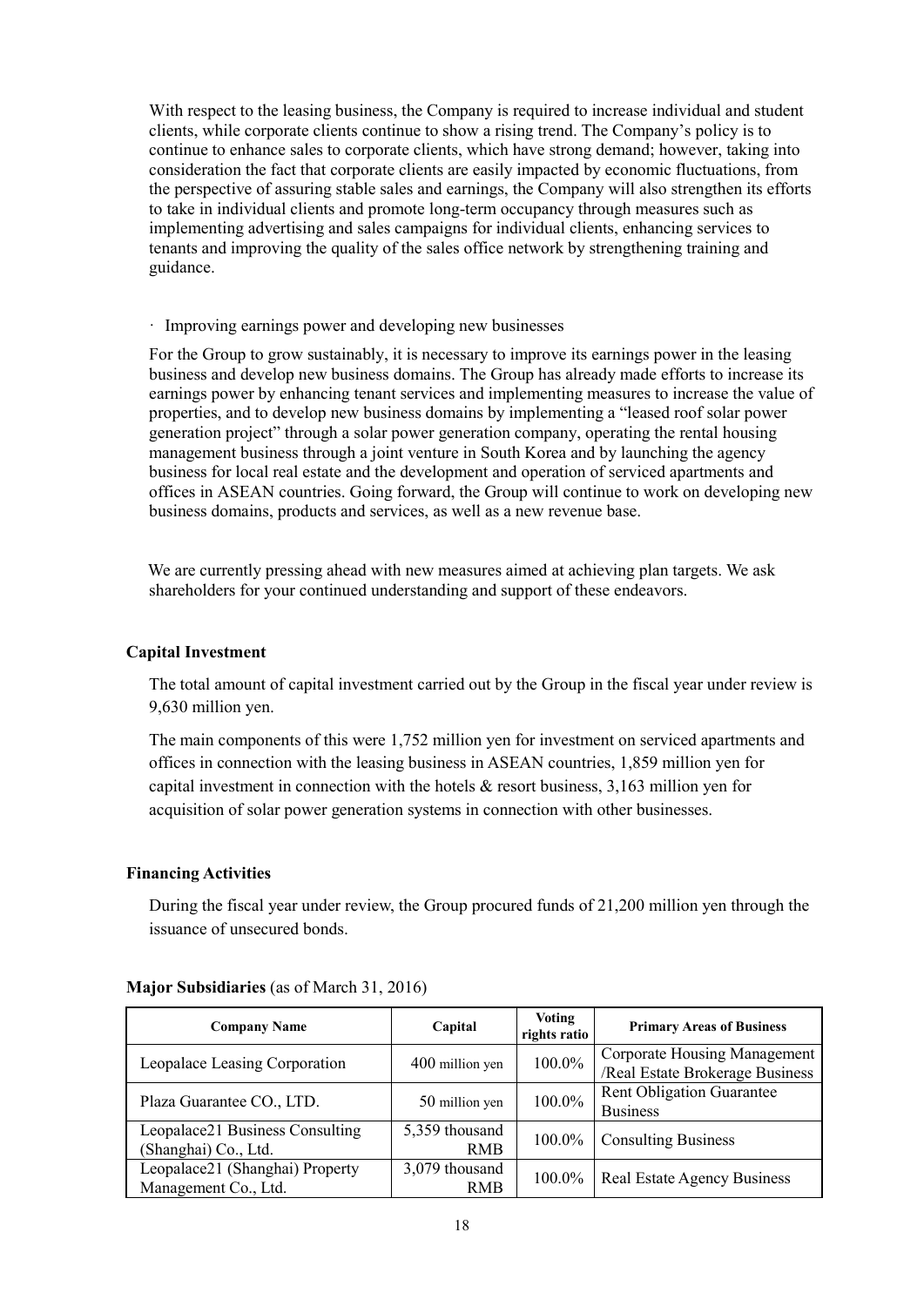With respect to the leasing business, the Company is required to increase individual and student clients, while corporate clients continue to show a rising trend. The Company's policy is to continue to enhance sales to corporate clients, which have strong demand; however, taking into consideration the fact that corporate clients are easily impacted by economic fluctuations, from the perspective of assuring stable sales and earnings, the Company will also strengthen its efforts to take in individual clients and promote long-term occupancy through measures such as implementing advertising and sales campaigns for individual clients, enhancing services to tenants and improving the quality of the sales office network by strengthening training and guidance.

· Improving earnings power and developing new businesses

For the Group to grow sustainably, it is necessary to improve its earnings power in the leasing business and develop new business domains. The Group has already made efforts to increase its earnings power by enhancing tenant services and implementing measures to increase the value of properties, and to develop new business domains by implementing a "leased roof solar power generation project" through a solar power generation company, operating the rental housing management business through a joint venture in South Korea and by launching the agency business for local real estate and the development and operation of serviced apartments and offices in ASEAN countries. Going forward, the Group will continue to work on developing new business domains, products and services, as well as a new revenue base.

We are currently pressing ahead with new measures aimed at achieving plan targets. We ask shareholders for your continued understanding and support of these endeavors.

**Capital Investment**

The total amount of capital investment carried out by the Group in the fiscal year under review is 9,630 million yen.

The main components of this were 1,752 million yen for investment on serviced apartments and offices in connection with the leasing business in ASEAN countries, 1,859 million yen for capital investment in connection with the hotels & resort business, 3,163 million yen for acquisition of solar power generation systems in connection with other businesses.

**Financing Activities**

During the fiscal year under review, the Group procured funds of 21,200 million yen through the issuance of unsecured bonds.

**Major Subsidiaries** (as of March 31, 2016)

| Company Name | Capital | Voting rights ratio | Primary Areas of Business |
|---|---|---|---|
| Leopalace Leasing Corporation | 400 million yen | 100.0% | Corporate Housing Management /Real Estate Brokerage Business |
| Plaza Guarantee CO., LTD. | 50 million yen | 100.0% | Rent Obligation Guarantee Business |
| Leopalace21 Business Consulting (Shanghai) Co., Ltd. | 5,359 thousand RMB | 100.0% | Consulting Business |
| Leopalace21 (Shanghai) Property Management Co., Ltd. | 3,079 thousand RMB | 100.0% | Real Estate Agency Business |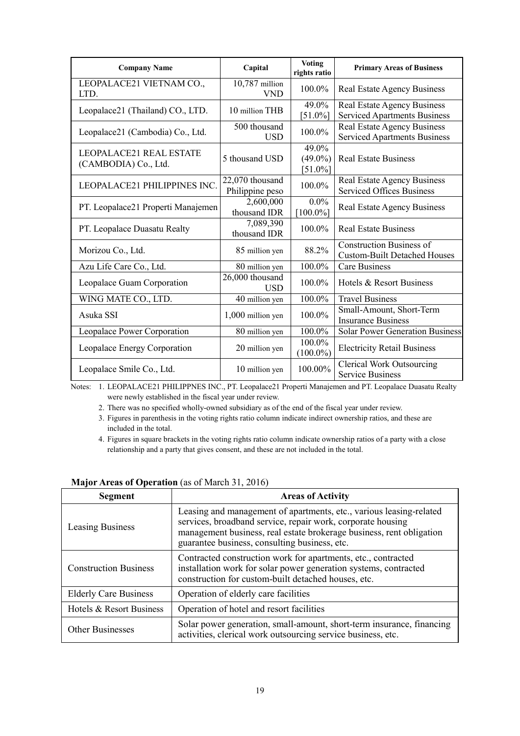| Company Name | Capital | Voting rights ratio | Primary Areas of Business |
|---|---|---|---|
| LEOPALACE21 VIETNAM CO., LTD. | 10,787 million VND | 100.0% | Real Estate Agency Business |
| Leopalace21 (Thailand) CO., LTD. | 10 million THB | 49.0% [51.0%] | Real Estate Agency Business Serviced Apartments Business |
| Leopalace21 (Cambodia) Co., Ltd. | 500 thousand USD | 100.0% | Real Estate Agency Business Serviced Apartments Business |
| LEOPALACE21 REAL ESTATE (CAMBODIA) Co., Ltd. | 5 thousand USD | 49.0% (49.0%) [51.0%] | Real Estate Business |
| LEOPALACE21 PHILIPPINES INC. | 22,070 thousand Philippine peso | 100.0% | Real Estate Agency Business Serviced Offices Business |
| PT. Leopalace21 Properti Manajemen | 2,600,000 thousand IDR | 0.0% [100.0%] | Real Estate Agency Business |
| PT. Leopalace Duasatu Realty | 7,089,390 thousand IDR | 100.0% | Real Estate Business |
| Morizou Co., Ltd. | 85 million yen | 88.2% | Construction Business of Custom-Built Detached Houses |
| Azu Life Care Co., Ltd. | 80 million yen | 100.0% | Care Business |
| Leopalace Guam Corporation | 26,000 thousand USD | 100.0% | Hotels & Resort Business |
| WING MATE CO., LTD. | 40 million yen | 100.0% | Travel Business |
| Asuka SSI | 1,000 million yen | 100.0% | Small-Amount, Short-Term Insurance Business |
| Leopalace Power Corporation | 80 million yen | 100.0% | Solar Power Generation Business |
| Leopalace Energy Corporation | 20 million yen | 100.0% (100.0%) | Electricity Retail Business |
| Leopalace Smile Co., Ltd. | 10 million yen | 100.00% | Clerical Work Outsourcing Service Business |

Notes: 1. LEOPALACE21 PHILIPPNES INC., PT. Leopalace21 Properti Manajemen and PT. Leopalace Duasatu Realty were newly established in the fiscal year under review.

2. There was no specified wholly-owned subsidiary as of the end of the fiscal year under review.

3. Figures in parenthesis in the voting rights ratio column indicate indirect ownership ratios, and these are included in the total.

4. Figures in square brackets in the voting rights ratio column indicate ownership ratios of a party with a close relationship and a party that gives consent, and these are not included in the total.

**Major Areas of Operation** (as of March 31, 2016)

| Segment | Areas of Activity |
|---|---|
| Leasing Business | Leasing and management of apartments, etc., various leasing-related services, broadband service, repair work, corporate housing management business, real estate brokerage business, rent obligation guarantee business, consulting business, etc. |
| Construction Business | Contracted construction work for apartments, etc., contracted installation work for solar power generation systems, contracted construction for custom-built detached houses, etc. |
| Elderly Care Business | Operation of elderly care facilities |
| Hotels & Resort Business | Operation of hotel and resort facilities |
| Other Businesses | Solar power generation, small-amount, short-term insurance, financing activities, clerical work outsourcing service business, etc. |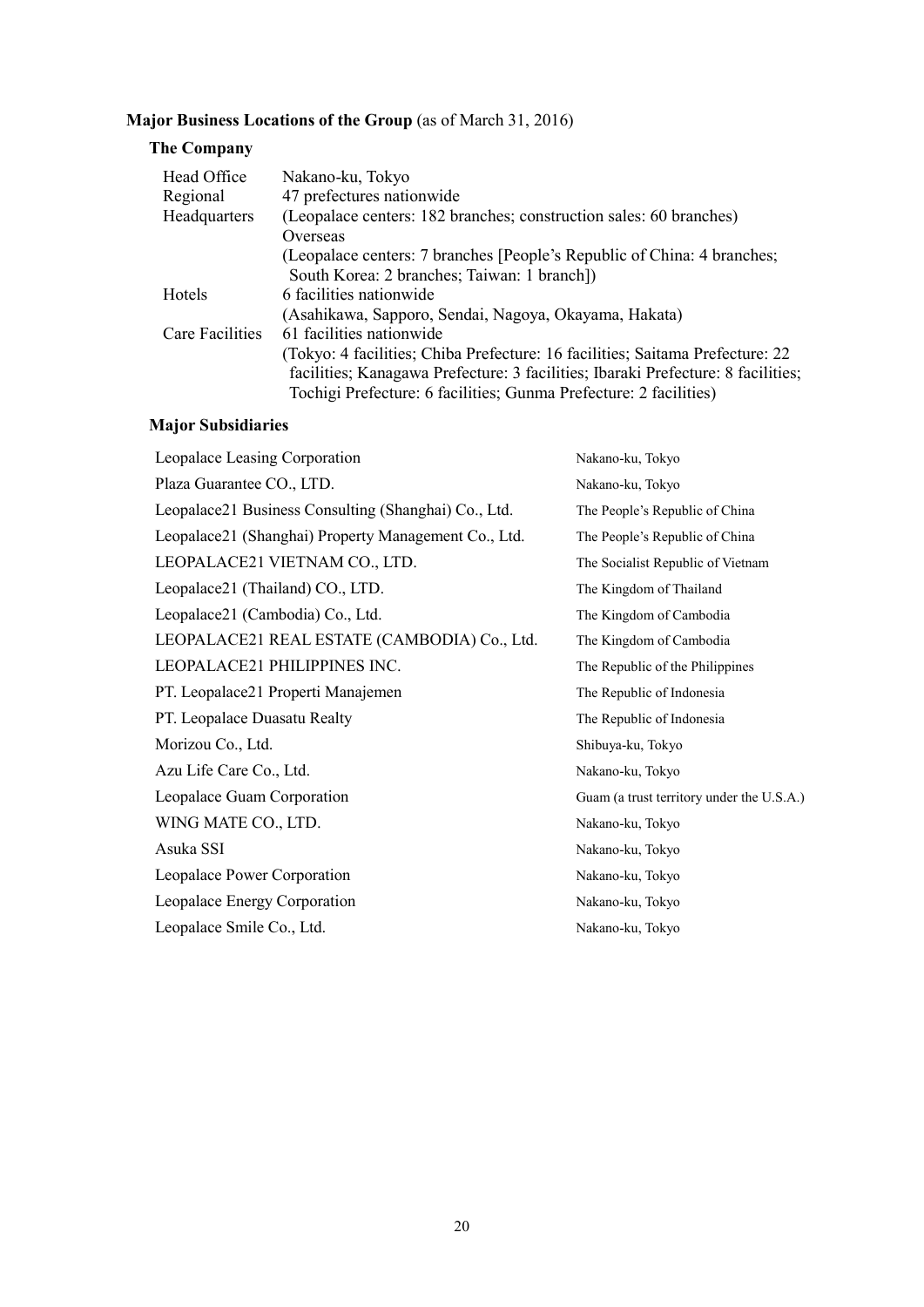### Major Business Locations of the Group (as of March 31, 2016)

#### The Company

| | |
|---|---|
| Head Office | Nakano-ku, Tokyo |
| Regional Headquarters | 47 prefectures nationwide (Leopalace centers: 182 branches; construction sales: 60 branches) Overseas (Leopalace centers: 7 branches [People's Republic of China: 4 branches; South Korea: 2 branches; Taiwan: 1 branch]) |
| Hotels | 6 facilities nationwide (Asahikawa, Sapporo, Sendai, Nagoya, Okayama, Hakata) |
| Care Facilities | 61 facilities nationwide (Tokyo: 4 facilities; Chiba Prefecture: 16 facilities; Saitama Prefecture: 22 facilities; Kanagawa Prefecture: 3 facilities; Ibaraki Prefecture: 8 facilities; Tochigi Prefecture: 6 facilities; Gunma Prefecture: 2 facilities) |

#### Major Subsidiaries

| | |
|---|---|
| Leopalace Leasing Corporation | Nakano-ku, Tokyo |
| Plaza Guarantee CO., LTD. | Nakano-ku, Tokyo |
| Leopalace21 Business Consulting (Shanghai) Co., Ltd. | The People's Republic of China |
| Leopalace21 (Shanghai) Property Management Co., Ltd. | The People's Republic of China |
| LEOPALACE21 VIETNAM CO., LTD. | The Socialist Republic of Vietnam |
| Leopalace21 (Thailand) CO., LTD. | The Kingdom of Thailand |
| Leopalace21 (Cambodia) Co., Ltd. | The Kingdom of Cambodia |
| LEOPALACE21 REAL ESTATE (CAMBODIA) Co., Ltd. | The Kingdom of Cambodia |
| LEOPALACE21 PHILIPPINES INC. | The Republic of the Philippines |
| PT. Leopalace21 Properti Manajemen | The Republic of Indonesia |
| PT. Leopalace Duasatu Realty | The Republic of Indonesia |
| Morizou Co., Ltd. | Shibuya-ku, Tokyo |
| Azu Life Care Co., Ltd. | Nakano-ku, Tokyo |
| Leopalace Guam Corporation | Guam (a trust territory under the U.S.A.) |
| WING MATE CO., LTD. | Nakano-ku, Tokyo |
| Asuka SSI | Nakano-ku, Tokyo |
| Leopalace Power Corporation | Nakano-ku, Tokyo |
| Leopalace Energy Corporation | Nakano-ku, Tokyo |
| Leopalace Smile Co., Ltd. | Nakano-ku, Tokyo |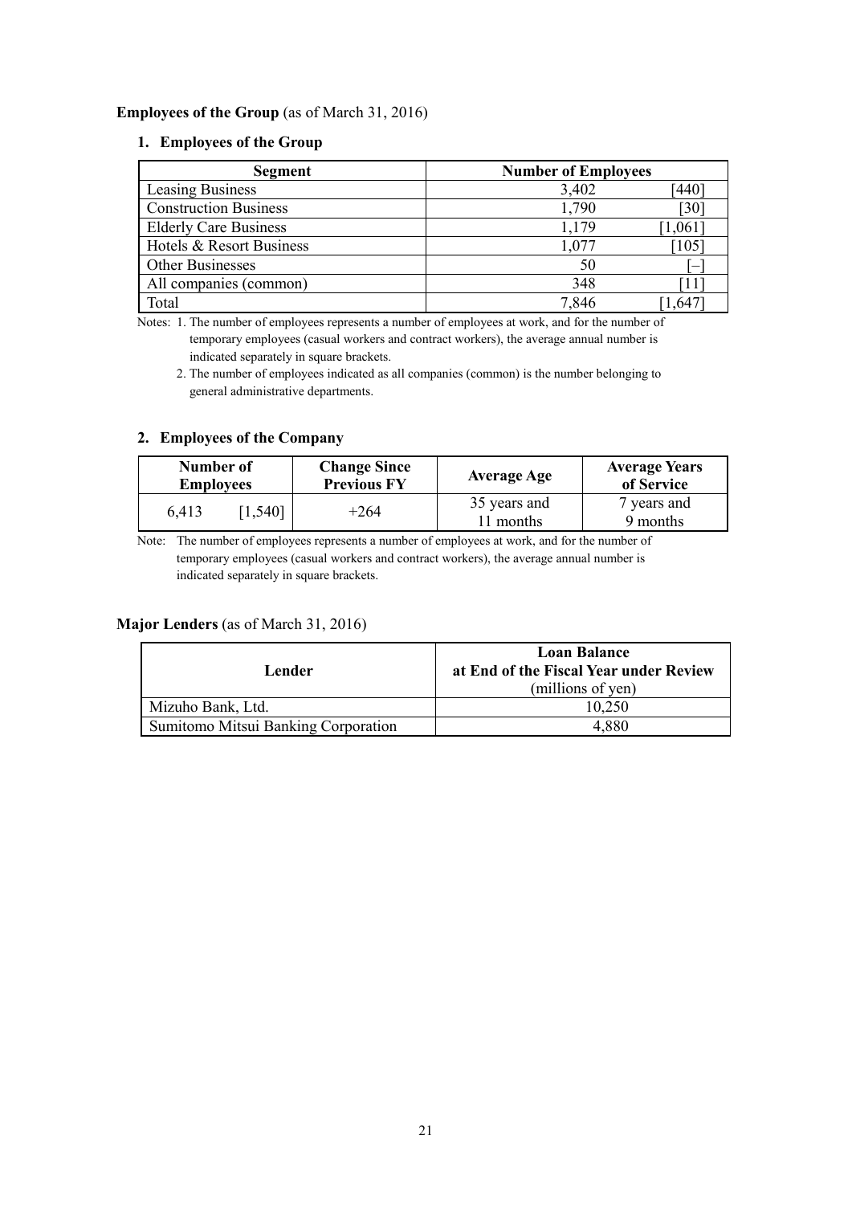**Employees of the Group** (as of March 31, 2016)

### 1. Employees of the Group

| Segment | Number of Employees | |
|---|---|---|
| Leasing Business | 3,402 | [440] |
| Construction Business | 1,790 | [30] |
| Elderly Care Business | 1,179 | [1,061] |
| Hotels & Resort Business | 1,077 | [105] |
| Other Businesses | 50 | [–] |
| All companies (common) | 348 | [11] |
| Total | 7,846 | [1,647] |

Notes: 1. The number of employees represents a number of employees at work, and for the number of temporary employees (casual workers and contract workers), the average annual number is indicated separately in square brackets.

2. The number of employees indicated as all companies (common) is the number belonging to general administrative departments.

### 2. Employees of the Company

| Number of Employees | | Change Since Previous FY | Average Age | Average Years of Service |
|---|---|---|---|---|
| 6,413 | [1,540] | +264 | 35 years and 11 months | 7 years and 9 months |

Note: The number of employees represents a number of employees at work, and for the number of temporary employees (casual workers and contract workers), the average annual number is indicated separately in square brackets.

**Major Lenders** (as of March 31, 2016)

| Lender | Loan Balance at End of the Fiscal Year under Review (millions of yen) |
|---|---|
| Mizuho Bank, Ltd. | 10,250 |
| Sumitomo Mitsui Banking Corporation | 4,880 |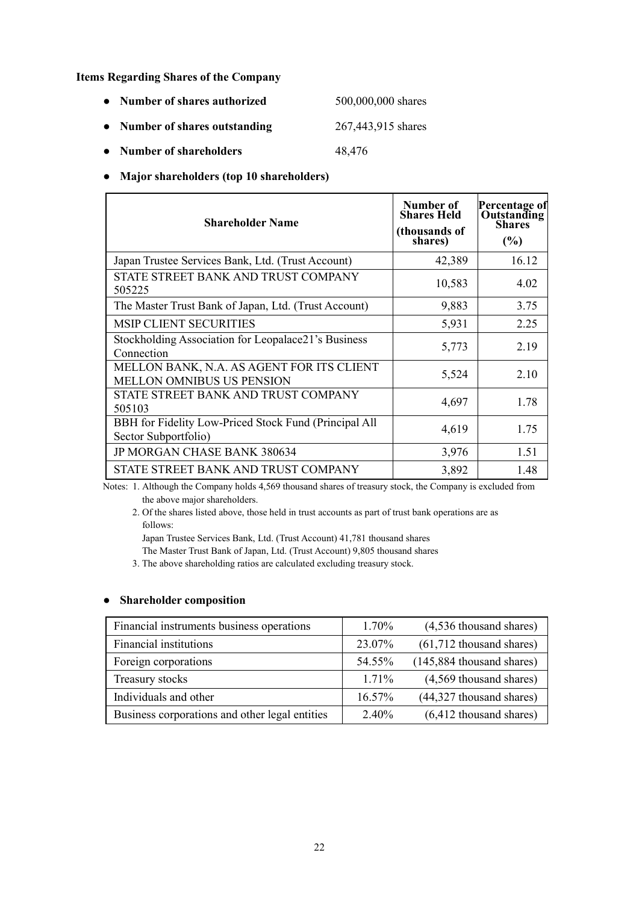## Items Regarding Shares of the Company

- **Number of shares authorized** 500,000,000 shares
- **Number of shares outstanding** 267,443,915 shares
- **Number of shareholders** 48,476
- **Major shareholders (top 10 shareholders)**

| Shareholder Name | Number of Shares Held (thousands of shares) | Percentage of Outstanding Shares (%) |
|---|---|---|
| Japan Trustee Services Bank, Ltd. (Trust Account) | 42,389 | 16.12 |
| STATE STREET BANK AND TRUST COMPANY 505225 | 10,583 | 4.02 |
| The Master Trust Bank of Japan, Ltd. (Trust Account) | 9,883 | 3.75 |
| MSIP CLIENT SECURITIES | 5,931 | 2.25 |
| Stockholding Association for Leopalace21's Business Connection | 5,773 | 2.19 |
| MELLON BANK, N.A. AS AGENT FOR ITS CLIENT MELLON OMNIBUS US PENSION | 5,524 | 2.10 |
| STATE STREET BANK AND TRUST COMPANY 505103 | 4,697 | 1.78 |
| BBH for Fidelity Low-Priced Stock Fund (Principal All Sector Subportfolio) | 4,619 | 1.75 |
| JP MORGAN CHASE BANK 380634 | 3,976 | 1.51 |
| STATE STREET BANK AND TRUST COMPANY | 3,892 | 1.48 |

Notes: 1. Although the Company holds 4,569 thousand shares of treasury stock, the Company is excluded from the above major shareholders.

2. Of the shares listed above, those held in trust accounts as part of trust bank operations are as follows:
Japan Trustee Services Bank, Ltd. (Trust Account) 41,781 thousand shares
The Master Trust Bank of Japan, Ltd. (Trust Account) 9,805 thousand shares

3. The above shareholding ratios are calculated excluding treasury stock.

- **Shareholder composition**

| | | |
|---|---|---|
| Financial instruments business operations | 1.70% | (4,536 thousand shares) |
| Financial institutions | 23.07% | (61,712 thousand shares) |
| Foreign corporations | 54.55% | (145,884 thousand shares) |
| Treasury stocks | 1.71% | (4,569 thousand shares) |
| Individuals and other | 16.57% | (44,327 thousand shares) |
| Business corporations and other legal entities | 2.40% | (6,412 thousand shares) |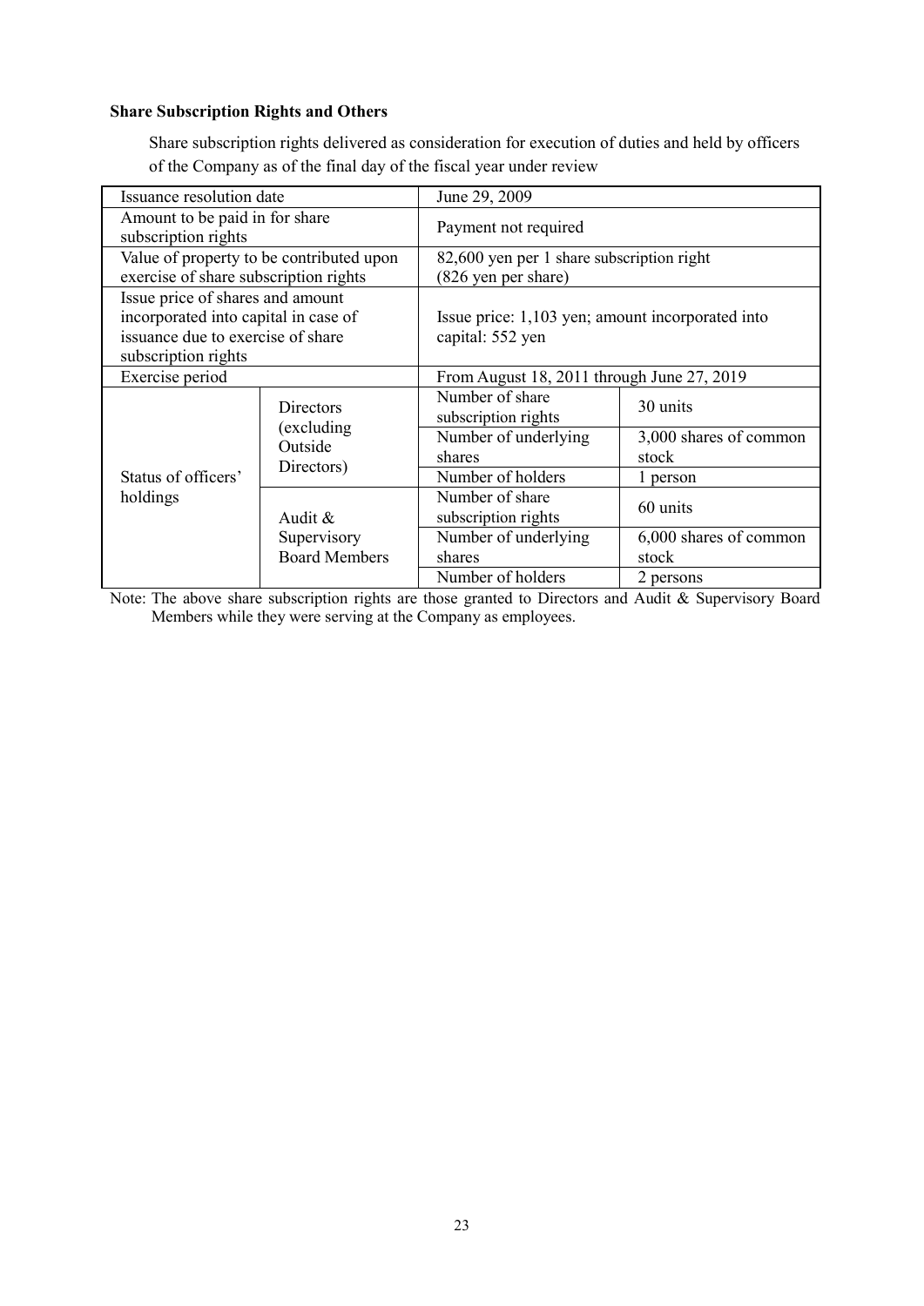### Share Subscription Rights and Others

Share subscription rights delivered as consideration for execution of duties and held by officers of the Company as of the final day of the fiscal year under review

| Issuance resolution date | | June 29, 2009 | |
|---|---|---|---|
| Amount to be paid in for share subscription rights | | Payment not required | |
| Value of property to be contributed upon exercise of share subscription rights | | 82,600 yen per 1 share subscription right (826 yen per share) | |
| Issue price of shares and amount incorporated into capital in case of issuance due to exercise of share subscription rights | | Issue price: 1,103 yen; amount incorporated into capital: 552 yen | |
| Exercise period | | From August 18, 2011 through June 27, 2019 | |
| Status of officers' holdings | Directors (excluding Outside Directors) | Number of share subscription rights | 30 units |
| | | Number of underlying shares | 3,000 shares of common stock |
| | | Number of holders | 1 person |
| | Audit & Supervisory Board Members | Number of share subscription rights | 60 units |
| | | Number of underlying shares | 6,000 shares of common stock |
| | | Number of holders | 2 persons |

Note: The above share subscription rights are those granted to Directors and Audit & Supervisory Board Members while they were serving at the Company as employees.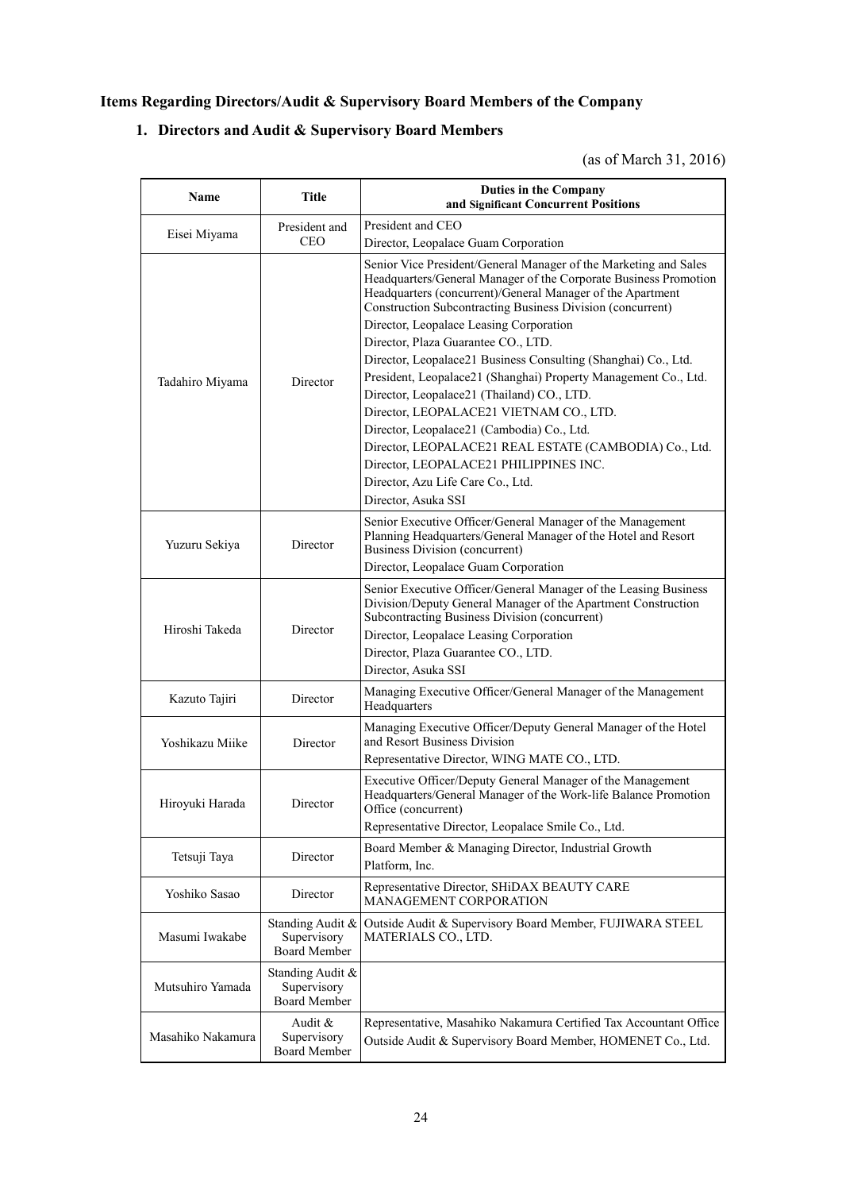## Items Regarding Directors/Audit & Supervisory Board Members of the Company

### 1. Directors and Audit & Supervisory Board Members

(as of March 31, 2016)

| Name | Title | Duties in the Company and Significant Concurrent Positions |
|---|---|---|
| Eisei Miyama | President and CEO | President and CEO<br>Director, Leopalace Guam Corporation |
| Tadahiro Miyama | Director | Senior Vice President/General Manager of the Marketing and Sales Headquarters/General Manager of the Corporate Business Promotion Headquarters (concurrent)/General Manager of the Apartment Construction Subcontracting Business Division (concurrent)<br>Director, Leopalace Leasing Corporation<br>Director, Plaza Guarantee CO., LTD.<br>Director, Leopalace21 Business Consulting (Shanghai) Co., Ltd.<br>President, Leopalace21 (Shanghai) Property Management Co., Ltd.<br>Director, Leopalace21 (Thailand) CO., LTD.<br>Director, LEOPALACE21 VIETNAM CO., LTD.<br>Director, Leopalace21 (Cambodia) Co., Ltd.<br>Director, LEOPALACE21 REAL ESTATE (CAMBODIA) Co., Ltd.<br>Director, LEOPALACE21 PHILIPPINES INC.<br>Director, Azu Life Care Co., Ltd.<br>Director, Asuka SSI |
| Yuzuru Sekiya | Director | Senior Executive Officer/General Manager of the Management Planning Headquarters/General Manager of the Hotel and Resort Business Division (concurrent)<br>Director, Leopalace Guam Corporation |
| Hiroshi Takeda | Director | Senior Executive Officer/General Manager of the Leasing Business Division/Deputy General Manager of the Apartment Construction Subcontracting Business Division (concurrent)<br>Director, Leopalace Leasing Corporation<br>Director, Plaza Guarantee CO., LTD.<br>Director, Asuka SSI |
| Kazuto Tajiri | Director | Managing Executive Officer/General Manager of the Management Headquarters |
| Yoshikazu Miike | Director | Managing Executive Officer/Deputy General Manager of the Hotel and Resort Business Division<br>Representative Director, WING MATE CO., LTD. |
| Hiroyuki Harada | Director | Executive Officer/Deputy General Manager of the Management Headquarters/General Manager of the Work-life Balance Promotion Office (concurrent)<br>Representative Director, Leopalace Smile Co., Ltd. |
| Tetsuji Taya | Director | Board Member & Managing Director, Industrial Growth Platform, Inc. |
| Yoshiko Sasao | Director | Representative Director, SHiDAX BEAUTY CARE MANAGEMENT CORPORATION |
| Masumi Iwakabe | Standing Audit & Supervisory Board Member | Outside Audit & Supervisory Board Member, FUJIWARA STEEL MATERIALS CO., LTD. |
| Mutsuhiro Yamada | Standing Audit & Supervisory Board Member | |
| Masahiko Nakamura | Audit & Supervisory Board Member | Representative, Masahiko Nakamura Certified Tax Accountant Office<br>Outside Audit & Supervisory Board Member, HOMENET Co., Ltd. |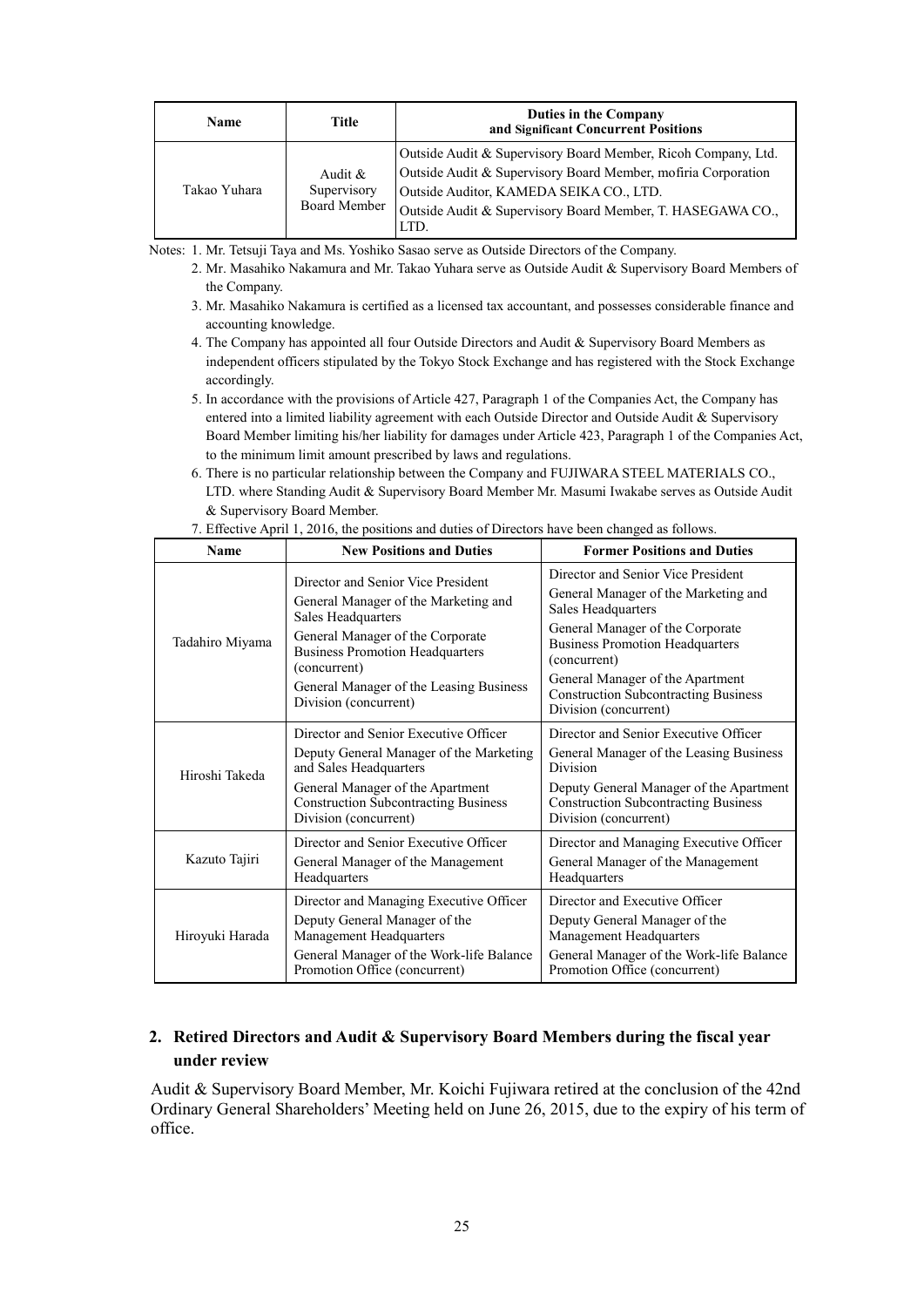| Name | Title | Duties in the Company and Significant Concurrent Positions |
|---|---|---|
| Takao Yuhara | Audit & Supervisory Board Member | Outside Audit & Supervisory Board Member, Ricoh Company, Ltd.<br>Outside Audit & Supervisory Board Member, mofiria Corporation<br>Outside Auditor, KAMEDA SEIKA CO., LTD.<br>Outside Audit & Supervisory Board Member, T. HASEGAWA CO., LTD. |

Notes: 1. Mr. Tetsuji Taya and Ms. Yoshiko Sasao serve as Outside Directors of the Company.

2. Mr. Masahiko Nakamura and Mr. Takao Yuhara serve as Outside Audit & Supervisory Board Members of the Company.

3. Mr. Masahiko Nakamura is certified as a licensed tax accountant, and possesses considerable finance and accounting knowledge.

4. The Company has appointed all four Outside Directors and Audit & Supervisory Board Members as independent officers stipulated by the Tokyo Stock Exchange and has registered with the Stock Exchange accordingly.

5. In accordance with the provisions of Article 427, Paragraph 1 of the Companies Act, the Company has entered into a limited liability agreement with each Outside Director and Outside Audit & Supervisory Board Member limiting his/her liability for damages under Article 423, Paragraph 1 of the Companies Act, to the minimum limit amount prescribed by laws and regulations.

6. There is no particular relationship between the Company and FUJIWARA STEEL MATERIALS CO., LTD. where Standing Audit & Supervisory Board Member Mr. Masumi Iwakabe serves as Outside Audit & Supervisory Board Member.

7. Effective April 1, 2016, the positions and duties of Directors have been changed as follows.

| Name | New Positions and Duties | Former Positions and Duties |
|---|---|---|
| Tadahiro Miyama | Director and Senior Vice President<br>General Manager of the Marketing and Sales Headquarters<br>General Manager of the Corporate Business Promotion Headquarters (concurrent)<br>General Manager of the Leasing Business Division (concurrent) | Director and Senior Vice President<br>General Manager of the Marketing and Sales Headquarters<br>General Manager of the Corporate Business Promotion Headquarters (concurrent)<br>General Manager of the Apartment Construction Subcontracting Business Division (concurrent) |
| Hiroshi Takeda | Director and Senior Executive Officer<br>Deputy General Manager of the Marketing and Sales Headquarters<br>General Manager of the Apartment Construction Subcontracting Business Division (concurrent) | Director and Senior Executive Officer<br>General Manager of the Leasing Business Division<br>Deputy General Manager of the Apartment Construction Subcontracting Business Division (concurrent) |
| Kazuto Tajiri | Director and Senior Executive Officer<br>General Manager of the Management Headquarters | Director and Managing Executive Officer<br>General Manager of the Management Headquarters |
| Hiroyuki Harada | Director and Managing Executive Officer<br>Deputy General Manager of the Management Headquarters<br>General Manager of the Work-life Balance Promotion Office (concurrent) | Director and Executive Officer<br>Deputy General Manager of the Management Headquarters<br>General Manager of the Work-life Balance Promotion Office (concurrent) |

## 2. Retired Directors and Audit & Supervisory Board Members during the fiscal year under review

Audit & Supervisory Board Member, Mr. Koichi Fujiwara retired at the conclusion of the 42nd Ordinary General Shareholders' Meeting held on June 26, 2015, due to the expiry of his term of office.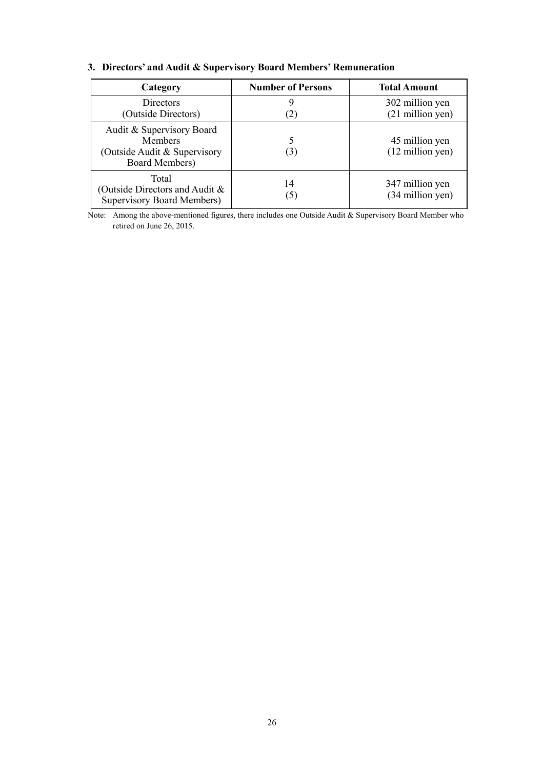### 3. Directors' and Audit & Supervisory Board Members' Remuneration

| Category | Number of Persons | Total Amount |
|---|---|---|
| Directors<br>(Outside Directors) | 9<br>(2) | 302 million yen<br>(21 million yen) |
| Audit & Supervisory Board Members<br>(Outside Audit & Supervisory Board Members) | 5<br>(3) | 45 million yen<br>(12 million yen) |
| Total<br>(Outside Directors and Audit & Supervisory Board Members) | 14<br>(5) | 347 million yen<br>(34 million yen) |

Note: Among the above-mentioned figures, there includes one Outside Audit & Supervisory Board Member who retired on June 26, 2015.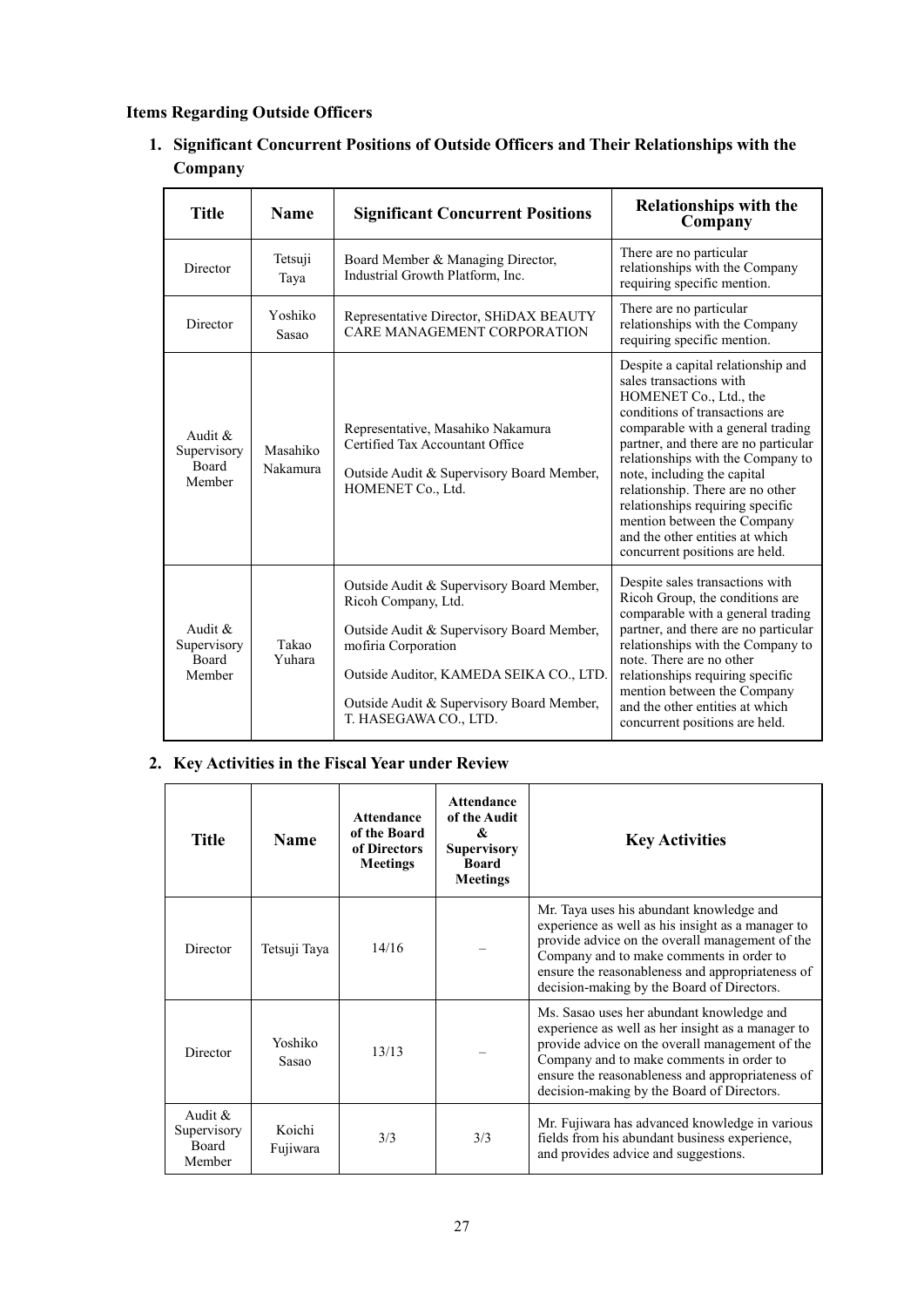## Items Regarding Outside Officers

### 1. Significant Concurrent Positions of Outside Officers and Their Relationships with the Company

| Title | Name | Significant Concurrent Positions | Relationships with the Company |
|---|---|---|---|
| Director | Tetsuji Taya | Board Member & Managing Director, Industrial Growth Platform, Inc. | There are no particular relationships with the Company requiring specific mention. |
| Director | Yoshiko Sasao | Representative Director, SHiDAX BEAUTY CARE MANAGEMENT CORPORATION | There are no particular relationships with the Company requiring specific mention. |
| Audit & Supervisory Board Member | Masahiko Nakamura | Representative, Masahiko Nakamura Certified Tax Accountant Office<br><br>Outside Audit & Supervisory Board Member, HOMENET Co., Ltd. | Despite a capital relationship and sales transactions with HOMENET Co., Ltd., the conditions of transactions are comparable with a general trading partner, and there are no particular relationships with the Company to note, including the capital relationship. There are no other relationships requiring specific mention between the Company and the other entities at which concurrent positions are held. |
| Audit & Supervisory Board Member | Takao Yuhara | Outside Audit & Supervisory Board Member, Ricoh Company, Ltd.<br><br>Outside Audit & Supervisory Board Member, mofiria Corporation<br><br>Outside Auditor, KAMEDA SEIKA CO., LTD.<br><br>Outside Audit & Supervisory Board Member, T. HASEGAWA CO., LTD. | Despite sales transactions with Ricoh Group, the conditions are comparable with a general trading partner, and there are no particular relationships with the Company to note. There are no other relationships requiring specific mention between the Company and the other entities at which concurrent positions are held. |

### 2. Key Activities in the Fiscal Year under Review

| Title | Name | Attendance of the Board of Directors Meetings | Attendance of the Audit & Supervisory Board Meetings | Key Activities |
|---|---|---|---|---|
| Director | Tetsuji Taya | 14/16 | – | Mr. Taya uses his abundant knowledge and experience as well as his insight as a manager to provide advice on the overall management of the Company and to make comments in order to ensure the reasonableness and appropriateness of decision-making by the Board of Directors. |
| Director | Yoshiko Sasao | 13/13 | – | Ms. Sasao uses her abundant knowledge and experience as well as her insight as a manager to provide advice on the overall management of the Company and to make comments in order to ensure the reasonableness and appropriateness of decision-making by the Board of Directors. |
| Audit & Supervisory Board Member | Koichi Fujiwara | 3/3 | 3/3 | Mr. Fujiwara has advanced knowledge in various fields from his abundant business experience, and provides advice and suggestions. |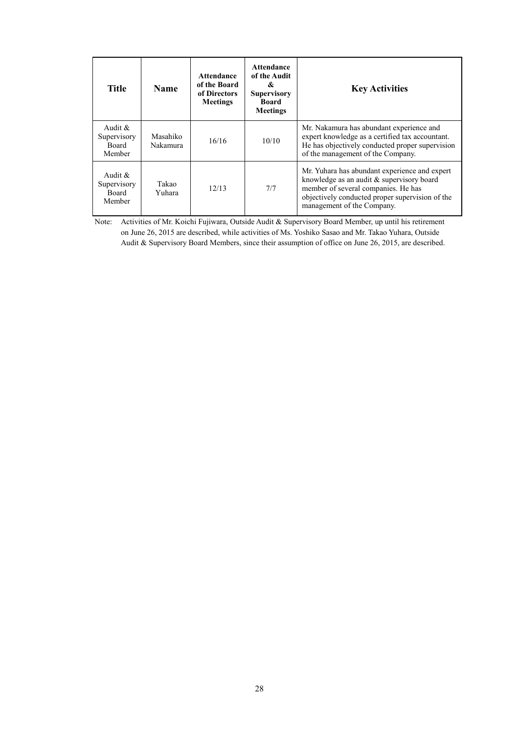| Title | Name | Attendance of the Board of Directors Meetings | Attendance of the Audit & Supervisory Board Meetings | Key Activities |
|---|---|---|---|---|
| Audit & Supervisory Board Member | Masahiko Nakamura | 16/16 | 10/10 | Mr. Nakamura has abundant experience and expert knowledge as a certified tax accountant. He has objectively conducted proper supervision of the management of the Company. |
| Audit & Supervisory Board Member | Takao Yuhara | 12/13 | 7/7 | Mr. Yuhara has abundant experience and expert knowledge as an audit & supervisory board member of several companies. He has objectively conducted proper supervision of the management of the Company. |

Note: Activities of Mr. Koichi Fujiwara, Outside Audit & Supervisory Board Member, up until his retirement on June 26, 2015 are described, while activities of Ms. Yoshiko Sasao and Mr. Takao Yuhara, Outside Audit & Supervisory Board Members, since their assumption of office on June 26, 2015, are described.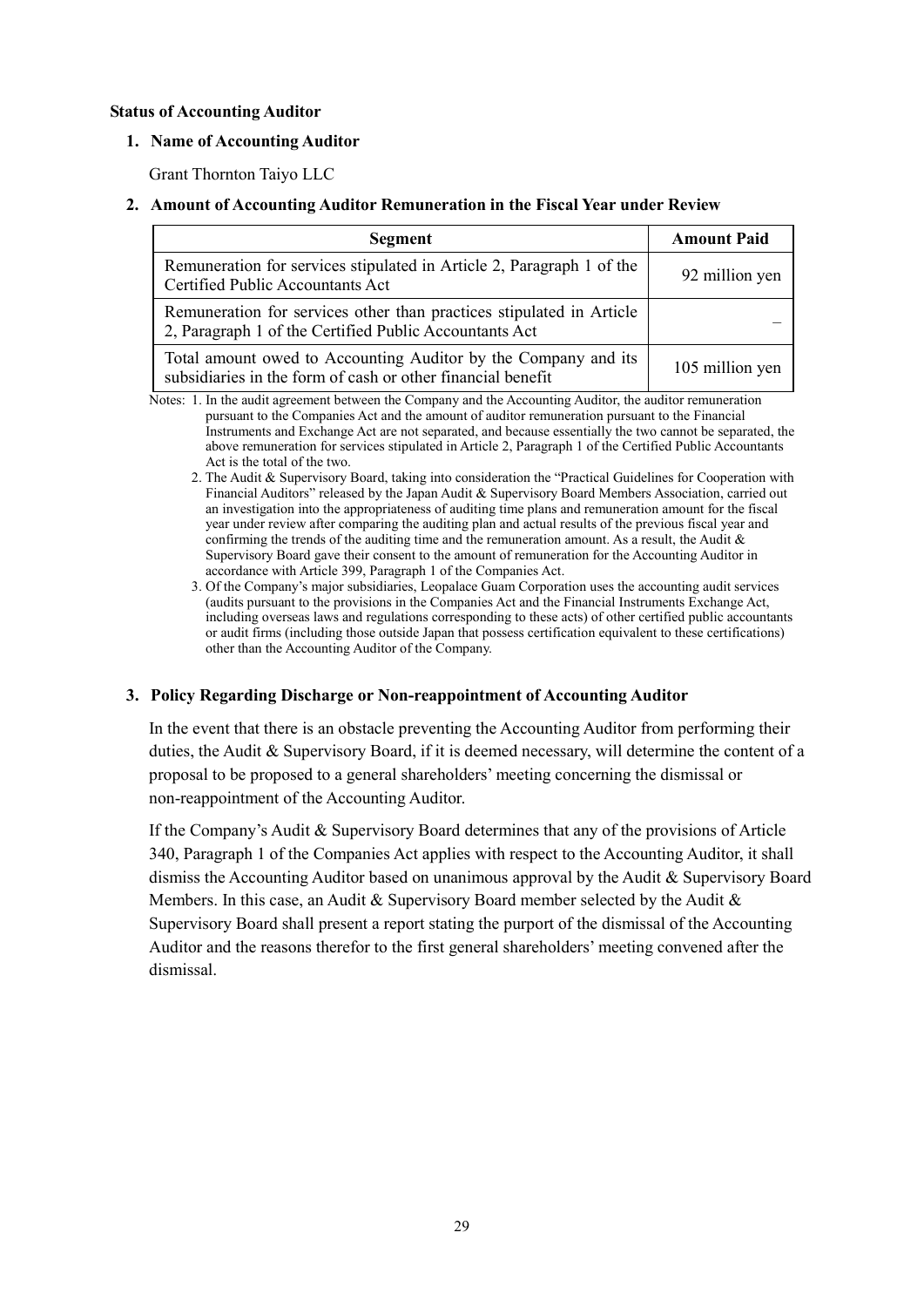**Status of Accounting Auditor**

**1. Name of Accounting Auditor**

Grant Thornton Taiyo LLC

**2. Amount of Accounting Auditor Remuneration in the Fiscal Year under Review**

| Segment | Amount Paid |
|---|---|
| Remuneration for services stipulated in Article 2, Paragraph 1 of the Certified Public Accountants Act | 92 million yen |
| Remuneration for services other than practices stipulated in Article 2, Paragraph 1 of the Certified Public Accountants Act | – |
| Total amount owed to Accounting Auditor by the Company and its subsidiaries in the form of cash or other financial benefit | 105 million yen |

Notes: 1. In the audit agreement between the Company and the Accounting Auditor, the auditor remuneration pursuant to the Companies Act and the amount of auditor remuneration pursuant to the Financial Instruments and Exchange Act are not separated, and because essentially the two cannot be separated, the above remuneration for services stipulated in Article 2, Paragraph 1 of the Certified Public Accountants Act is the total of the two.

2. The Audit & Supervisory Board, taking into consideration the "Practical Guidelines for Cooperation with Financial Auditors" released by the Japan Audit & Supervisory Board Members Association, carried out an investigation into the appropriateness of auditing time plans and remuneration amount for the fiscal year under review after comparing the auditing plan and actual results of the previous fiscal year and confirming the trends of the auditing time and the remuneration amount. As a result, the Audit & Supervisory Board gave their consent to the amount of remuneration for the Accounting Auditor in accordance with Article 399, Paragraph 1 of the Companies Act.

3. Of the Company's major subsidiaries, Leopalace Guam Corporation uses the accounting audit services (audits pursuant to the provisions in the Companies Act and the Financial Instruments Exchange Act, including overseas laws and regulations corresponding to these acts) of other certified public accountants or audit firms (including those outside Japan that possess certification equivalent to these certifications) other than the Accounting Auditor of the Company.

**3. Policy Regarding Discharge or Non-reappointment of Accounting Auditor**

In the event that there is an obstacle preventing the Accounting Auditor from performing their duties, the Audit & Supervisory Board, if it is deemed necessary, will determine the content of a proposal to be proposed to a general shareholders' meeting concerning the dismissal or non-reappointment of the Accounting Auditor.

If the Company's Audit & Supervisory Board determines that any of the provisions of Article 340, Paragraph 1 of the Companies Act applies with respect to the Accounting Auditor, it shall dismiss the Accounting Auditor based on unanimous approval by the Audit & Supervisory Board Members. In this case, an Audit & Supervisory Board member selected by the Audit & Supervisory Board shall present a report stating the purport of the dismissal of the Accounting Auditor and the reasons therefor to the first general shareholders' meeting convened after the dismissal.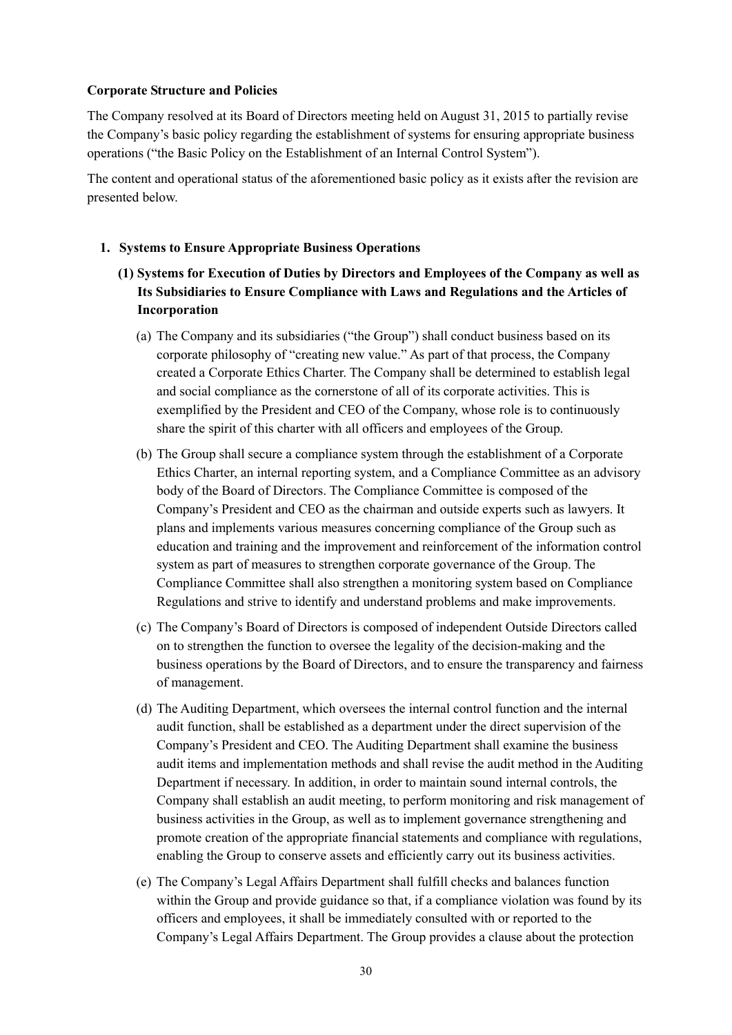**Corporate Structure and Policies**

The Company resolved at its Board of Directors meeting held on August 31, 2015 to partially revise the Company's basic policy regarding the establishment of systems for ensuring appropriate business operations ("the Basic Policy on the Establishment of an Internal Control System").

The content and operational status of the aforementioned basic policy as it exists after the revision are presented below.

**1. Systems to Ensure Appropriate Business Operations**

**(1) Systems for Execution of Duties by Directors and Employees of the Company as well as Its Subsidiaries to Ensure Compliance with Laws and Regulations and the Articles of Incorporation**

(a) The Company and its subsidiaries ("the Group") shall conduct business based on its corporate philosophy of "creating new value." As part of that process, the Company created a Corporate Ethics Charter. The Company shall be determined to establish legal and social compliance as the cornerstone of all of its corporate activities. This is exemplified by the President and CEO of the Company, whose role is to continuously share the spirit of this charter with all officers and employees of the Group.

(b) The Group shall secure a compliance system through the establishment of a Corporate Ethics Charter, an internal reporting system, and a Compliance Committee as an advisory body of the Board of Directors. The Compliance Committee is composed of the Company's President and CEO as the chairman and outside experts such as lawyers. It plans and implements various measures concerning compliance of the Group such as education and training and the improvement and reinforcement of the information control system as part of measures to strengthen corporate governance of the Group. The Compliance Committee shall also strengthen a monitoring system based on Compliance Regulations and strive to identify and understand problems and make improvements.

(c) The Company's Board of Directors is composed of independent Outside Directors called on to strengthen the function to oversee the legality of the decision-making and the business operations by the Board of Directors, and to ensure the transparency and fairness of management.

(d) The Auditing Department, which oversees the internal control function and the internal audit function, shall be established as a department under the direct supervision of the Company's President and CEO. The Auditing Department shall examine the business audit items and implementation methods and shall revise the audit method in the Auditing Department if necessary. In addition, in order to maintain sound internal controls, the Company shall establish an audit meeting, to perform monitoring and risk management of business activities in the Group, as well as to implement governance strengthening and promote creation of the appropriate financial statements and compliance with regulations, enabling the Group to conserve assets and efficiently carry out its business activities.

(e) The Company's Legal Affairs Department shall fulfill checks and balances function within the Group and provide guidance so that, if a compliance violation was found by its officers and employees, it shall be immediately consulted with or reported to the Company's Legal Affairs Department. The Group provides a clause about the protection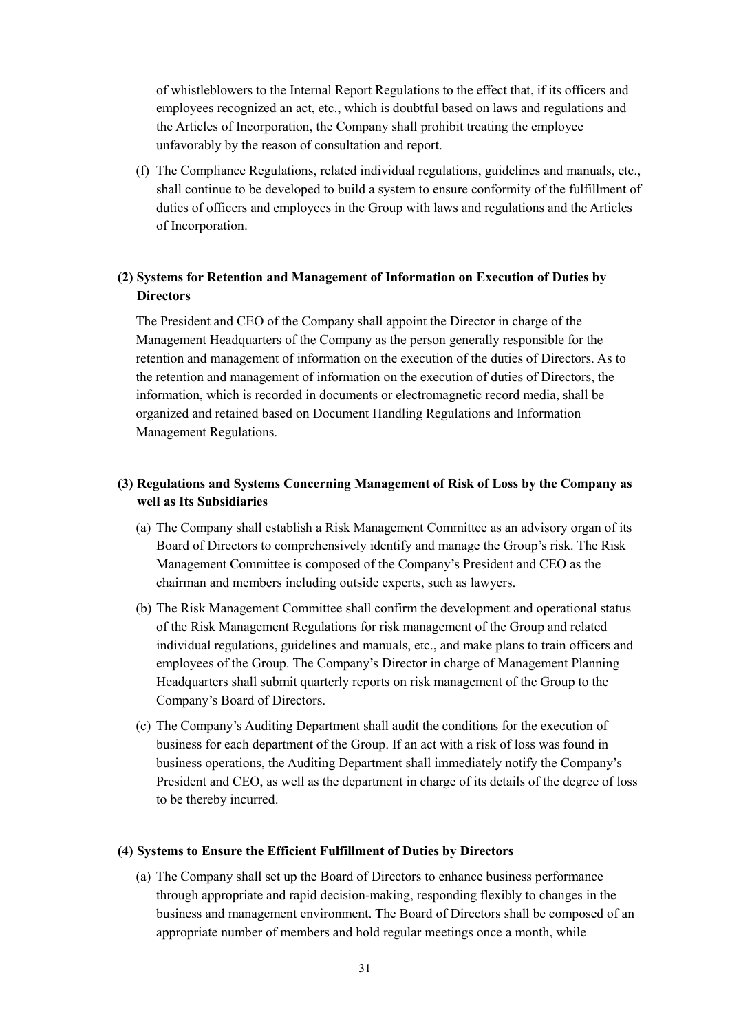of whistleblowers to the Internal Report Regulations to the effect that, if its officers and employees recognized an act, etc., which is doubtful based on laws and regulations and the Articles of Incorporation, the Company shall prohibit treating the employee unfavorably by the reason of consultation and report.

(f) The Compliance Regulations, related individual regulations, guidelines and manuals, etc., shall continue to be developed to build a system to ensure conformity of the fulfillment of duties of officers and employees in the Group with laws and regulations and the Articles of Incorporation.

### (2) Systems for Retention and Management of Information on Execution of Duties by Directors

The President and CEO of the Company shall appoint the Director in charge of the Management Headquarters of the Company as the person generally responsible for the retention and management of information on the execution of the duties of Directors. As to the retention and management of information on the execution of duties of Directors, the information, which is recorded in documents or electromagnetic record media, shall be organized and retained based on Document Handling Regulations and Information Management Regulations.

### (3) Regulations and Systems Concerning Management of Risk of Loss by the Company as well as Its Subsidiaries

(a) The Company shall establish a Risk Management Committee as an advisory organ of its Board of Directors to comprehensively identify and manage the Group's risk. The Risk Management Committee is composed of the Company's President and CEO as the chairman and members including outside experts, such as lawyers.

(b) The Risk Management Committee shall confirm the development and operational status of the Risk Management Regulations for risk management of the Group and related individual regulations, guidelines and manuals, etc., and make plans to train officers and employees of the Group. The Company's Director in charge of Management Planning Headquarters shall submit quarterly reports on risk management of the Group to the Company's Board of Directors.

(c) The Company's Auditing Department shall audit the conditions for the execution of business for each department of the Group. If an act with a risk of loss was found in business operations, the Auditing Department shall immediately notify the Company's President and CEO, as well as the department in charge of its details of the degree of loss to be thereby incurred.

### (4) Systems to Ensure the Efficient Fulfillment of Duties by Directors

(a) The Company shall set up the Board of Directors to enhance business performance through appropriate and rapid decision-making, responding flexibly to changes in the business and management environment. The Board of Directors shall be composed of an appropriate number of members and hold regular meetings once a month, while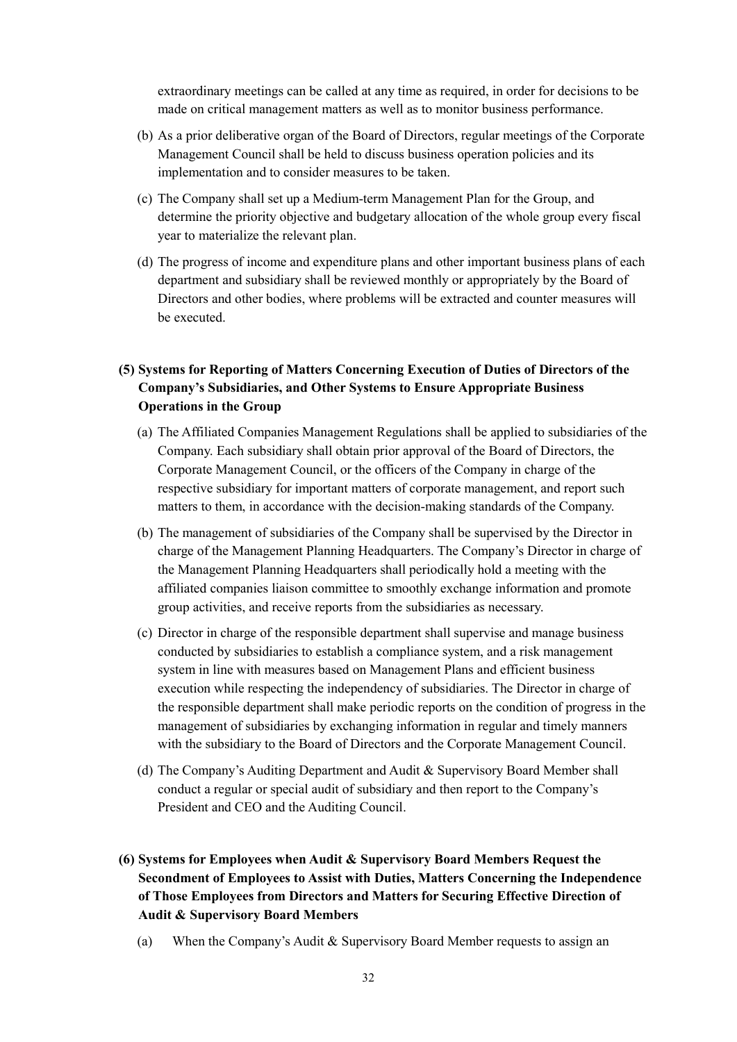extraordinary meetings can be called at any time as required, in order for decisions to be made on critical management matters as well as to monitor business performance.

(b) As a prior deliberative organ of the Board of Directors, regular meetings of the Corporate Management Council shall be held to discuss business operation policies and its implementation and to consider measures to be taken.

(c) The Company shall set up a Medium-term Management Plan for the Group, and determine the priority objective and budgetary allocation of the whole group every fiscal year to materialize the relevant plan.

(d) The progress of income and expenditure plans and other important business plans of each department and subsidiary shall be reviewed monthly or appropriately by the Board of Directors and other bodies, where problems will be extracted and counter measures will be executed.

**(5) Systems for Reporting of Matters Concerning Execution of Duties of Directors of the Company's Subsidiaries, and Other Systems to Ensure Appropriate Business Operations in the Group**

(a) The Affiliated Companies Management Regulations shall be applied to subsidiaries of the Company. Each subsidiary shall obtain prior approval of the Board of Directors, the Corporate Management Council, or the officers of the Company in charge of the respective subsidiary for important matters of corporate management, and report such matters to them, in accordance with the decision-making standards of the Company.

(b) The management of subsidiaries of the Company shall be supervised by the Director in charge of the Management Planning Headquarters. The Company's Director in charge of the Management Planning Headquarters shall periodically hold a meeting with the affiliated companies liaison committee to smoothly exchange information and promote group activities, and receive reports from the subsidiaries as necessary.

(c) Director in charge of the responsible department shall supervise and manage business conducted by subsidiaries to establish a compliance system, and a risk management system in line with measures based on Management Plans and efficient business execution while respecting the independency of subsidiaries. The Director in charge of the responsible department shall make periodic reports on the condition of progress in the management of subsidiaries by exchanging information in regular and timely manners with the subsidiary to the Board of Directors and the Corporate Management Council.

(d) The Company's Auditing Department and Audit & Supervisory Board Member shall conduct a regular or special audit of subsidiary and then report to the Company's President and CEO and the Auditing Council.

**(6) Systems for Employees when Audit & Supervisory Board Members Request the Secondment of Employees to Assist with Duties, Matters Concerning the Independence of Those Employees from Directors and Matters for Securing Effective Direction of Audit & Supervisory Board Members**

(a) When the Company's Audit & Supervisory Board Member requests to assign an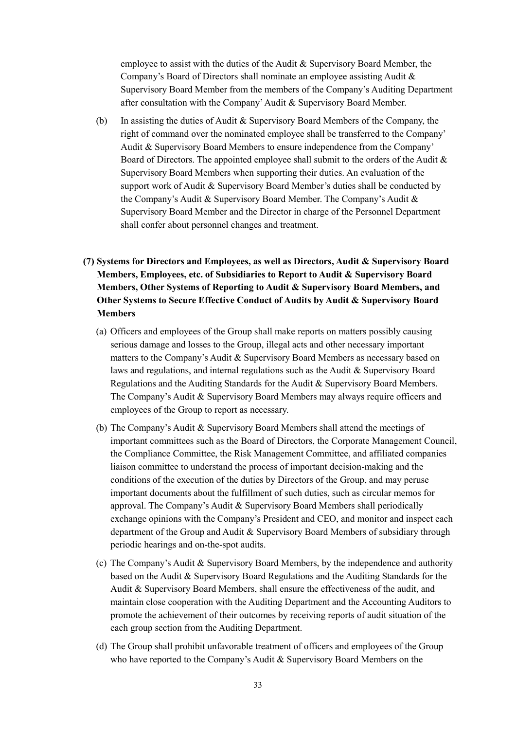employee to assist with the duties of the Audit & Supervisory Board Member, the Company's Board of Directors shall nominate an employee assisting Audit & Supervisory Board Member from the members of the Company's Auditing Department after consultation with the Company' Audit & Supervisory Board Member.

(b) In assisting the duties of Audit & Supervisory Board Members of the Company, the right of command over the nominated employee shall be transferred to the Company' Audit & Supervisory Board Members to ensure independence from the Company' Board of Directors. The appointed employee shall submit to the orders of the Audit & Supervisory Board Members when supporting their duties. An evaluation of the support work of Audit & Supervisory Board Member's duties shall be conducted by the Company's Audit & Supervisory Board Member. The Company's Audit & Supervisory Board Member and the Director in charge of the Personnel Department shall confer about personnel changes and treatment.

**(7) Systems for Directors and Employees, as well as Directors, Audit & Supervisory Board Members, Employees, etc. of Subsidiaries to Report to Audit & Supervisory Board Members, Other Systems of Reporting to Audit & Supervisory Board Members, and Other Systems to Secure Effective Conduct of Audits by Audit & Supervisory Board Members**

(a) Officers and employees of the Group shall make reports on matters possibly causing serious damage and losses to the Group, illegal acts and other necessary important matters to the Company's Audit & Supervisory Board Members as necessary based on laws and regulations, and internal regulations such as the Audit & Supervisory Board Regulations and the Auditing Standards for the Audit & Supervisory Board Members. The Company's Audit & Supervisory Board Members may always require officers and employees of the Group to report as necessary.

(b) The Company's Audit & Supervisory Board Members shall attend the meetings of important committees such as the Board of Directors, the Corporate Management Council, the Compliance Committee, the Risk Management Committee, and affiliated companies liaison committee to understand the process of important decision-making and the conditions of the execution of the duties by Directors of the Group, and may peruse important documents about the fulfillment of such duties, such as circular memos for approval. The Company's Audit & Supervisory Board Members shall periodically exchange opinions with the Company's President and CEO, and monitor and inspect each department of the Group and Audit & Supervisory Board Members of subsidiary through periodic hearings and on-the-spot audits.

(c) The Company's Audit & Supervisory Board Members, by the independence and authority based on the Audit & Supervisory Board Regulations and the Auditing Standards for the Audit & Supervisory Board Members, shall ensure the effectiveness of the audit, and maintain close cooperation with the Auditing Department and the Accounting Auditors to promote the achievement of their outcomes by receiving reports of audit situation of the each group section from the Auditing Department.

(d) The Group shall prohibit unfavorable treatment of officers and employees of the Group who have reported to the Company's Audit & Supervisory Board Members on the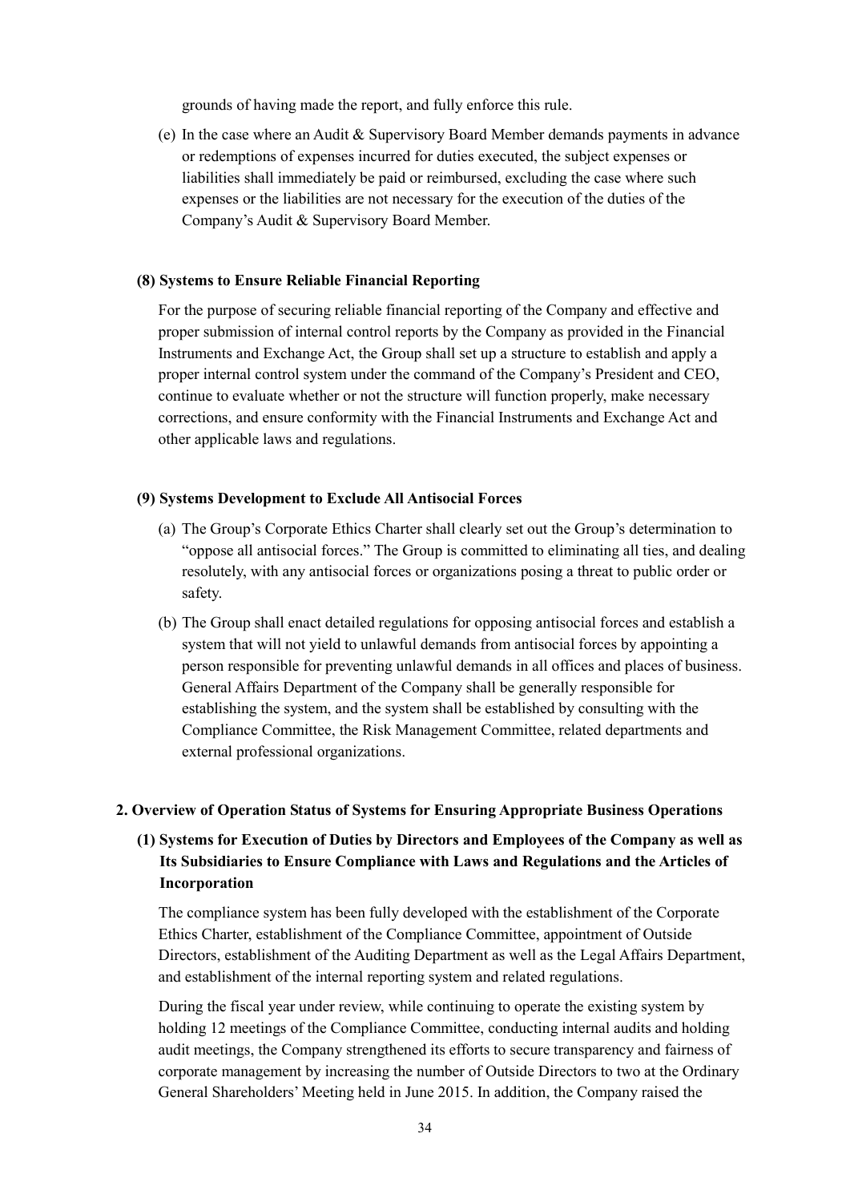grounds of having made the report, and fully enforce this rule.

(e) In the case where an Audit & Supervisory Board Member demands payments in advance or redemptions of expenses incurred for duties executed, the subject expenses or liabilities shall immediately be paid or reimbursed, excluding the case where such expenses or the liabilities are not necessary for the execution of the duties of the Company's Audit & Supervisory Board Member.

#### (8) Systems to Ensure Reliable Financial Reporting

For the purpose of securing reliable financial reporting of the Company and effective and proper submission of internal control reports by the Company as provided in the Financial Instruments and Exchange Act, the Group shall set up a structure to establish and apply a proper internal control system under the command of the Company's President and CEO, continue to evaluate whether or not the structure will function properly, make necessary corrections, and ensure conformity with the Financial Instruments and Exchange Act and other applicable laws and regulations.

#### (9) Systems Development to Exclude All Antisocial Forces

(a) The Group's Corporate Ethics Charter shall clearly set out the Group's determination to "oppose all antisocial forces." The Group is committed to eliminating all ties, and dealing resolutely, with any antisocial forces or organizations posing a threat to public order or safety.

(b) The Group shall enact detailed regulations for opposing antisocial forces and establish a system that will not yield to unlawful demands from antisocial forces by appointing a person responsible for preventing unlawful demands in all offices and places of business. General Affairs Department of the Company shall be generally responsible for establishing the system, and the system shall be established by consulting with the Compliance Committee, the Risk Management Committee, related departments and external professional organizations.

### 2. Overview of Operation Status of Systems for Ensuring Appropriate Business Operations

#### (1) Systems for Execution of Duties by Directors and Employees of the Company as well as Its Subsidiaries to Ensure Compliance with Laws and Regulations and the Articles of Incorporation

The compliance system has been fully developed with the establishment of the Corporate Ethics Charter, establishment of the Compliance Committee, appointment of Outside Directors, establishment of the Auditing Department as well as the Legal Affairs Department, and establishment of the internal reporting system and related regulations.

During the fiscal year under review, while continuing to operate the existing system by holding 12 meetings of the Compliance Committee, conducting internal audits and holding audit meetings, the Company strengthened its efforts to secure transparency and fairness of corporate management by increasing the number of Outside Directors to two at the Ordinary General Shareholders' Meeting held in June 2015. In addition, the Company raised the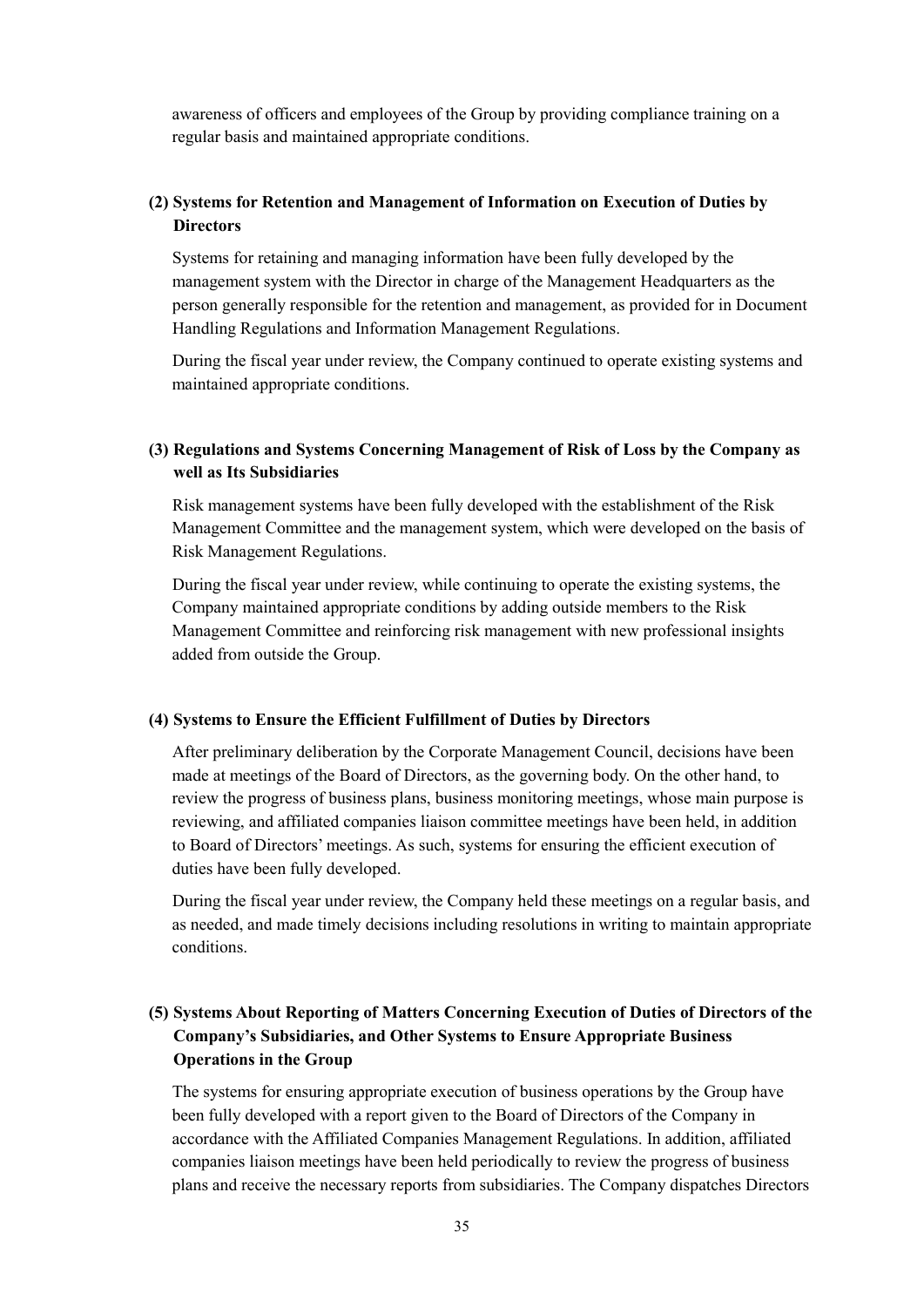awareness of officers and employees of the Group by providing compliance training on a regular basis and maintained appropriate conditions.

### (2) Systems for Retention and Management of Information on Execution of Duties by Directors

Systems for retaining and managing information have been fully developed by the management system with the Director in charge of the Management Headquarters as the person generally responsible for the retention and management, as provided for in Document Handling Regulations and Information Management Regulations.

During the fiscal year under review, the Company continued to operate existing systems and maintained appropriate conditions.

### (3) Regulations and Systems Concerning Management of Risk of Loss by the Company as well as Its Subsidiaries

Risk management systems have been fully developed with the establishment of the Risk Management Committee and the management system, which were developed on the basis of Risk Management Regulations.

During the fiscal year under review, while continuing to operate the existing systems, the Company maintained appropriate conditions by adding outside members to the Risk Management Committee and reinforcing risk management with new professional insights added from outside the Group.

### (4) Systems to Ensure the Efficient Fulfillment of Duties by Directors

After preliminary deliberation by the Corporate Management Council, decisions have been made at meetings of the Board of Directors, as the governing body. On the other hand, to review the progress of business plans, business monitoring meetings, whose main purpose is reviewing, and affiliated companies liaison committee meetings have been held, in addition to Board of Directors' meetings. As such, systems for ensuring the efficient execution of duties have been fully developed.

During the fiscal year under review, the Company held these meetings on a regular basis, and as needed, and made timely decisions including resolutions in writing to maintain appropriate conditions.

### (5) Systems About Reporting of Matters Concerning Execution of Duties of Directors of the Company's Subsidiaries, and Other Systems to Ensure Appropriate Business Operations in the Group

The systems for ensuring appropriate execution of business operations by the Group have been fully developed with a report given to the Board of Directors of the Company in accordance with the Affiliated Companies Management Regulations. In addition, affiliated companies liaison meetings have been held periodically to review the progress of business plans and receive the necessary reports from subsidiaries. The Company dispatches Directors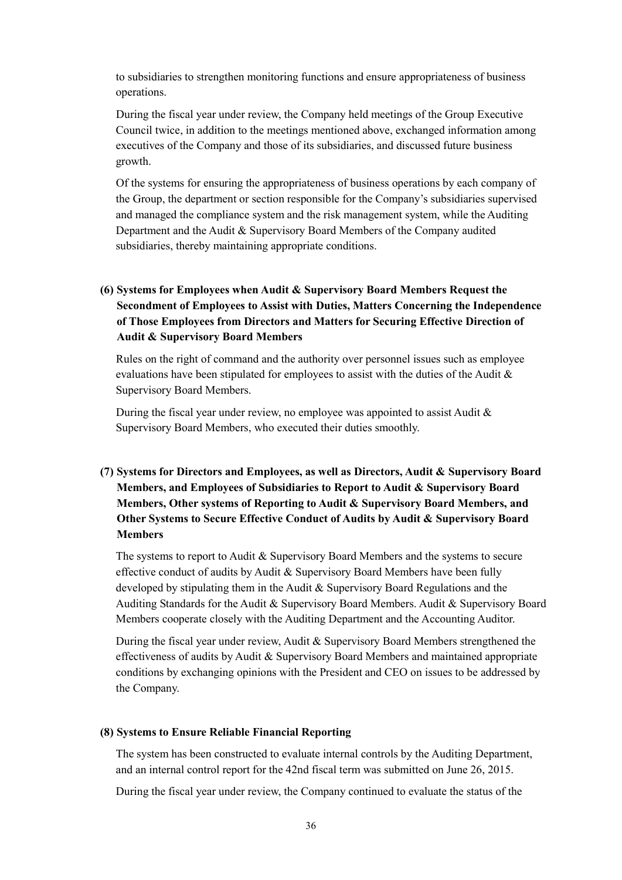to subsidiaries to strengthen monitoring functions and ensure appropriateness of business operations.

During the fiscal year under review, the Company held meetings of the Group Executive Council twice, in addition to the meetings mentioned above, exchanged information among executives of the Company and those of its subsidiaries, and discussed future business growth.

Of the systems for ensuring the appropriateness of business operations by each company of the Group, the department or section responsible for the Company's subsidiaries supervised and managed the compliance system and the risk management system, while the Auditing Department and the Audit & Supervisory Board Members of the Company audited subsidiaries, thereby maintaining appropriate conditions.

### (6) Systems for Employees when Audit & Supervisory Board Members Request the Secondment of Employees to Assist with Duties, Matters Concerning the Independence of Those Employees from Directors and Matters for Securing Effective Direction of Audit & Supervisory Board Members

Rules on the right of command and the authority over personnel issues such as employee evaluations have been stipulated for employees to assist with the duties of the Audit & Supervisory Board Members.

During the fiscal year under review, no employee was appointed to assist Audit & Supervisory Board Members, who executed their duties smoothly.

### (7) Systems for Directors and Employees, as well as Directors, Audit & Supervisory Board Members, and Employees of Subsidiaries to Report to Audit & Supervisory Board Members, Other systems of Reporting to Audit & Supervisory Board Members, and Other Systems to Secure Effective Conduct of Audits by Audit & Supervisory Board Members

The systems to report to Audit & Supervisory Board Members and the systems to secure effective conduct of audits by Audit & Supervisory Board Members have been fully developed by stipulating them in the Audit & Supervisory Board Regulations and the Auditing Standards for the Audit & Supervisory Board Members. Audit & Supervisory Board Members cooperate closely with the Auditing Department and the Accounting Auditor.

During the fiscal year under review, Audit & Supervisory Board Members strengthened the effectiveness of audits by Audit & Supervisory Board Members and maintained appropriate conditions by exchanging opinions with the President and CEO on issues to be addressed by the Company.

### (8) Systems to Ensure Reliable Financial Reporting

The system has been constructed to evaluate internal controls by the Auditing Department, and an internal control report for the 42nd fiscal term was submitted on June 26, 2015.

During the fiscal year under review, the Company continued to evaluate the status of the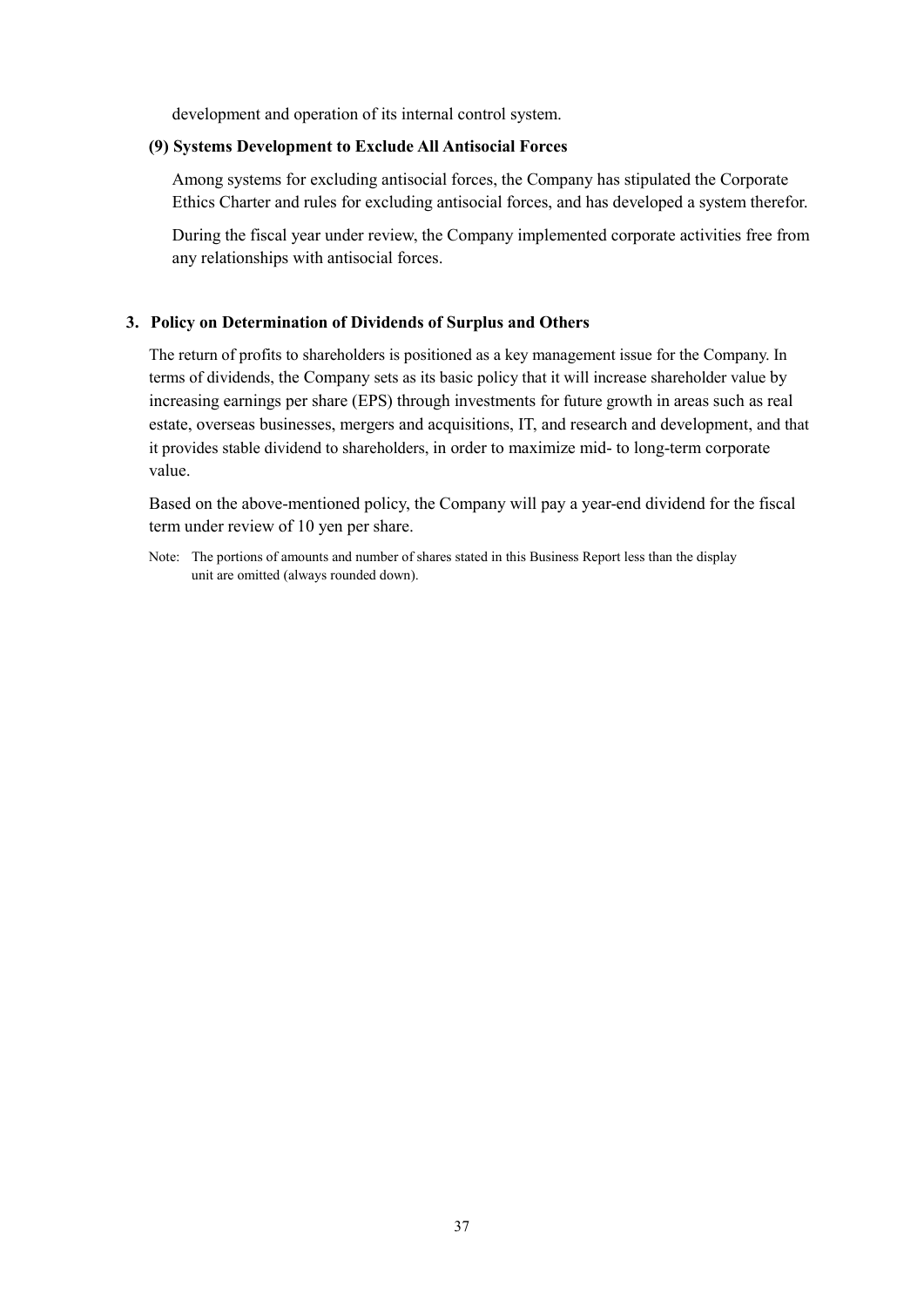development and operation of its internal control system.

### (9) Systems Development to Exclude All Antisocial Forces

Among systems for excluding antisocial forces, the Company has stipulated the Corporate Ethics Charter and rules for excluding antisocial forces, and has developed a system therefor.

During the fiscal year under review, the Company implemented corporate activities free from any relationships with antisocial forces.

## 3. Policy on Determination of Dividends of Surplus and Others

The return of profits to shareholders is positioned as a key management issue for the Company. In terms of dividends, the Company sets as its basic policy that it will increase shareholder value by increasing earnings per share (EPS) through investments for future growth in areas such as real estate, overseas businesses, mergers and acquisitions, IT, and research and development, and that it provides stable dividend to shareholders, in order to maximize mid- to long-term corporate value.

Based on the above-mentioned policy, the Company will pay a year-end dividend for the fiscal term under review of 10 yen per share.

Note: The portions of amounts and number of shares stated in this Business Report less than the display unit are omitted (always rounded down).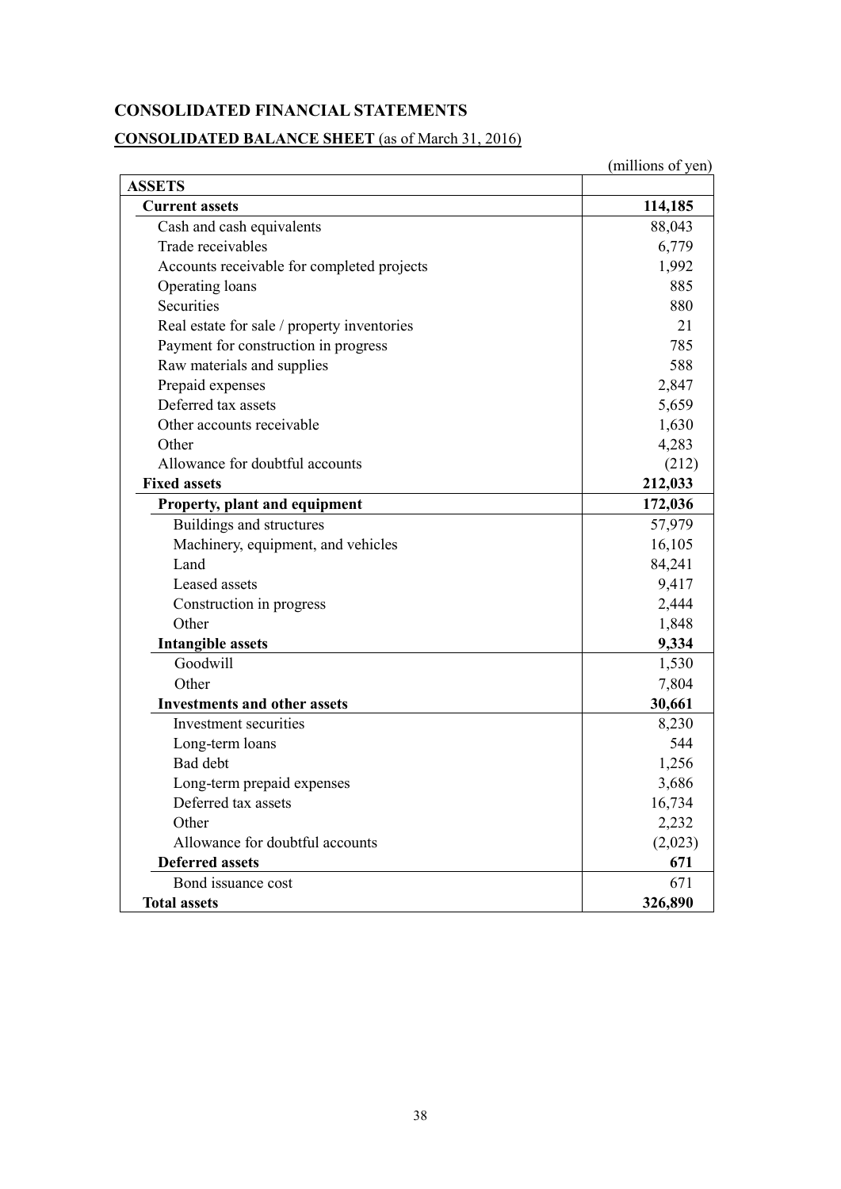# CONSOLIDATED FINANCIAL STATEMENTS

## CONSOLIDATED BALANCE SHEET (as of March 31, 2016)

(millions of yen)

| ASSETS | |
|---|---|
| **Current assets** | **114,185** |
| Cash and cash equivalents | 88,043 |
| Trade receivables | 6,779 |
| Accounts receivable for completed projects | 1,992 |
| Operating loans | 885 |
| Securities | 880 |
| Real estate for sale / property inventories | 21 |
| Payment for construction in progress | 785 |
| Raw materials and supplies | 588 |
| Prepaid expenses | 2,847 |
| Deferred tax assets | 5,659 |
| Other accounts receivable | 1,630 |
| Other | 4,283 |
| Allowance for doubtful accounts | (212) |
| **Fixed assets** | **212,033** |
| **Property, plant and equipment** | **172,036** |
| Buildings and structures | 57,979 |
| Machinery, equipment, and vehicles | 16,105 |
| Land | 84,241 |
| Leased assets | 9,417 |
| Construction in progress | 2,444 |
| Other | 1,848 |
| **Intangible assets** | **9,334** |
| Goodwill | 1,530 |
| Other | 7,804 |
| **Investments and other assets** | **30,661** |
| Investment securities | 8,230 |
| Long-term loans | 544 |
| Bad debt | 1,256 |
| Long-term prepaid expenses | 3,686 |
| Deferred tax assets | 16,734 |
| Other | 2,232 |
| Allowance for doubtful accounts | (2,023) |
| **Deferred assets** | **671** |
| Bond issuance cost | 671 |
| **Total assets** | **326,890** |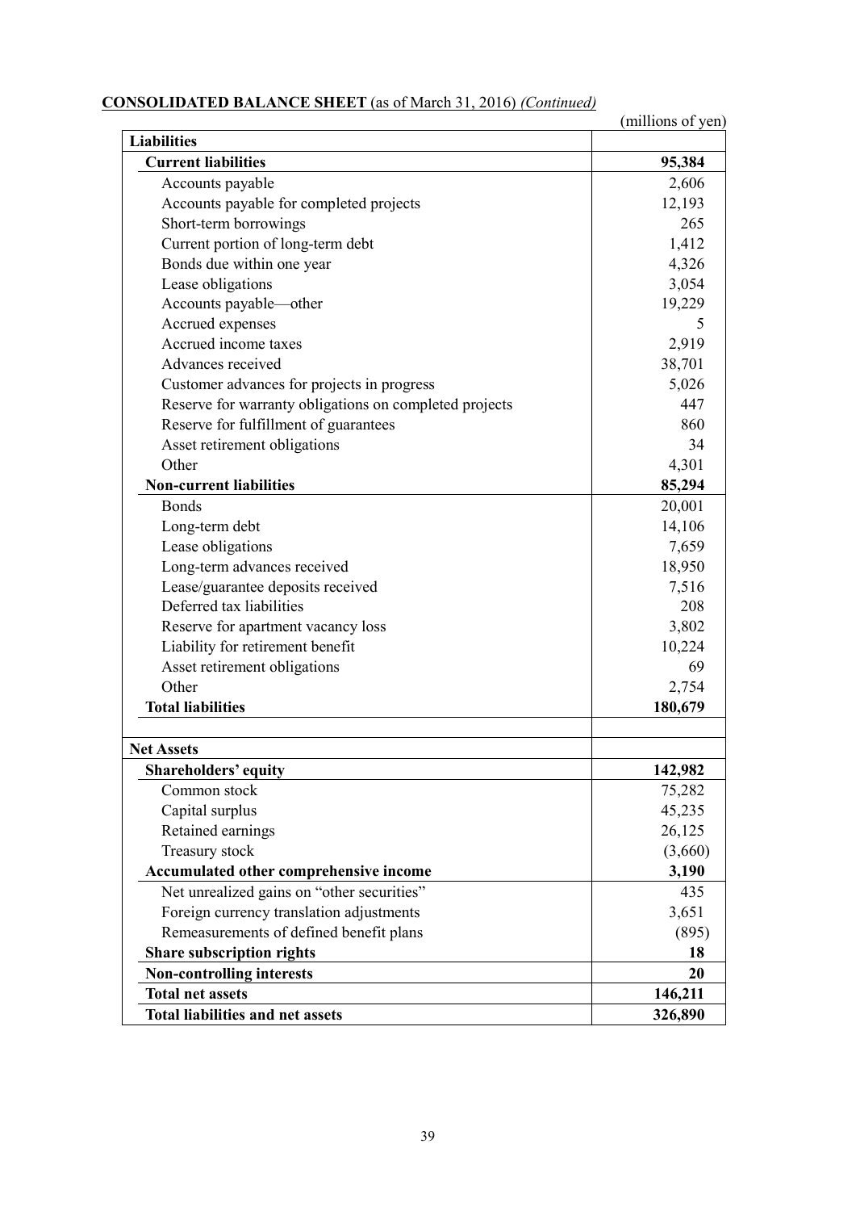**CONSOLIDATED BALANCE SHEET** (as of March 31, 2016) *(Continued)*

(millions of yen)

| | |
|---|---|
| **Liabilities** | |
| **Current liabilities** | **95,384** |
| Accounts payable | 2,606 |
| Accounts payable for completed projects | 12,193 |
| Short-term borrowings | 265 |
| Current portion of long-term debt | 1,412 |
| Bonds due within one year | 4,326 |
| Lease obligations | 3,054 |
| Accounts payable—other | 19,229 |
| Accrued expenses | 5 |
| Accrued income taxes | 2,919 |
| Advances received | 38,701 |
| Customer advances for projects in progress | 5,026 |
| Reserve for warranty obligations on completed projects | 447 |
| Reserve for fulfillment of guarantees | 860 |
| Asset retirement obligations | 34 |
| Other | 4,301 |
| **Non-current liabilities** | **85,294** |
| Bonds | 20,001 |
| Long-term debt | 14,106 |
| Lease obligations | 7,659 |
| Long-term advances received | 18,950 |
| Lease/guarantee deposits received | 7,516 |
| Deferred tax liabilities | 208 |
| Reserve for apartment vacancy loss | 3,802 |
| Liability for retirement benefit | 10,224 |
| Asset retirement obligations | 69 |
| Other | 2,754 |
| **Total liabilities** | **180,679** |
| | |
| **Net Assets** | |
| **Shareholders' equity** | **142,982** |
| Common stock | 75,282 |
| Capital surplus | 45,235 |
| Retained earnings | 26,125 |
| Treasury stock | (3,660) |
| **Accumulated other comprehensive income** | **3,190** |
| Net unrealized gains on "other securities" | 435 |
| Foreign currency translation adjustments | 3,651 |
| Remeasurements of defined benefit plans | (895) |
| **Share subscription rights** | **18** |
| **Non-controlling interests** | **20** |
| **Total net assets** | **146,211** |
| **Total liabilities and net assets** | **326,890** |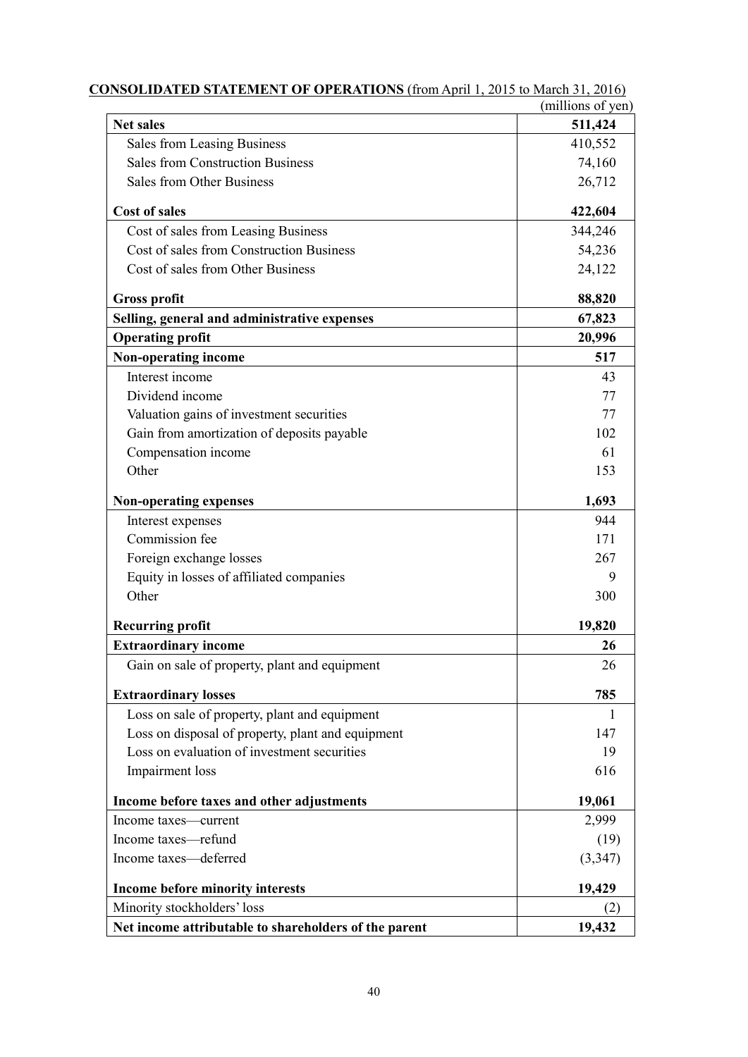**CONSOLIDATED STATEMENT OF OPERATIONS** (from April 1, 2015 to March 31, 2016)

(millions of yen)

| | |
|---|---|
| **Net sales** | **511,424** |
| Sales from Leasing Business | 410,552 |
| Sales from Construction Business | 74,160 |
| Sales from Other Business | 26,712 |
| **Cost of sales** | **422,604** |
| Cost of sales from Leasing Business | 344,246 |
| Cost of sales from Construction Business | 54,236 |
| Cost of sales from Other Business | 24,122 |
| **Gross profit** | **88,820** |
| **Selling, general and administrative expenses** | **67,823** |
| **Operating profit** | **20,996** |
| **Non-operating income** | **517** |
| Interest income | 43 |
| Dividend income | 77 |
| Valuation gains of investment securities | 77 |
| Gain from amortization of deposits payable | 102 |
| Compensation income | 61 |
| Other | 153 |
| **Non-operating expenses** | **1,693** |
| Interest expenses | 944 |
| Commission fee | 171 |
| Foreign exchange losses | 267 |
| Equity in losses of affiliated companies | 9 |
| Other | 300 |
| **Recurring profit** | **19,820** |
| **Extraordinary income** | **26** |
| Gain on sale of property, plant and equipment | 26 |
| **Extraordinary losses** | **785** |
| Loss on sale of property, plant and equipment | 1 |
| Loss on disposal of property, plant and equipment | 147 |
| Loss on evaluation of investment securities | 19 |
| Impairment loss | 616 |
| **Income before taxes and other adjustments** | **19,061** |
| Income taxes—current | 2,999 |
| Income taxes—refund | (19) |
| Income taxes—deferred | (3,347) |
| **Income before minority interests** | **19,429** |
| Minority stockholders' loss | (2) |
| **Net income attributable to shareholders of the parent** | **19,432** |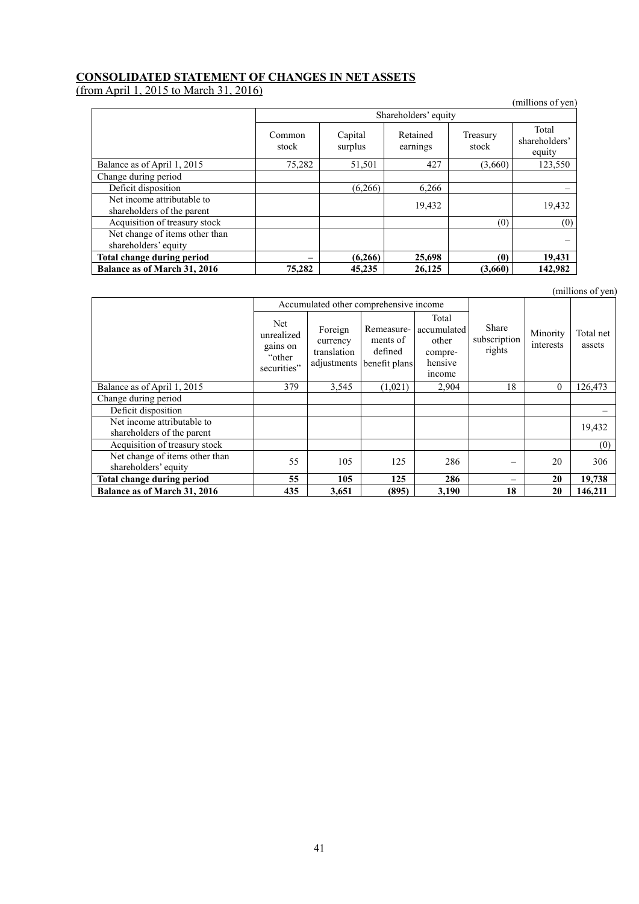## CONSOLIDATED STATEMENT OF CHANGES IN NET ASSETS

(from April 1, 2015 to March 31, 2016)

(millions of yen)

| | Shareholders' equity | | | | |
|---|---|---|---|---|---|
| | Common stock | Capital surplus | Retained earnings | Treasury stock | Total shareholders' equity |
| Balance as of April 1, 2015 | 75,282 | 51,501 | 427 | (3,660) | 123,550 |
| Change during period | | | | | |
| Deficit disposition | | (6,266) | 6,266 | | – |
| Net income attributable to shareholders of the parent | | | 19,432 | | 19,432 |
| Acquisition of treasury stock | | | | (0) | (0) |
| Net change of items other than shareholders' equity | | | | | – |
| **Total change during period** | **–** | **(6,266)** | **25,698** | **(0)** | **19,431** |
| **Balance as of March 31, 2016** | **75,282** | **45,235** | **26,125** | **(3,660)** | **142,982** |

(millions of yen)

| | Accumulated other comprehensive income | | | | Share subscription rights | Minority interests | Total net assets |
|---|---|---|---|---|---|---|---|
| | Net unrealized gains on "other securities" | Foreign currency translation adjustments | Remeasurements of defined benefit plans | Total accumulated other comprehensive income | | | |
| Balance as of April 1, 2015 | 379 | 3,545 | (1,021) | 2,904 | 18 | 0 | 126,473 |
| Change during period | | | | | | | |
| Deficit disposition | | | | | | | – |
| Net income attributable to shareholders of the parent | | | | | | | 19,432 |
| Acquisition of treasury stock | | | | | | | (0) |
| Net change of items other than shareholders' equity | 55 | 105 | 125 | 286 | – | 20 | 306 |
| **Total change during period** | **55** | **105** | **125** | **286** | **–** | **20** | **19,738** |
| **Balance as of March 31, 2016** | **435** | **3,651** | **(895)** | **3,190** | **18** | **20** | **146,211** |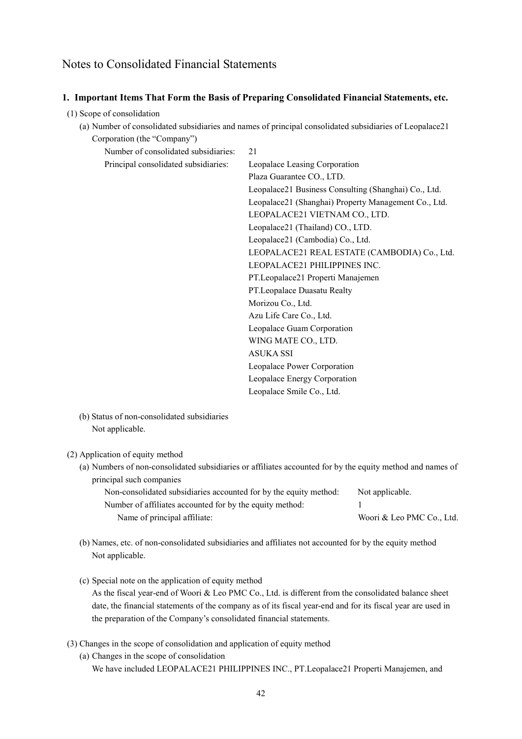# Notes to Consolidated Financial Statements

## 1. Important Items That Form the Basis of Preparing Consolidated Financial Statements, etc.

(1) Scope of consolidation

(a) Number of consolidated subsidiaries and names of principal consolidated subsidiaries of Leopalace21 Corporation (the "Company")

| | |
|---|---|
| Number of consolidated subsidiaries: | 21 |
| Principal consolidated subsidiaries: | Leopalace Leasing Corporation |
| | Plaza Guarantee CO., LTD. |
| | Leopalace21 Business Consulting (Shanghai) Co., Ltd. |
| | Leopalace21 (Shanghai) Property Management Co., Ltd. |
| | LEOPALACE21 VIETNAM CO., LTD. |
| | Leopalace21 (Thailand) CO., LTD. |
| | Leopalace21 (Cambodia) Co., Ltd. |
| | LEOPALACE21 REAL ESTATE (CAMBODIA) Co., Ltd. |
| | LEOPALACE21 PHILIPPINES INC. |
| | PT.Leopalace21 Properti Manajemen |
| | PT.Leopalace Duasatu Realty |
| | Morizou Co., Ltd. |
| | Azu Life Care Co., Ltd. |
| | Leopalace Guam Corporation |
| | WING MATE CO., LTD. |
| | ASUKA SSI |
| | Leopalace Power Corporation |
| | Leopalace Energy Corporation |
| | Leopalace Smile Co., Ltd. |

(b) Status of non-consolidated subsidiaries

Not applicable.

(2) Application of equity method

(a) Numbers of non-consolidated subsidiaries or affiliates accounted for by the equity method and names of principal such companies

| | |
|---|---|
| Non-consolidated subsidiaries accounted for by the equity method: | Not applicable. |
| Number of affiliates accounted for by the equity method: | 1 |
| Name of principal affiliate: | Woori & Leo PMC Co., Ltd. |

(b) Names, etc. of non-consolidated subsidiaries and affiliates not accounted for by the equity method

Not applicable.

(c) Special note on the application of equity method

As the fiscal year-end of Woori & Leo PMC Co., Ltd. is different from the consolidated balance sheet date, the financial statements of the company as of its fiscal year-end and for its fiscal year are used in the preparation of the Company's consolidated financial statements.

(3) Changes in the scope of consolidation and application of equity method

(a) Changes in the scope of consolidation

We have included LEOPALACE21 PHILIPPINES INC., PT.Leopalace21 Properti Manajemen, and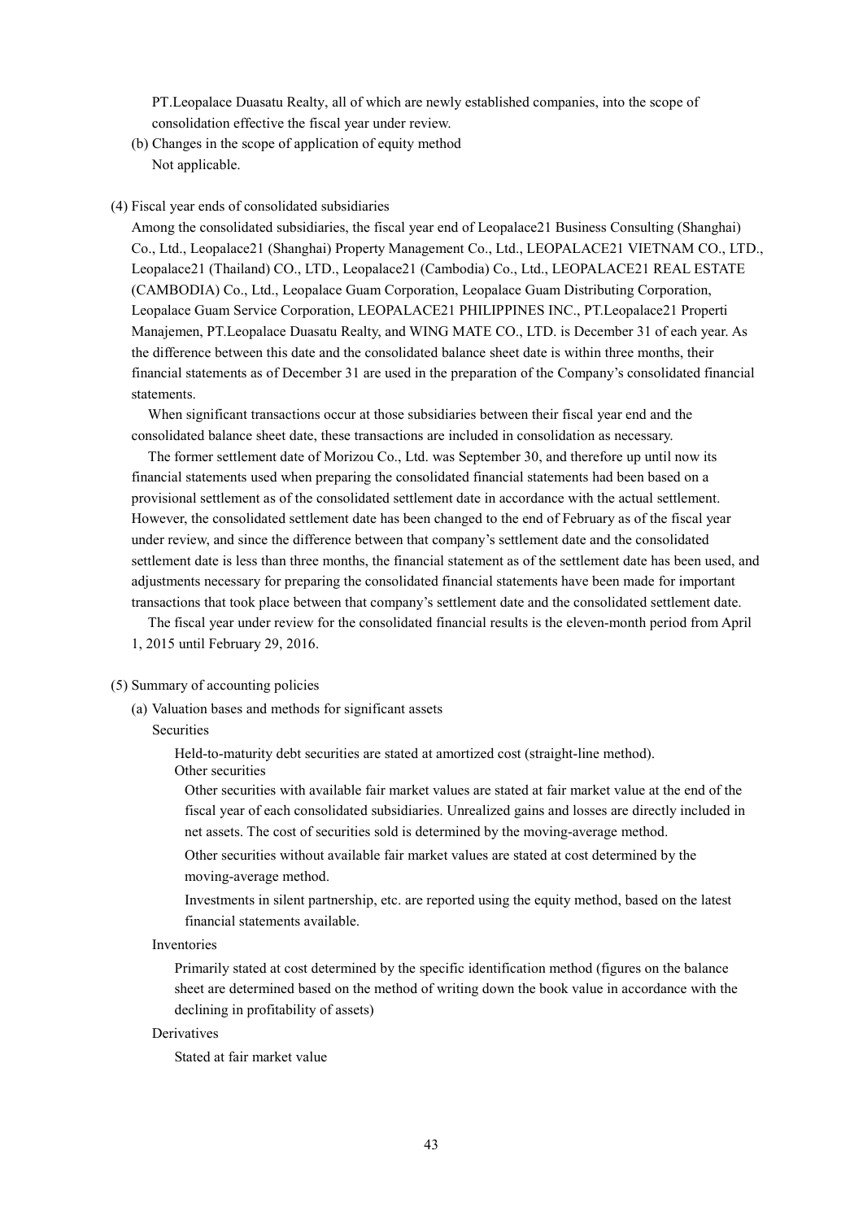PT.Leopalace Duasatu Realty, all of which are newly established companies, into the scope of consolidation effective the fiscal year under review.

(b) Changes in the scope of application of equity method

Not applicable.

(4) Fiscal year ends of consolidated subsidiaries

Among the consolidated subsidiaries, the fiscal year end of Leopalace21 Business Consulting (Shanghai) Co., Ltd., Leopalace21 (Shanghai) Property Management Co., Ltd., LEOPALACE21 VIETNAM CO., LTD., Leopalace21 (Thailand) CO., LTD., Leopalace21 (Cambodia) Co., Ltd., LEOPALACE21 REAL ESTATE (CAMBODIA) Co., Ltd., Leopalace Guam Corporation, Leopalace Guam Distributing Corporation, Leopalace Guam Service Corporation, LEOPALACE21 PHILIPPINES INC., PT.Leopalace21 Properti Manajemen, PT.Leopalace Duasatu Realty, and WING MATE CO., LTD. is December 31 of each year. As the difference between this date and the consolidated balance sheet date is within three months, their financial statements as of December 31 are used in the preparation of the Company's consolidated financial statements.

When significant transactions occur at those subsidiaries between their fiscal year end and the consolidated balance sheet date, these transactions are included in consolidation as necessary.

The former settlement date of Morizou Co., Ltd. was September 30, and therefore up until now its financial statements used when preparing the consolidated financial statements had been based on a provisional settlement as of the consolidated settlement date in accordance with the actual settlement. However, the consolidated settlement date has been changed to the end of February as of the fiscal year under review, and since the difference between that company's settlement date and the consolidated settlement date is less than three months, the financial statement as of the settlement date has been used, and adjustments necessary for preparing the consolidated financial statements have been made for important transactions that took place between that company's settlement date and the consolidated settlement date.

The fiscal year under review for the consolidated financial results is the eleven-month period from April 1, 2015 until February 29, 2016.

(5) Summary of accounting policies

(a) Valuation bases and methods for significant assets

Securities

Held-to-maturity debt securities are stated at amortized cost (straight-line method).

Other securities

Other securities with available fair market values are stated at fair market value at the end of the fiscal year of each consolidated subsidiaries. Unrealized gains and losses are directly included in net assets. The cost of securities sold is determined by the moving-average method.

Other securities without available fair market values are stated at cost determined by the moving-average method.

Investments in silent partnership, etc. are reported using the equity method, based on the latest financial statements available.

Inventories

Primarily stated at cost determined by the specific identification method (figures on the balance sheet are determined based on the method of writing down the book value in accordance with the declining in profitability of assets)

Derivatives

Stated at fair market value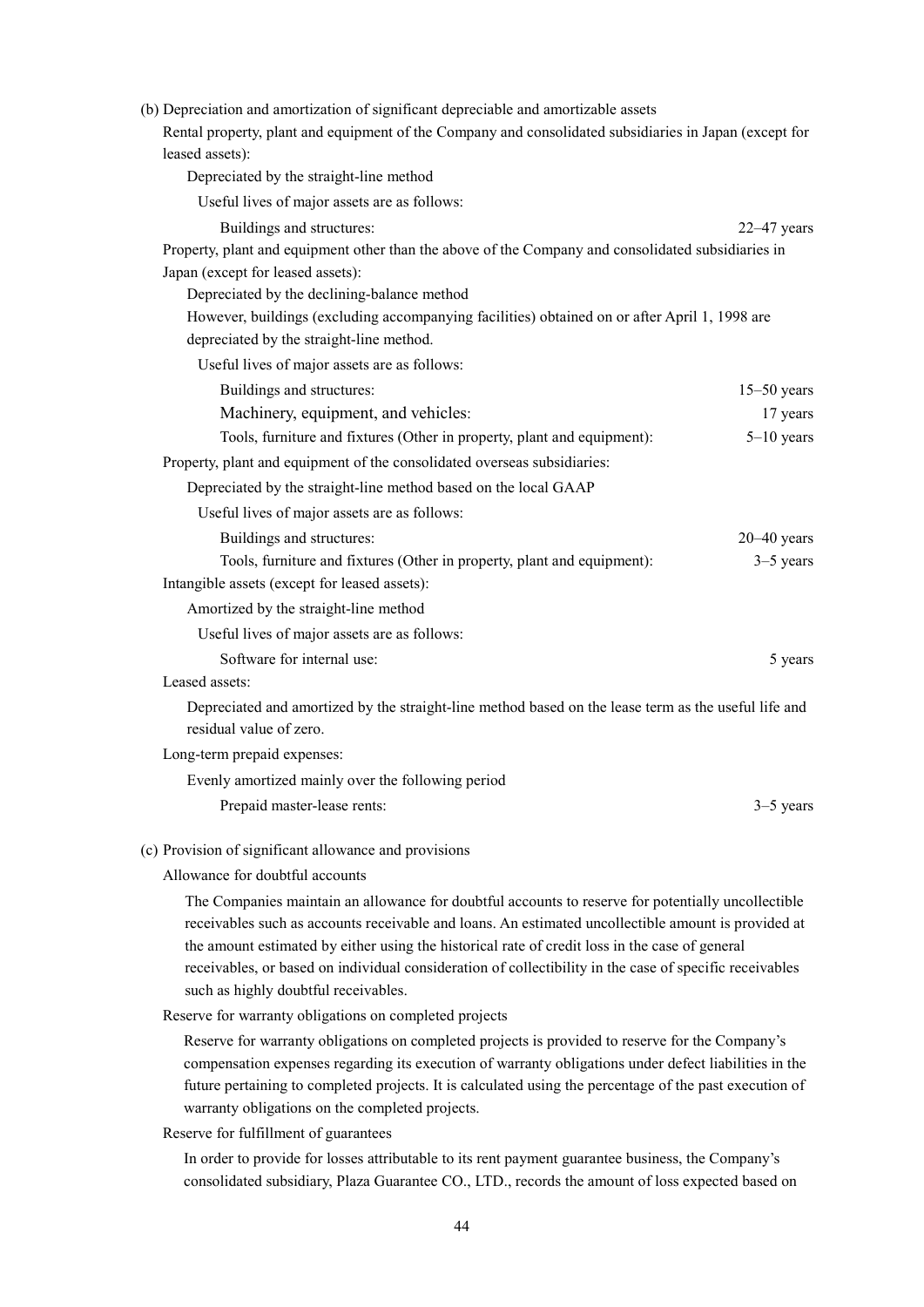(b) Depreciation and amortization of significant depreciable and amortizable assets

Rental property, plant and equipment of the Company and consolidated subsidiaries in Japan (except for leased assets):

Depreciated by the straight-line method

Useful lives of major assets are as follows:

| | |
|---|---|
| Buildings and structures: | 22–47 years |

Property, plant and equipment other than the above of the Company and consolidated subsidiaries in Japan (except for leased assets):

Depreciated by the declining-balance method

However, buildings (excluding accompanying facilities) obtained on or after April 1, 1998 are depreciated by the straight-line method.

Useful lives of major assets are as follows:

| | |
|---|---|
| Buildings and structures: | 15–50 years |
| Machinery, equipment, and vehicles: | 17 years |
| Tools, furniture and fixtures (Other in property, plant and equipment): | 5–10 years |

Property, plant and equipment of the consolidated overseas subsidiaries:

Depreciated by the straight-line method based on the local GAAP

Useful lives of major assets are as follows:

| | |
|---|---|
| Buildings and structures: | 20–40 years |
| Tools, furniture and fixtures (Other in property, plant and equipment): | 3–5 years |

Intangible assets (except for leased assets):

Amortized by the straight-line method

Useful lives of major assets are as follows:

| | |
|---|---|
| Software for internal use: | 5 years |

Leased assets:

Depreciated and amortized by the straight-line method based on the lease term as the useful life and residual value of zero.

Long-term prepaid expenses:

Evenly amortized mainly over the following period

| | |
|---|---|
| Prepaid master-lease rents: | 3–5 years |

(c) Provision of significant allowance and provisions

Allowance for doubtful accounts

The Companies maintain an allowance for doubtful accounts to reserve for potentially uncollectible receivables such as accounts receivable and loans. An estimated uncollectible amount is provided at the amount estimated by either using the historical rate of credit loss in the case of general receivables, or based on individual consideration of collectibility in the case of specific receivables such as highly doubtful receivables.

Reserve for warranty obligations on completed projects

Reserve for warranty obligations on completed projects is provided to reserve for the Company's compensation expenses regarding its execution of warranty obligations under defect liabilities in the future pertaining to completed projects. It is calculated using the percentage of the past execution of warranty obligations on the completed projects.

Reserve for fulfillment of guarantees

In order to provide for losses attributable to its rent payment guarantee business, the Company's consolidated subsidiary, Plaza Guarantee CO., LTD., records the amount of loss expected based on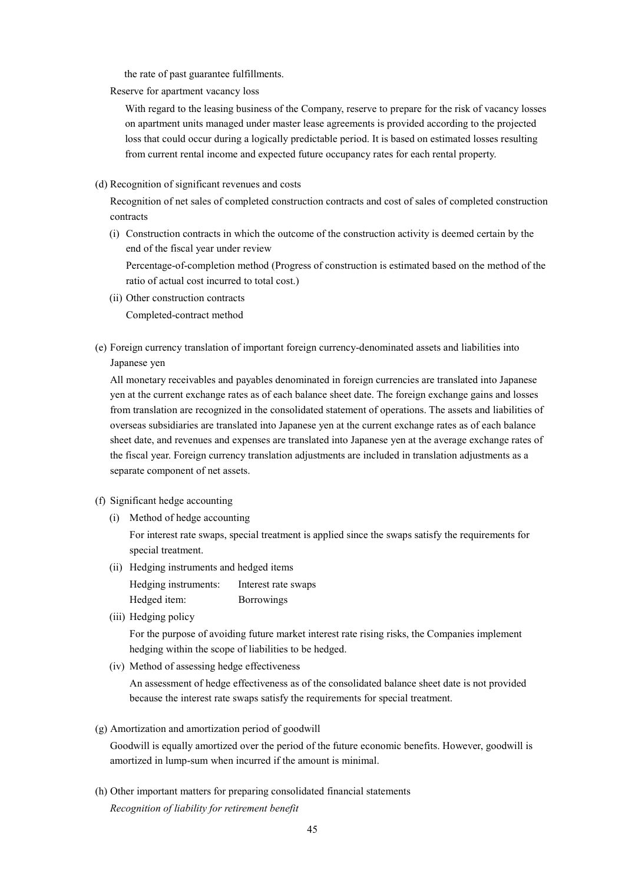the rate of past guarantee fulfillments.

Reserve for apartment vacancy loss

With regard to the leasing business of the Company, reserve to prepare for the risk of vacancy losses on apartment units managed under master lease agreements is provided according to the projected loss that could occur during a logically predictable period. It is based on estimated losses resulting from current rental income and expected future occupancy rates for each rental property.

(d) Recognition of significant revenues and costs

Recognition of net sales of completed construction contracts and cost of sales of completed construction contracts

(i) Construction contracts in which the outcome of the construction activity is deemed certain by the end of the fiscal year under review

Percentage-of-completion method (Progress of construction is estimated based on the method of the ratio of actual cost incurred to total cost.)

(ii) Other construction contracts

Completed-contract method

(e) Foreign currency translation of important foreign currency-denominated assets and liabilities into Japanese yen

All monetary receivables and payables denominated in foreign currencies are translated into Japanese yen at the current exchange rates as of each balance sheet date. The foreign exchange gains and losses from translation are recognized in the consolidated statement of operations. The assets and liabilities of overseas subsidiaries are translated into Japanese yen at the current exchange rates as of each balance sheet date, and revenues and expenses are translated into Japanese yen at the average exchange rates of the fiscal year. Foreign currency translation adjustments are included in translation adjustments as a separate component of net assets.

(f) Significant hedge accounting

(i) Method of hedge accounting

For interest rate swaps, special treatment is applied since the swaps satisfy the requirements for special treatment.

(ii) Hedging instruments and hedged items

Hedging instruments: Interest rate swaps

Hedged item: Borrowings

(iii) Hedging policy

For the purpose of avoiding future market interest rate rising risks, the Companies implement hedging within the scope of liabilities to be hedged.

(iv) Method of assessing hedge effectiveness

An assessment of hedge effectiveness as of the consolidated balance sheet date is not provided because the interest rate swaps satisfy the requirements for special treatment.

(g) Amortization and amortization period of goodwill

Goodwill is equally amortized over the period of the future economic benefits. However, goodwill is amortized in lump-sum when incurred if the amount is minimal.

(h) Other important matters for preparing consolidated financial statements

*Recognition of liability for retirement benefit*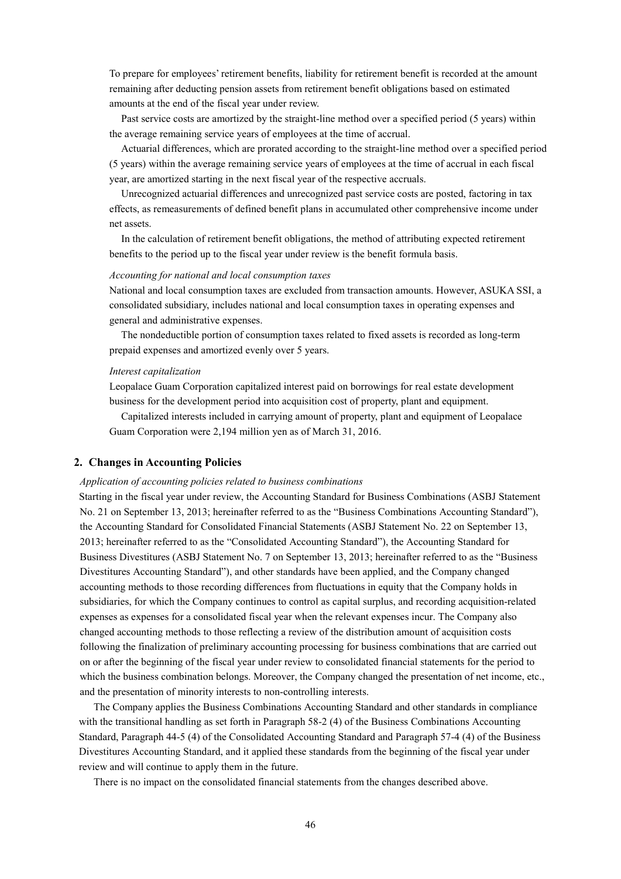To prepare for employees' retirement benefits, liability for retirement benefit is recorded at the amount remaining after deducting pension assets from retirement benefit obligations based on estimated amounts at the end of the fiscal year under review.

Past service costs are amortized by the straight-line method over a specified period (5 years) within the average remaining service years of employees at the time of accrual.

Actuarial differences, which are prorated according to the straight-line method over a specified period (5 years) within the average remaining service years of employees at the time of accrual in each fiscal year, are amortized starting in the next fiscal year of the respective accruals.

Unrecognized actuarial differences and unrecognized past service costs are posted, factoring in tax effects, as remeasurements of defined benefit plans in accumulated other comprehensive income under net assets.

In the calculation of retirement benefit obligations, the method of attributing expected retirement benefits to the period up to the fiscal year under review is the benefit formula basis.

*Accounting for national and local consumption taxes*

National and local consumption taxes are excluded from transaction amounts. However, ASUKA SSI, a consolidated subsidiary, includes national and local consumption taxes in operating expenses and general and administrative expenses.

The nondeductible portion of consumption taxes related to fixed assets is recorded as long-term prepaid expenses and amortized evenly over 5 years.

*Interest capitalization*

Leopalace Guam Corporation capitalized interest paid on borrowings for real estate development business for the development period into acquisition cost of property, plant and equipment.

Capitalized interests included in carrying amount of property, plant and equipment of Leopalace Guam Corporation were 2,194 million yen as of March 31, 2016.

## 2. Changes in Accounting Policies

*Application of accounting policies related to business combinations*

Starting in the fiscal year under review, the Accounting Standard for Business Combinations (ASBJ Statement No. 21 on September 13, 2013; hereinafter referred to as the "Business Combinations Accounting Standard"), the Accounting Standard for Consolidated Financial Statements (ASBJ Statement No. 22 on September 13, 2013; hereinafter referred to as the "Consolidated Accounting Standard"), the Accounting Standard for Business Divestitures (ASBJ Statement No. 7 on September 13, 2013; hereinafter referred to as the "Business Divestitures Accounting Standard"), and other standards have been applied, and the Company changed accounting methods to those recording differences from fluctuations in equity that the Company holds in subsidiaries, for which the Company continues to control as capital surplus, and recording acquisition-related expenses as expenses for a consolidated fiscal year when the relevant expenses incur. The Company also changed accounting methods to those reflecting a review of the distribution amount of acquisition costs following the finalization of preliminary accounting processing for business combinations that are carried out on or after the beginning of the fiscal year under review to consolidated financial statements for the period to which the business combination belongs. Moreover, the Company changed the presentation of net income, etc., and the presentation of minority interests to non-controlling interests.

The Company applies the Business Combinations Accounting Standard and other standards in compliance with the transitional handling as set forth in Paragraph 58-2 (4) of the Business Combinations Accounting Standard, Paragraph 44-5 (4) of the Consolidated Accounting Standard and Paragraph 57-4 (4) of the Business Divestitures Accounting Standard, and it applied these standards from the beginning of the fiscal year under review and will continue to apply them in the future.

There is no impact on the consolidated financial statements from the changes described above.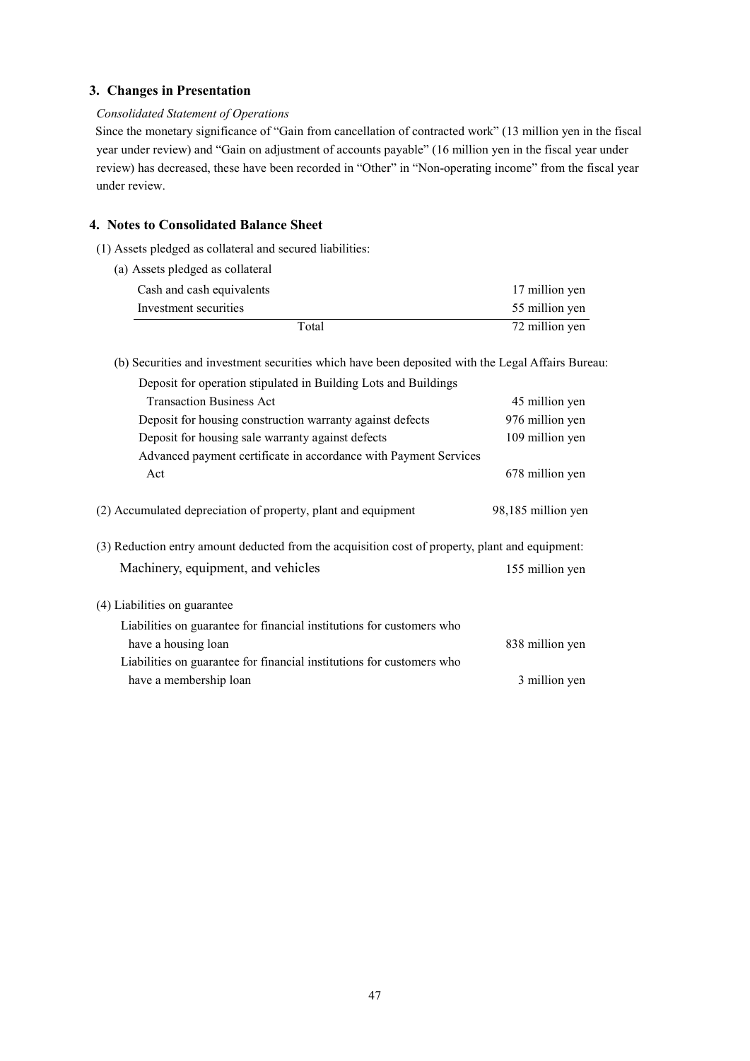## 3. Changes in Presentation

*Consolidated Statement of Operations*

Since the monetary significance of "Gain from cancellation of contracted work" (13 million yen in the fiscal year under review) and "Gain on adjustment of accounts payable" (16 million yen in the fiscal year under review) has decreased, these have been recorded in "Other" in "Non-operating income" from the fiscal year under review.

## 4. Notes to Consolidated Balance Sheet

(1) Assets pledged as collateral and secured liabilities:

(a) Assets pledged as collateral

| | |
|---|---|
| Cash and cash equivalents | 17 million yen |
| Investment securities | 55 million yen |
| Total | 72 million yen |

(b) Securities and investment securities which have been deposited with the Legal Affairs Bureau:

| | |
|---|---|
| Deposit for operation stipulated in Building Lots and Buildings Transaction Business Act | 45 million yen |
| Deposit for housing construction warranty against defects | 976 million yen |
| Deposit for housing sale warranty against defects | 109 million yen |
| Advanced payment certificate in accordance with Payment Services Act | 678 million yen |

(2) Accumulated depreciation of property, plant and equipment — 98,185 million yen

(3) Reduction entry amount deducted from the acquisition cost of property, plant and equipment:

| | |
|---|---|
| Machinery, equipment, and vehicles | 155 million yen |

(4) Liabilities on guarantee

| | |
|---|---|
| Liabilities on guarantee for financial institutions for customers who have a housing loan | 838 million yen |
| Liabilities on guarantee for financial institutions for customers who have a membership loan | 3 million yen |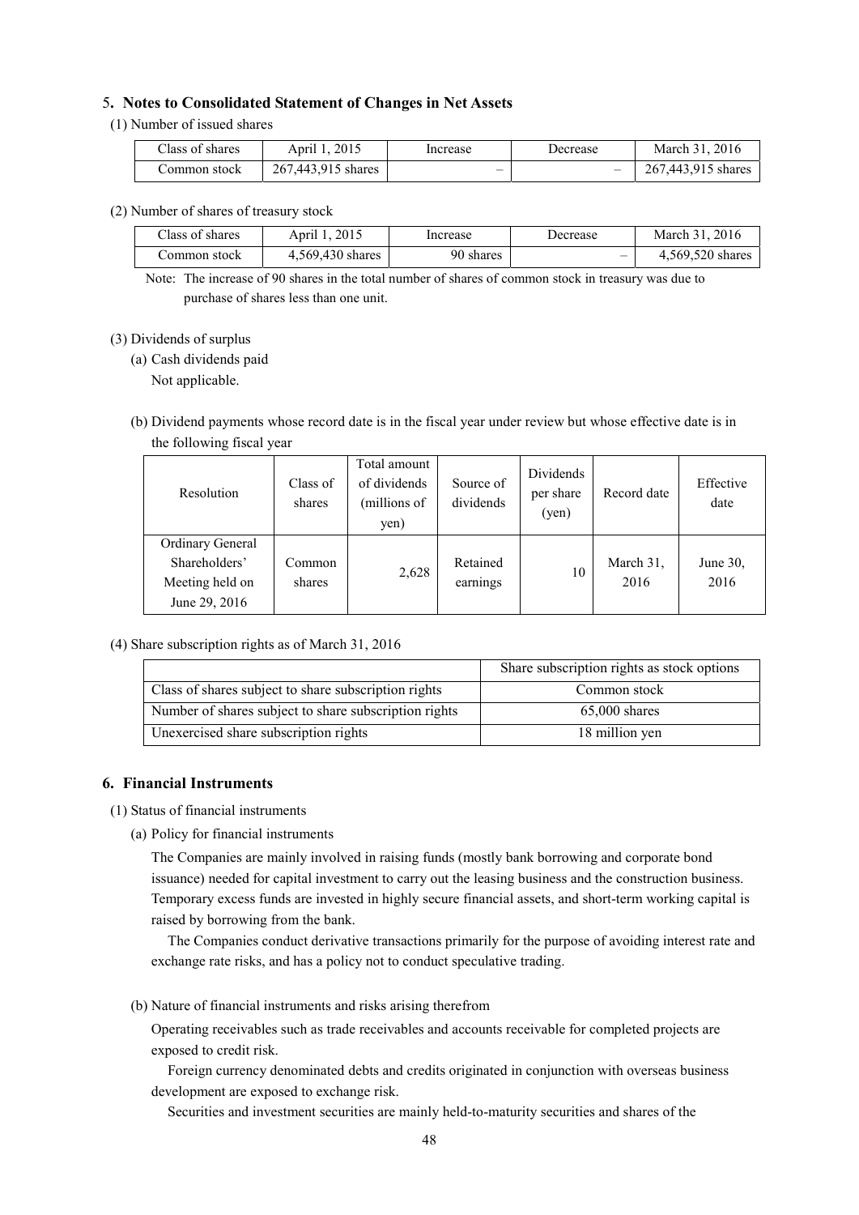## 5. Notes to Consolidated Statement of Changes in Net Assets

(1) Number of issued shares

| Class of shares | April 1, 2015 | Increase | Decrease | March 31, 2016 |
|---|---|---|---|---|
| Common stock | 267,443,915 shares | – | – | 267,443,915 shares |

(2) Number of shares of treasury stock

| Class of shares | April 1, 2015 | Increase | Decrease | March 31, 2016 |
|---|---|---|---|---|
| Common stock | 4,569,430 shares | 90 shares | – | 4,569,520 shares |

Note: The increase of 90 shares in the total number of shares of common stock in treasury was due to purchase of shares less than one unit.

(3) Dividends of surplus

(a) Cash dividends paid

Not applicable.

(b) Dividend payments whose record date is in the fiscal year under review but whose effective date is in the following fiscal year

| Resolution | Class of shares | Total amount of dividends (millions of yen) | Source of dividends | Dividends per share (yen) | Record date | Effective date |
|---|---|---|---|---|---|---|
| Ordinary General Shareholders' Meeting held on June 29, 2016 | Common shares | 2,628 | Retained earnings | 10 | March 31, 2016 | June 30, 2016 |

(4) Share subscription rights as of March 31, 2016

| | Share subscription rights as stock options |
|---|---|
| Class of shares subject to share subscription rights | Common stock |
| Number of shares subject to share subscription rights | 65,000 shares |
| Unexercised share subscription rights | 18 million yen |

## 6. Financial Instruments

(1) Status of financial instruments

(a) Policy for financial instruments

The Companies are mainly involved in raising funds (mostly bank borrowing and corporate bond issuance) needed for capital investment to carry out the leasing business and the construction business. Temporary excess funds are invested in highly secure financial assets, and short-term working capital is raised by borrowing from the bank.

The Companies conduct derivative transactions primarily for the purpose of avoiding interest rate and exchange rate risks, and has a policy not to conduct speculative trading.

(b) Nature of financial instruments and risks arising therefrom

Operating receivables such as trade receivables and accounts receivable for completed projects are exposed to credit risk.

Foreign currency denominated debts and credits originated in conjunction with overseas business development are exposed to exchange risk.

Securities and investment securities are mainly held-to-maturity securities and shares of the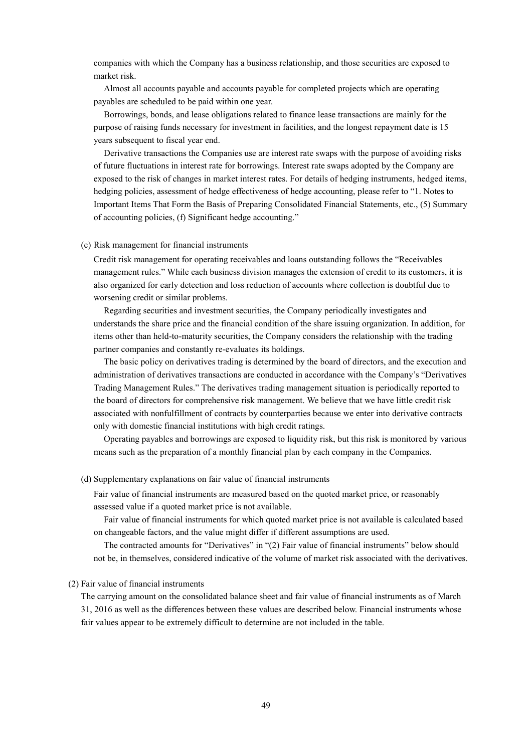companies with which the Company has a business relationship, and those securities are exposed to market risk.

Almost all accounts payable and accounts payable for completed projects which are operating payables are scheduled to be paid within one year.

Borrowings, bonds, and lease obligations related to finance lease transactions are mainly for the purpose of raising funds necessary for investment in facilities, and the longest repayment date is 15 years subsequent to fiscal year end.

Derivative transactions the Companies use are interest rate swaps with the purpose of avoiding risks of future fluctuations in interest rate for borrowings. Interest rate swaps adopted by the Company are exposed to the risk of changes in market interest rates. For details of hedging instruments, hedged items, hedging policies, assessment of hedge effectiveness of hedge accounting, please refer to "1. Notes to Important Items That Form the Basis of Preparing Consolidated Financial Statements, etc., (5) Summary of accounting policies, (f) Significant hedge accounting."

(c) Risk management for financial instruments

Credit risk management for operating receivables and loans outstanding follows the "Receivables management rules." While each business division manages the extension of credit to its customers, it is also organized for early detection and loss reduction of accounts where collection is doubtful due to worsening credit or similar problems.

Regarding securities and investment securities, the Company periodically investigates and understands the share price and the financial condition of the share issuing organization. In addition, for items other than held-to-maturity securities, the Company considers the relationship with the trading partner companies and constantly re-evaluates its holdings.

The basic policy on derivatives trading is determined by the board of directors, and the execution and administration of derivatives transactions are conducted in accordance with the Company's "Derivatives Trading Management Rules." The derivatives trading management situation is periodically reported to the board of directors for comprehensive risk management. We believe that we have little credit risk associated with nonfulfillment of contracts by counterparties because we enter into derivative contracts only with domestic financial institutions with high credit ratings.

Operating payables and borrowings are exposed to liquidity risk, but this risk is monitored by various means such as the preparation of a monthly financial plan by each company in the Companies.

(d) Supplementary explanations on fair value of financial instruments

Fair value of financial instruments are measured based on the quoted market price, or reasonably assessed value if a quoted market price is not available.

Fair value of financial instruments for which quoted market price is not available is calculated based on changeable factors, and the value might differ if different assumptions are used.

The contracted amounts for "Derivatives" in "(2) Fair value of financial instruments" below should not be, in themselves, considered indicative of the volume of market risk associated with the derivatives.

(2) Fair value of financial instruments

The carrying amount on the consolidated balance sheet and fair value of financial instruments as of March 31, 2016 as well as the differences between these values are described below. Financial instruments whose fair values appear to be extremely difficult to determine are not included in the table.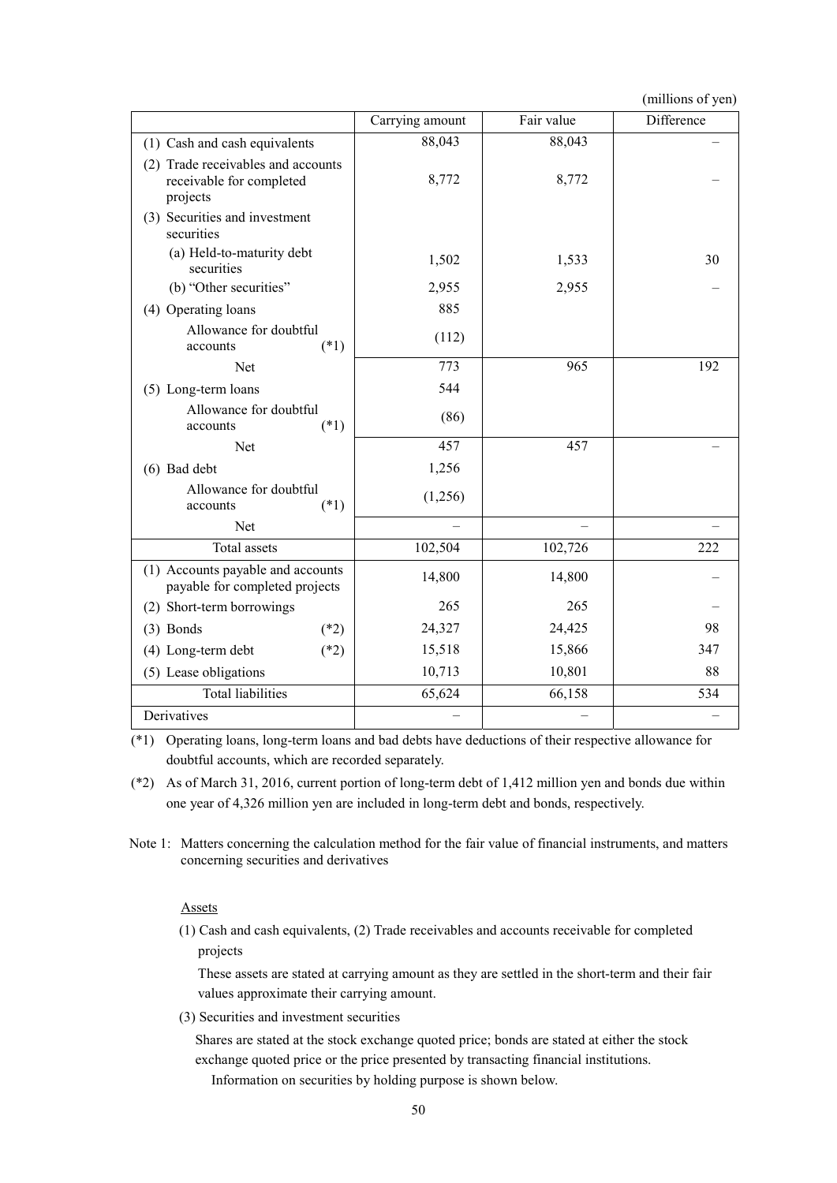(millions of yen)

| | Carrying amount | Fair value | Difference |
|---|---|---|---|
| (1) Cash and cash equivalents | 88,043 | 88,043 | – |
| (2) Trade receivables and accounts receivable for completed projects | 8,772 | 8,772 | – |
| (3) Securities and investment securities | | | |
| (a) Held-to-maturity debt securities | 1,502 | 1,533 | 30 |
| (b) “Other securities” | 2,955 | 2,955 | – |
| (4) Operating loans | 885 | | |
| Allowance for doubtful accounts (*1) | (112) | | |
| Net | 773 | 965 | 192 |
| (5) Long-term loans | 544 | | |
| Allowance for doubtful accounts (*1) | (86) | | |
| Net | 457 | 457 | – |
| (6) Bad debt | 1,256 | | |
| Allowance for doubtful accounts (*1) | (1,256) | | |
| Net | – | – | – |
| Total assets | 102,504 | 102,726 | 222 |
| (1) Accounts payable and accounts payable for completed projects | 14,800 | 14,800 | – |
| (2) Short-term borrowings | 265 | 265 | – |
| (3) Bonds (*2) | 24,327 | 24,425 | 98 |
| (4) Long-term debt (*2) | 15,518 | 15,866 | 347 |
| (5) Lease obligations | 10,713 | 10,801 | 88 |
| Total liabilities | 65,624 | 66,158 | 534 |
| Derivatives | – | – | – |

(*1) Operating loans, long-term loans and bad debts have deductions of their respective allowance for doubtful accounts, which are recorded separately.

(*2) As of March 31, 2016, current portion of long-term debt of 1,412 million yen and bonds due within one year of 4,326 million yen are included in long-term debt and bonds, respectively.

Note 1: Matters concerning the calculation method for the fair value of financial instruments, and matters concerning securities and derivatives

Assets

(1) Cash and cash equivalents, (2) Trade receivables and accounts receivable for completed projects

These assets are stated at carrying amount as they are settled in the short-term and their fair values approximate their carrying amount.

(3) Securities and investment securities

Shares are stated at the stock exchange quoted price; bonds are stated at either the stock exchange quoted price or the price presented by transacting financial institutions.

Information on securities by holding purpose is shown below.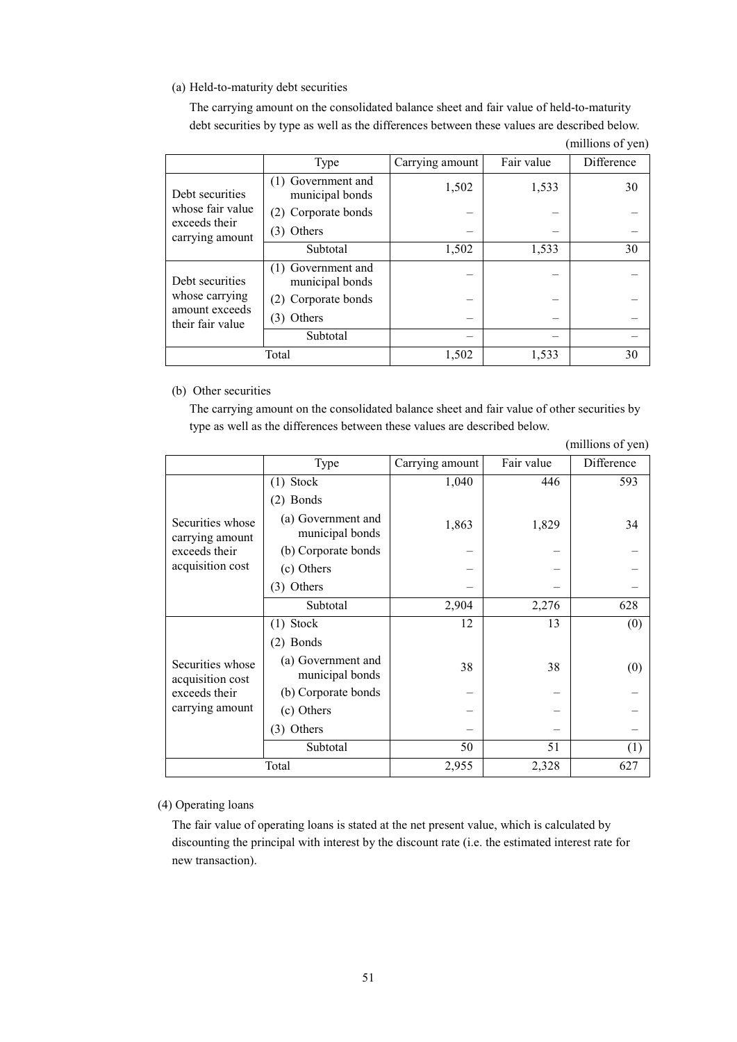(a) Held-to-maturity debt securities

The carrying amount on the consolidated balance sheet and fair value of held-to-maturity debt securities by type as well as the differences between these values are described below.

(millions of yen)

| | Type | Carrying amount | Fair value | Difference |
|---|---|---|---|---|
| Debt securities whose fair value exceeds their carrying amount | (1) Government and municipal bonds | 1,502 | 1,533 | 30 |
| | (2) Corporate bonds | – | – | – |
| | (3) Others | – | – | – |
| | Subtotal | 1,502 | 1,533 | 30 |
| Debt securities whose carrying amount exceeds their fair value | (1) Government and municipal bonds | – | – | – |
| | (2) Corporate bonds | – | – | – |
| | (3) Others | – | – | – |
| | Subtotal | – | – | – |
| Total | | 1,502 | 1,533 | 30 |

(b) Other securities

The carrying amount on the consolidated balance sheet and fair value of other securities by type as well as the differences between these values are described below.

(millions of yen)

| | Type | Carrying amount | Fair value | Difference |
|---|---|---|---|---|
| Securities whose carrying amount exceeds their acquisition cost | (1) Stock | 1,040 | 446 | 593 |
| | (2) Bonds | | | |
| | (a) Government and municipal bonds | 1,863 | 1,829 | 34 |
| | (b) Corporate bonds | – | – | – |
| | (c) Others | – | – | – |
| | (3) Others | – | – | – |
| | Subtotal | 2,904 | 2,276 | 628 |
| Securities whose acquisition cost exceeds their carrying amount | (1) Stock | 12 | 13 | (0) |
| | (2) Bonds | | | |
| | (a) Government and municipal bonds | 38 | 38 | (0) |
| | (b) Corporate bonds | – | – | – |
| | (c) Others | – | – | – |
| | (3) Others | – | – | – |
| | Subtotal | 50 | 51 | (1) |
| Total | | 2,955 | 2,328 | 627 |

(4) Operating loans

The fair value of operating loans is stated at the net present value, which is calculated by discounting the principal with interest by the discount rate (i.e. the estimated interest rate for new transaction).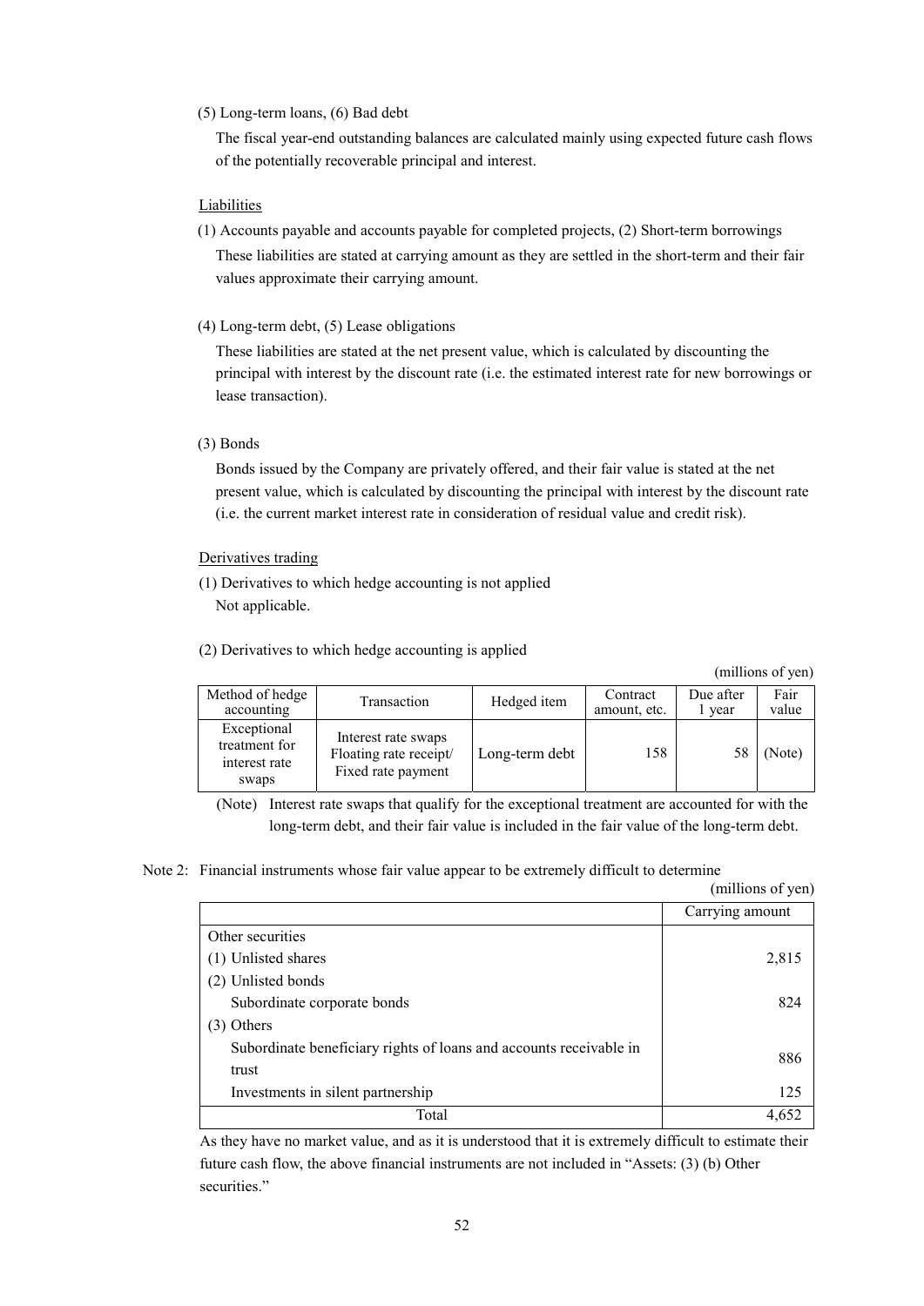(5) Long-term loans, (6) Bad debt

The fiscal year-end outstanding balances are calculated mainly using expected future cash flows of the potentially recoverable principal and interest.

Liabilities

(1) Accounts payable and accounts payable for completed projects, (2) Short-term borrowings

These liabilities are stated at carrying amount as they are settled in the short-term and their fair values approximate their carrying amount.

(4) Long-term debt, (5) Lease obligations

These liabilities are stated at the net present value, which is calculated by discounting the principal with interest by the discount rate (i.e. the estimated interest rate for new borrowings or lease transaction).

(3) Bonds

Bonds issued by the Company are privately offered, and their fair value is stated at the net present value, which is calculated by discounting the principal with interest by the discount rate (i.e. the current market interest rate in consideration of residual value and credit risk).

Derivatives trading

(1) Derivatives to which hedge accounting is not applied

Not applicable.

(2) Derivatives to which hedge accounting is applied

(millions of yen)

| Method of hedge accounting | Transaction | Hedged item | Contract amount, etc. | Due after 1 year | Fair value |
|---|---|---|---|---|---|
| Exceptional treatment for interest rate swaps | Interest rate swaps Floating rate receipt/ Fixed rate payment | Long-term debt | 158 | 58 | (Note) |

(Note) Interest rate swaps that qualify for the exceptional treatment are accounted for with the long-term debt, and their fair value is included in the fair value of the long-term debt.

Note 2: Financial instruments whose fair value appear to be extremely difficult to determine

(millions of yen)

| | Carrying amount |
|---|---|
| Other securities | |
| (1) Unlisted shares | 2,815 |
| (2) Unlisted bonds | |
| Subordinate corporate bonds | 824 |
| (3) Others | |
| Subordinate beneficiary rights of loans and accounts receivable in trust | 886 |
| Investments in silent partnership | 125 |
| Total | 4,652 |

As they have no market value, and as it is understood that it is extremely difficult to estimate their future cash flow, the above financial instruments are not included in "Assets: (3) (b) Other securities."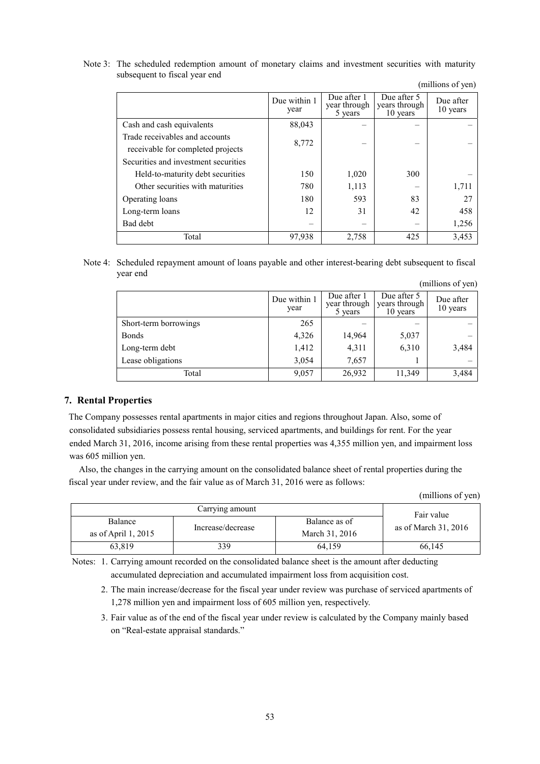Note 3: The scheduled redemption amount of monetary claims and investment securities with maturity subsequent to fiscal year end

(millions of yen)

| | Due within 1 year | Due after 1 year through 5 years | Due after 5 years through 10 years | Due after 10 years |
|---|---|---|---|---|
| Cash and cash equivalents | 88,043 | – | – | – |
| Trade receivables and accounts receivable for completed projects | 8,772 | – | – | – |
| Securities and investment securities | | | | |
| Held-to-maturity debt securities | 150 | 1,020 | 300 | – |
| Other securities with maturities | 780 | 1,113 | – | 1,711 |
| Operating loans | 180 | 593 | 83 | 27 |
| Long-term loans | 12 | 31 | 42 | 458 |
| Bad debt | – | – | – | 1,256 |
| Total | 97,938 | 2,758 | 425 | 3,453 |

Note 4: Scheduled repayment amount of loans payable and other interest-bearing debt subsequent to fiscal year end

(millions of yen)

| | Due within 1 year | Due after 1 year through 5 years | Due after 5 years through 10 years | Due after 10 years |
|---|---|---|---|---|
| Short-term borrowings | 265 | – | – | – |
| Bonds | 4,326 | 14,964 | 5,037 | – |
| Long-term debt | 1,412 | 4,311 | 6,310 | 3,484 |
| Lease obligations | 3,054 | 7,657 | 1 | – |
| Total | 9,057 | 26,932 | 11,349 | 3,484 |

## 7. Rental Properties

The Company possesses rental apartments in major cities and regions throughout Japan. Also, some of consolidated subsidiaries possess rental housing, serviced apartments, and buildings for rent. For the year ended March 31, 2016, income arising from these rental properties was 4,355 million yen, and impairment loss was 605 million yen.

Also, the changes in the carrying amount on the consolidated balance sheet of rental properties during the fiscal year under review, and the fair value as of March 31, 2016 were as follows:

(millions of yen)

| Carrying amount | | | Fair value as of March 31, 2016 |
|---|---|---|---|
| Balance as of April 1, 2015 | Increase/decrease | Balance as of March 31, 2016 | |
| 63,819 | 339 | 64,159 | 66,145 |

Notes: 1. Carrying amount recorded on the consolidated balance sheet is the amount after deducting accumulated depreciation and accumulated impairment loss from acquisition cost.

2. The main increase/decrease for the fiscal year under review was purchase of serviced apartments of 1,278 million yen and impairment loss of 605 million yen, respectively.

3. Fair value as of the end of the fiscal year under review is calculated by the Company mainly based on "Real-estate appraisal standards."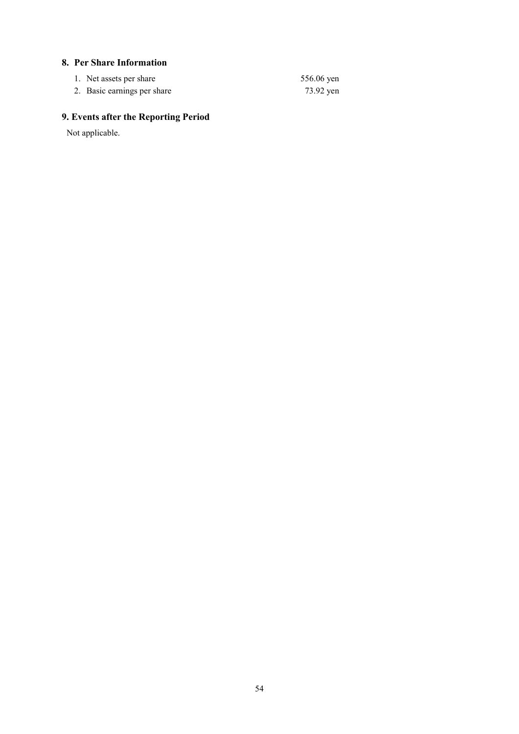## 8. Per Share Information

1. Net assets per share 556.06 yen
2. Basic earnings per share 73.92 yen

## 9. Events after the Reporting Period

Not applicable.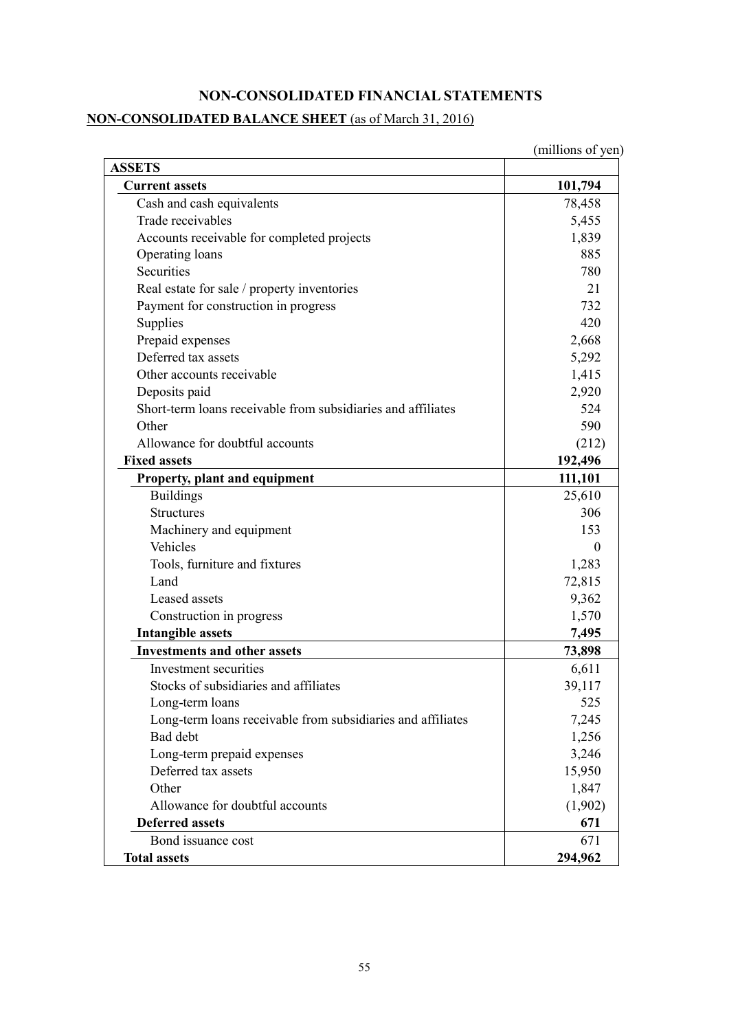# NON-CONSOLIDATED FINANCIAL STATEMENTS

## NON-CONSOLIDATED BALANCE SHEET (as of March 31, 2016)

(millions of yen)

| ASSETS | |
|---|---|
| **Current assets** | **101,794** |
| Cash and cash equivalents | 78,458 |
| Trade receivables | 5,455 |
| Accounts receivable for completed projects | 1,839 |
| Operating loans | 885 |
| Securities | 780 |
| Real estate for sale / property inventories | 21 |
| Payment for construction in progress | 732 |
| Supplies | 420 |
| Prepaid expenses | 2,668 |
| Deferred tax assets | 5,292 |
| Other accounts receivable | 1,415 |
| Deposits paid | 2,920 |
| Short-term loans receivable from subsidiaries and affiliates | 524 |
| Other | 590 |
| Allowance for doubtful accounts | (212) |
| **Fixed assets** | **192,496** |
| **Property, plant and equipment** | **111,101** |
| Buildings | 25,610 |
| Structures | 306 |
| Machinery and equipment | 153 |
| Vehicles | 0 |
| Tools, furniture and fixtures | 1,283 |
| Land | 72,815 |
| Leased assets | 9,362 |
| Construction in progress | 1,570 |
| **Intangible assets** | **7,495** |
| **Investments and other assets** | **73,898** |
| Investment securities | 6,611 |
| Stocks of subsidiaries and affiliates | 39,117 |
| Long-term loans | 525 |
| Long-term loans receivable from subsidiaries and affiliates | 7,245 |
| Bad debt | 1,256 |
| Long-term prepaid expenses | 3,246 |
| Deferred tax assets | 15,950 |
| Other | 1,847 |
| Allowance for doubtful accounts | (1,902) |
| **Deferred assets** | **671** |
| Bond issuance cost | 671 |
| **Total assets** | **294,962** |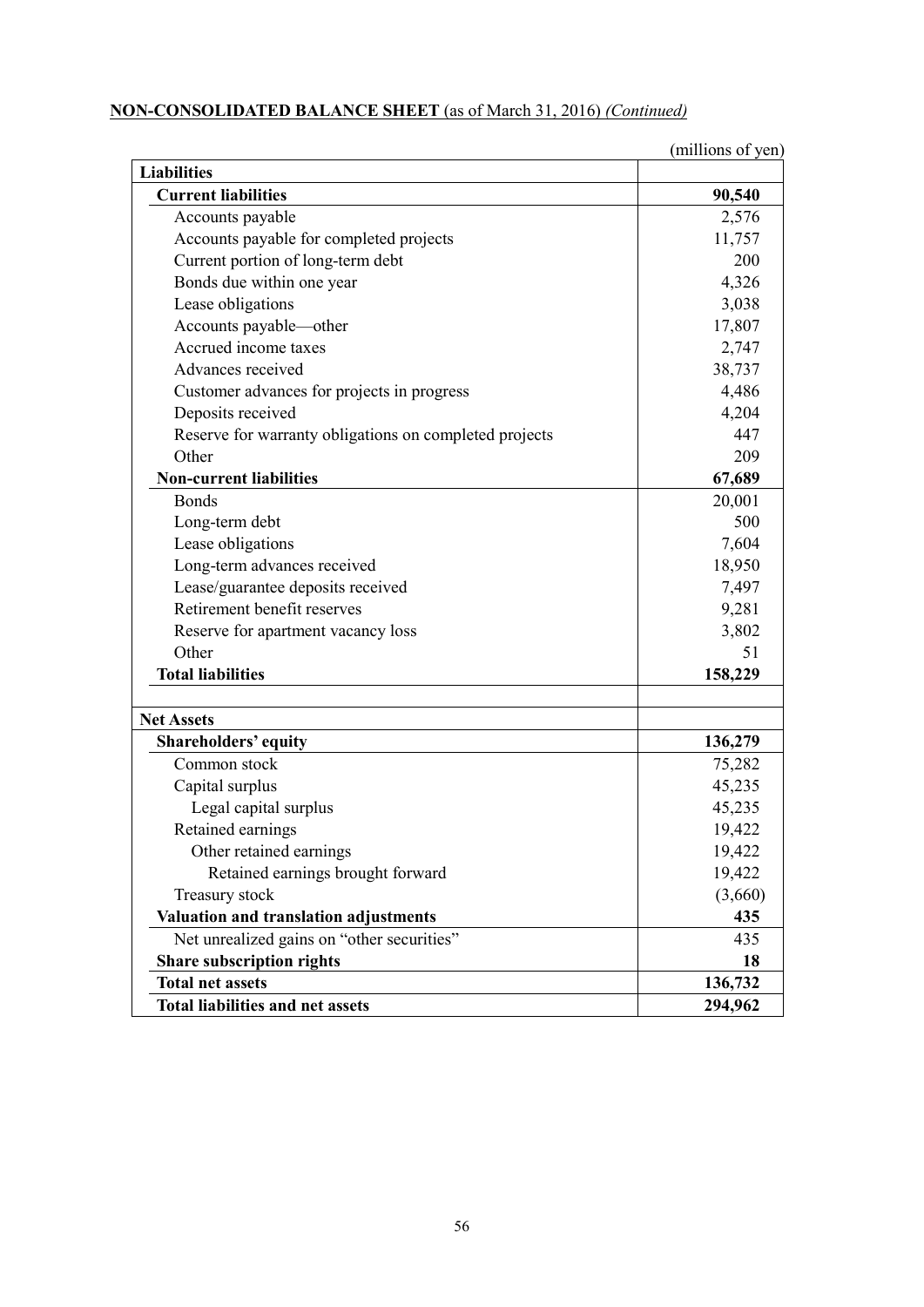**NON-CONSOLIDATED BALANCE SHEET** (as of March 31, 2016) *(Continued)*

(millions of yen)

| Liabilities | |
|---|---:|
| **Current liabilities** | **90,540** |
| Accounts payable | 2,576 |
| Accounts payable for completed projects | 11,757 |
| Current portion of long-term debt | 200 |
| Bonds due within one year | 4,326 |
| Lease obligations | 3,038 |
| Accounts payable—other | 17,807 |
| Accrued income taxes | 2,747 |
| Advances received | 38,737 |
| Customer advances for projects in progress | 4,486 |
| Deposits received | 4,204 |
| Reserve for warranty obligations on completed projects | 447 |
| Other | 209 |
| **Non-current liabilities** | **67,689** |
| Bonds | 20,001 |
| Long-term debt | 500 |
| Lease obligations | 7,604 |
| Long-term advances received | 18,950 |
| Lease/guarantee deposits received | 7,497 |
| Retirement benefit reserves | 9,281 |
| Reserve for apartment vacancy loss | 3,802 |
| Other | 51 |
| **Total liabilities** | **158,229** |
| | |
| **Net Assets** | |
| **Shareholders' equity** | **136,279** |
| Common stock | 75,282 |
| Capital surplus | 45,235 |
| Legal capital surplus | 45,235 |
| Retained earnings | 19,422 |
| Other retained earnings | 19,422 |
| Retained earnings brought forward | 19,422 |
| Treasury stock | (3,660) |
| **Valuation and translation adjustments** | **435** |
| Net unrealized gains on "other securities" | 435 |
| **Share subscription rights** | **18** |
| **Total net assets** | **136,732** |
| **Total liabilities and net assets** | **294,962** |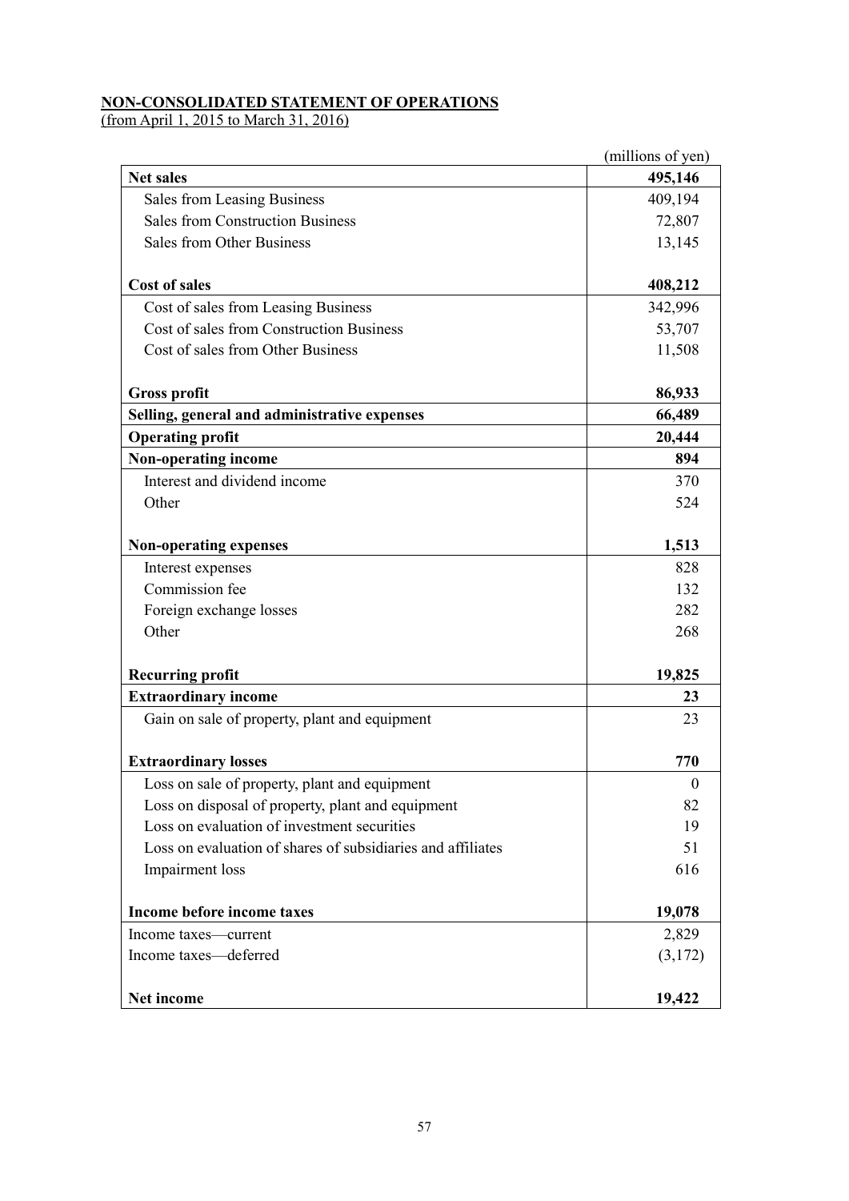**NON-CONSOLIDATED STATEMENT OF OPERATIONS**
(from April 1, 2015 to March 31, 2016)

(millions of yen)

| | |
|---|---|
| **Net sales** | **495,146** |
| Sales from Leasing Business | 409,194 |
| Sales from Construction Business | 72,807 |
| Sales from Other Business | 13,145 |
| **Cost of sales** | **408,212** |
| Cost of sales from Leasing Business | 342,996 |
| Cost of sales from Construction Business | 53,707 |
| Cost of sales from Other Business | 11,508 |
| **Gross profit** | **86,933** |
| **Selling, general and administrative expenses** | **66,489** |
| **Operating profit** | **20,444** |
| **Non-operating income** | **894** |
| Interest and dividend income | 370 |
| Other | 524 |
| **Non-operating expenses** | **1,513** |
| Interest expenses | 828 |
| Commission fee | 132 |
| Foreign exchange losses | 282 |
| Other | 268 |
| **Recurring profit** | **19,825** |
| **Extraordinary income** | **23** |
| Gain on sale of property, plant and equipment | 23 |
| **Extraordinary losses** | **770** |
| Loss on sale of property, plant and equipment | 0 |
| Loss on disposal of property, plant and equipment | 82 |
| Loss on evaluation of investment securities | 19 |
| Loss on evaluation of shares of subsidiaries and affiliates | 51 |
| Impairment loss | 616 |
| **Income before income taxes** | **19,078** |
| Income taxes—current | 2,829 |
| Income taxes—deferred | (3,172) |
| **Net income** | **19,422** |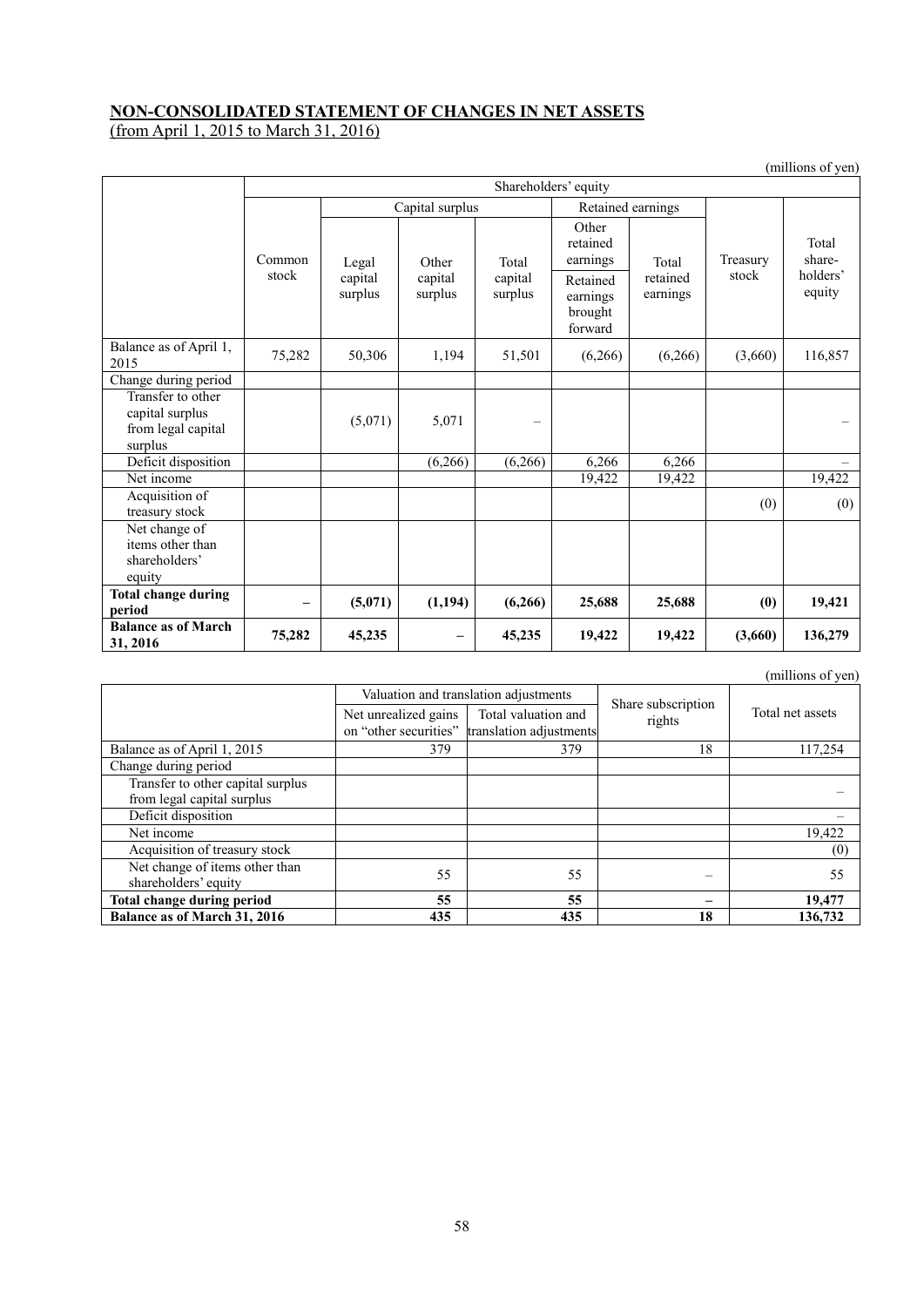## NON-CONSOLIDATED STATEMENT OF CHANGES IN NET ASSETS

(from April 1, 2015 to March 31, 2016)

(millions of yen)

| | Shareholders' equity | | | | | | | |
|---|---|---|---|---|---|---|---|---|
| | Common stock | Capital surplus | | | Retained earnings | | Treasury stock | Total shareholders' equity |
| | | Legal capital surplus | Other capital surplus | Total capital surplus | Other retained earnings | Total retained earnings | | |
| | | | | | Retained earnings brought forward | | | |
| Balance as of April 1, 2015 | 75,282 | 50,306 | 1,194 | 51,501 | (6,266) | (6,266) | (3,660) | 116,857 |
| Change during period | | | | | | | | |
| Transfer to other capital surplus from legal capital surplus | | (5,071) | 5,071 | – | | | | – |
| Deficit disposition | | | (6,266) | (6,266) | 6,266 | 6,266 | | – |
| Net income | | | | | 19,422 | 19,422 | | 19,422 |
| Acquisition of treasury stock | | | | | | | (0) | (0) |
| Net change of items other than shareholders' equity | | | | | | | | |
| **Total change during period** | **–** | **(5,071)** | **(1,194)** | **(6,266)** | **25,688** | **25,688** | **(0)** | **19,421** |
| **Balance as of March 31, 2016** | **75,282** | **45,235** | **–** | **45,235** | **19,422** | **19,422** | **(3,660)** | **136,279** |

(millions of yen)

| | Valuation and translation adjustments | | Share subscription rights | Total net assets |
|---|---|---|---|---|
| | Net unrealized gains on "other securities" | Total valuation and translation adjustments | | |
| Balance as of April 1, 2015 | 379 | 379 | 18 | 117,254 |
| Change during period | | | | |
| Transfer to other capital surplus from legal capital surplus | | | | – |
| Deficit disposition | | | | – |
| Net income | | | | 19,422 |
| Acquisition of treasury stock | | | | (0) |
| Net change of items other than shareholders' equity | 55 | 55 | – | 55 |
| **Total change during period** | **55** | **55** | **–** | **19,477** |
| **Balance as of March 31, 2016** | **435** | **435** | **18** | **136,732** |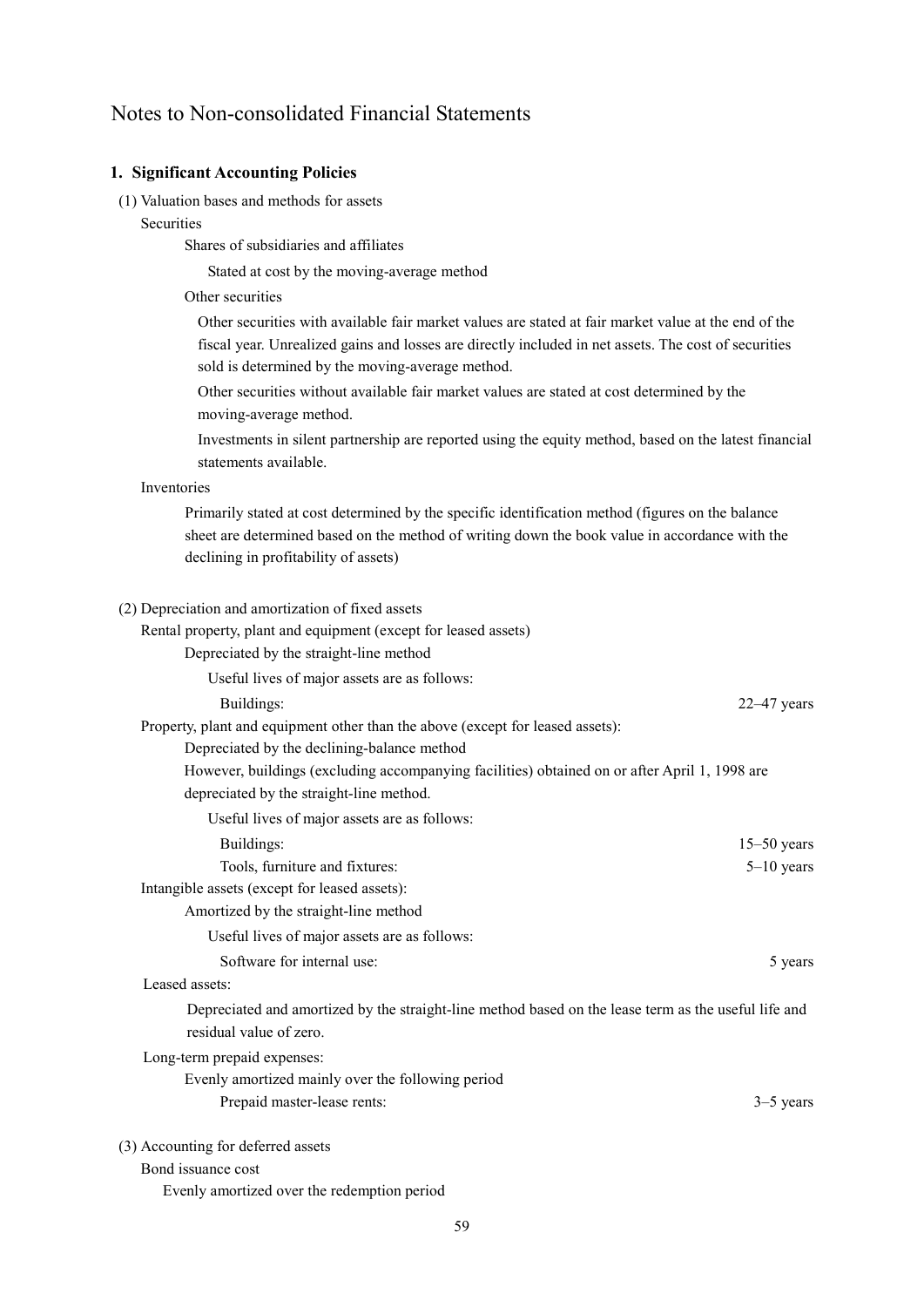# Notes to Non-consolidated Financial Statements

## 1. Significant Accounting Policies

(1) Valuation bases and methods for assets

Securities

Shares of subsidiaries and affiliates

Stated at cost by the moving-average method

Other securities

Other securities with available fair market values are stated at fair market value at the end of the fiscal year. Unrealized gains and losses are directly included in net assets. The cost of securities sold is determined by the moving-average method.

Other securities without available fair market values are stated at cost determined by the moving-average method.

Investments in silent partnership are reported using the equity method, based on the latest financial statements available.

Inventories

Primarily stated at cost determined by the specific identification method (figures on the balance sheet are determined based on the method of writing down the book value in accordance with the declining in profitability of assets)

(2) Depreciation and amortization of fixed assets

Rental property, plant and equipment (except for leased assets)

Depreciated by the straight-line method

Useful lives of major assets are as follows:

| | |
|---|---|
| Buildings: | 22–47 years |

Property, plant and equipment other than the above (except for leased assets):

Depreciated by the declining-balance method

However, buildings (excluding accompanying facilities) obtained on or after April 1, 1998 are depreciated by the straight-line method.

Useful lives of major assets are as follows:

| | |
|---|---|
| Buildings: | 15–50 years |
| Tools, furniture and fixtures: | 5–10 years |

Intangible assets (except for leased assets):

Amortized by the straight-line method

Useful lives of major assets are as follows:

| | |
|---|---|
| Software for internal use: | 5 years |

Leased assets:

Depreciated and amortized by the straight-line method based on the lease term as the useful life and residual value of zero.

Long-term prepaid expenses:

Evenly amortized mainly over the following period

| | |
|---|---|
| Prepaid master-lease rents: | 3–5 years |

(3) Accounting for deferred assets

Bond issuance cost

Evenly amortized over the redemption period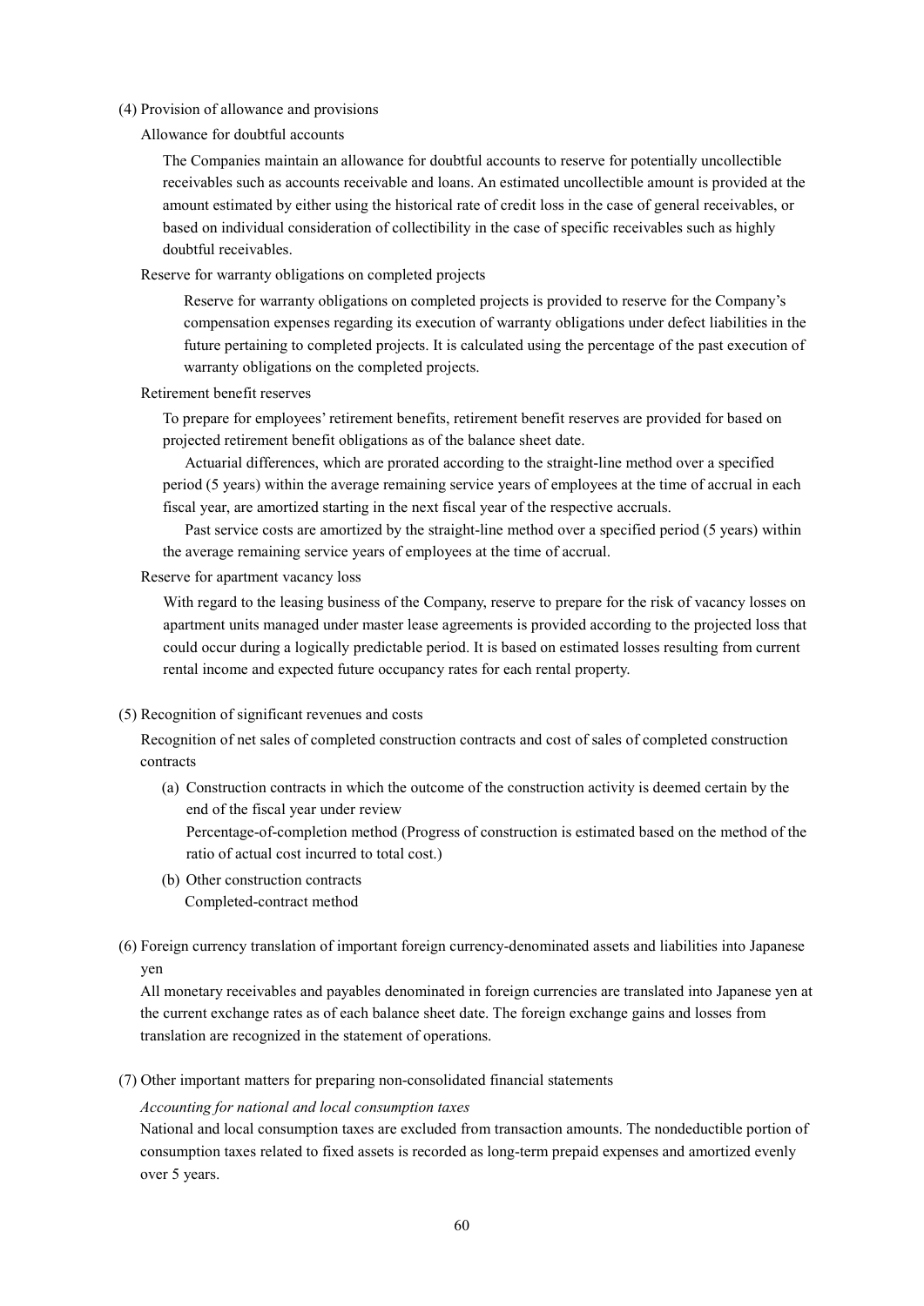(4) Provision of allowance and provisions

Allowance for doubtful accounts

The Companies maintain an allowance for doubtful accounts to reserve for potentially uncollectible receivables such as accounts receivable and loans. An estimated uncollectible amount is provided at the amount estimated by either using the historical rate of credit loss in the case of general receivables, or based on individual consideration of collectibility in the case of specific receivables such as highly doubtful receivables.

Reserve for warranty obligations on completed projects

Reserve for warranty obligations on completed projects is provided to reserve for the Company's compensation expenses regarding its execution of warranty obligations under defect liabilities in the future pertaining to completed projects. It is calculated using the percentage of the past execution of warranty obligations on the completed projects.

Retirement benefit reserves

To prepare for employees' retirement benefits, retirement benefit reserves are provided for based on projected retirement benefit obligations as of the balance sheet date.

Actuarial differences, which are prorated according to the straight-line method over a specified period (5 years) within the average remaining service years of employees at the time of accrual in each fiscal year, are amortized starting in the next fiscal year of the respective accruals.

Past service costs are amortized by the straight-line method over a specified period (5 years) within the average remaining service years of employees at the time of accrual.

Reserve for apartment vacancy loss

With regard to the leasing business of the Company, reserve to prepare for the risk of vacancy losses on apartment units managed under master lease agreements is provided according to the projected loss that could occur during a logically predictable period. It is based on estimated losses resulting from current rental income and expected future occupancy rates for each rental property.

(5) Recognition of significant revenues and costs

Recognition of net sales of completed construction contracts and cost of sales of completed construction contracts

(a) Construction contracts in which the outcome of the construction activity is deemed certain by the end of the fiscal year under review
Percentage-of-completion method (Progress of construction is estimated based on the method of the ratio of actual cost incurred to total cost.)

(b) Other construction contracts
Completed-contract method

(6) Foreign currency translation of important foreign currency-denominated assets and liabilities into Japanese yen

All monetary receivables and payables denominated in foreign currencies are translated into Japanese yen at the current exchange rates as of each balance sheet date. The foreign exchange gains and losses from translation are recognized in the statement of operations.

(7) Other important matters for preparing non-consolidated financial statements

*Accounting for national and local consumption taxes*

National and local consumption taxes are excluded from transaction amounts. The nondeductible portion of consumption taxes related to fixed assets is recorded as long-term prepaid expenses and amortized evenly over 5 years.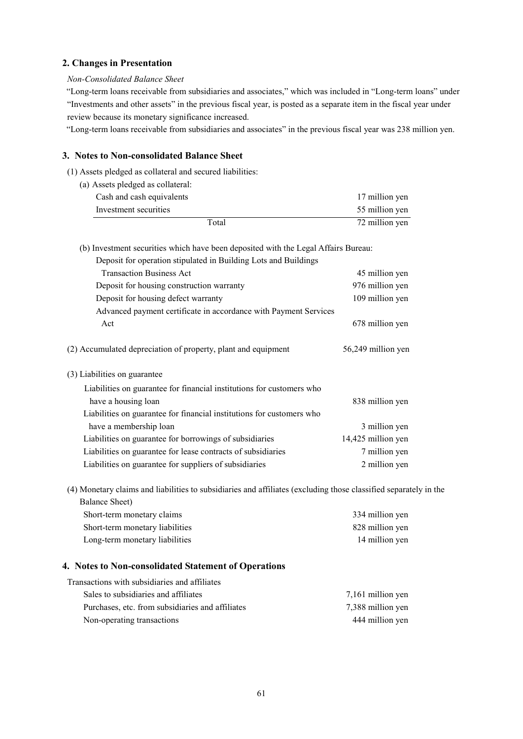## 2. Changes in Presentation

*Non-Consolidated Balance Sheet*

"Long-term loans receivable from subsidiaries and associates," which was included in "Long-term loans" under "Investments and other assets" in the previous fiscal year, is posted as a separate item in the fiscal year under review because its monetary significance increased.

"Long-term loans receivable from subsidiaries and associates" in the previous fiscal year was 238 million yen.

## 3. Notes to Non-consolidated Balance Sheet

(1) Assets pledged as collateral and secured liabilities:

(a) Assets pledged as collateral:

| | |
|---|---|
| Cash and cash equivalents | 17 million yen |
| Investment securities | 55 million yen |
| Total | 72 million yen |

(b) Investment securities which have been deposited with the Legal Affairs Bureau:

| | |
|---|---|
| Deposit for operation stipulated in Building Lots and Buildings Transaction Business Act | 45 million yen |
| Deposit for housing construction warranty | 976 million yen |
| Deposit for housing defect warranty | 109 million yen |
| Advanced payment certificate in accordance with Payment Services Act | 678 million yen |

(2) Accumulated depreciation of property, plant and equipment 56,249 million yen

(3) Liabilities on guarantee

| | |
|---|---|
| Liabilities on guarantee for financial institutions for customers who have a housing loan | 838 million yen |
| Liabilities on guarantee for financial institutions for customers who have a membership loan | 3 million yen |
| Liabilities on guarantee for borrowings of subsidiaries | 14,425 million yen |
| Liabilities on guarantee for lease contracts of subsidiaries | 7 million yen |
| Liabilities on guarantee for suppliers of subsidiaries | 2 million yen |

(4) Monetary claims and liabilities to subsidiaries and affiliates (excluding those classified separately in the Balance Sheet)

| | |
|---|---|
| Short-term monetary claims | 334 million yen |
| Short-term monetary liabilities | 828 million yen |
| Long-term monetary liabilities | 14 million yen |

## 4. Notes to Non-consolidated Statement of Operations

Transactions with subsidiaries and affiliates

| | |
|---|---|
| Sales to subsidiaries and affiliates | 7,161 million yen |
| Purchases, etc. from subsidiaries and affiliates | 7,388 million yen |
| Non-operating transactions | 444 million yen |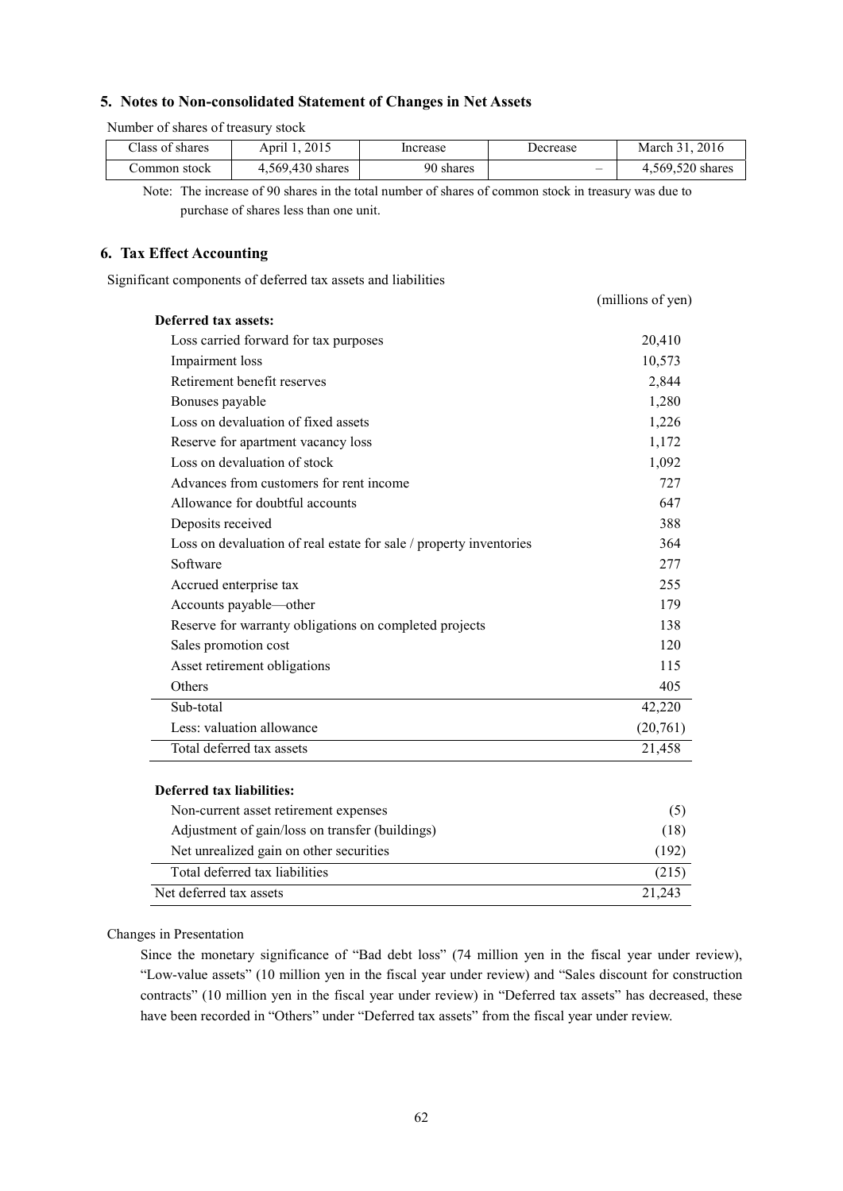## 5. Notes to Non-consolidated Statement of Changes in Net Assets

Number of shares of treasury stock

| Class of shares | April 1, 2015 | Increase | Decrease | March 31, 2016 |
|---|---|---|---|---|
| Common stock | 4,569,430 shares | 90 shares | – | 4,569,520 shares |

Note: The increase of 90 shares in the total number of shares of common stock in treasury was due to purchase of shares less than one unit.

## 6. Tax Effect Accounting

Significant components of deferred tax assets and liabilities

| | (millions of yen) |
|---|---|
| **Deferred tax assets:** | |
| Loss carried forward for tax purposes | 20,410 |
| Impairment loss | 10,573 |
| Retirement benefit reserves | 2,844 |
| Bonuses payable | 1,280 |
| Loss on devaluation of fixed assets | 1,226 |
| Reserve for apartment vacancy loss | 1,172 |
| Loss on devaluation of stock | 1,092 |
| Advances from customers for rent income | 727 |
| Allowance for doubtful accounts | 647 |
| Deposits received | 388 |
| Loss on devaluation of real estate for sale / property inventories | 364 |
| Software | 277 |
| Accrued enterprise tax | 255 |
| Accounts payable—other | 179 |
| Reserve for warranty obligations on completed projects | 138 |
| Sales promotion cost | 120 |
| Asset retirement obligations | 115 |
| Others | 405 |
| Sub-total | 42,220 |
| Less: valuation allowance | (20,761) |
| Total deferred tax assets | 21,458 |
| | |
| **Deferred tax liabilities:** | |
| Non-current asset retirement expenses | (5) |
| Adjustment of gain/loss on transfer (buildings) | (18) |
| Net unrealized gain on other securities | (192) |
| Total deferred tax liabilities | (215) |
| Net deferred tax assets | 21,243 |

Changes in Presentation

Since the monetary significance of "Bad debt loss" (74 million yen in the fiscal year under review), "Low-value assets" (10 million yen in the fiscal year under review) and "Sales discount for construction contracts" (10 million yen in the fiscal year under review) in "Deferred tax assets" has decreased, these have been recorded in "Others" under "Deferred tax assets" from the fiscal year under review.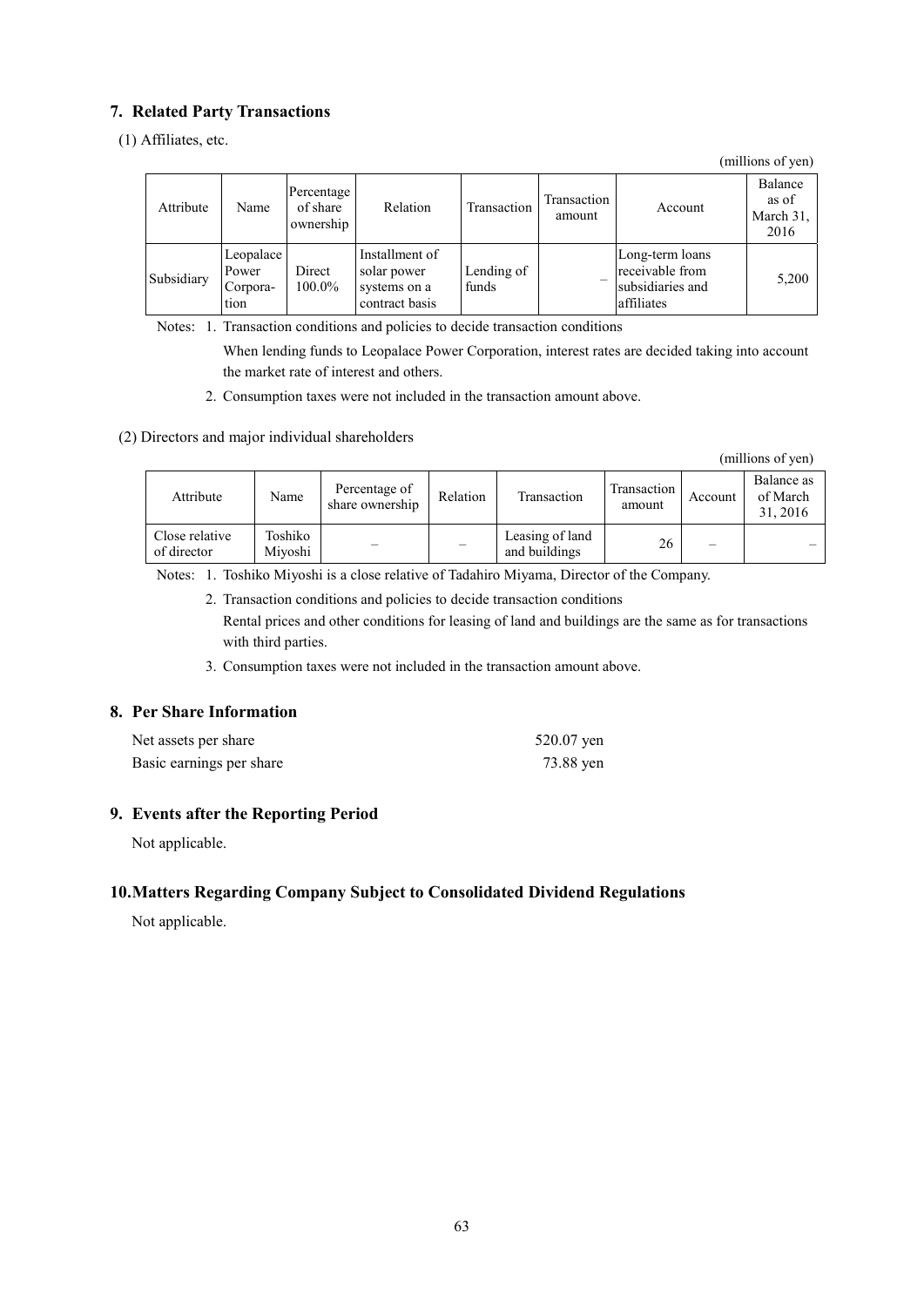## 7. Related Party Transactions

(1) Affiliates, etc.

(millions of yen)

| Attribute | Name | Percentage of share ownership | Relation | Transaction | Transaction amount | Account | Balance as of March 31, 2016 |
|---|---|---|---|---|---|---|---|
| Subsidiary | Leopalace Power Corporation | Direct 100.0% | Installment of solar power systems on a contract basis | Lending of funds | – | Long-term loans receivable from subsidiaries and affiliates | 5,200 |

Notes: 1. Transaction conditions and policies to decide transaction conditions

When lending funds to Leopalace Power Corporation, interest rates are decided taking into account the market rate of interest and others.

2. Consumption taxes were not included in the transaction amount above.

(2) Directors and major individual shareholders

(millions of yen)

| Attribute | Name | Percentage of share ownership | Relation | Transaction | Transaction amount | Account | Balance as of March 31, 2016 |
|---|---|---|---|---|---|---|---|
| Close relative of director | Toshiko Miyoshi | – | – | Leasing of land and buildings | 26 | – | – |

Notes: 1. Toshiko Miyoshi is a close relative of Tadahiro Miyama, Director of the Company.

2. Transaction conditions and policies to decide transaction conditions

Rental prices and other conditions for leasing of land and buildings are the same as for transactions with third parties.

3. Consumption taxes were not included in the transaction amount above.

## 8. Per Share Information

| | |
|---|---|
| Net assets per share | 520.07 yen |
| Basic earnings per share | 73.88 yen |

## 9. Events after the Reporting Period

Not applicable.

## 10. Matters Regarding Company Subject to Consolidated Dividend Regulations

Not applicable.